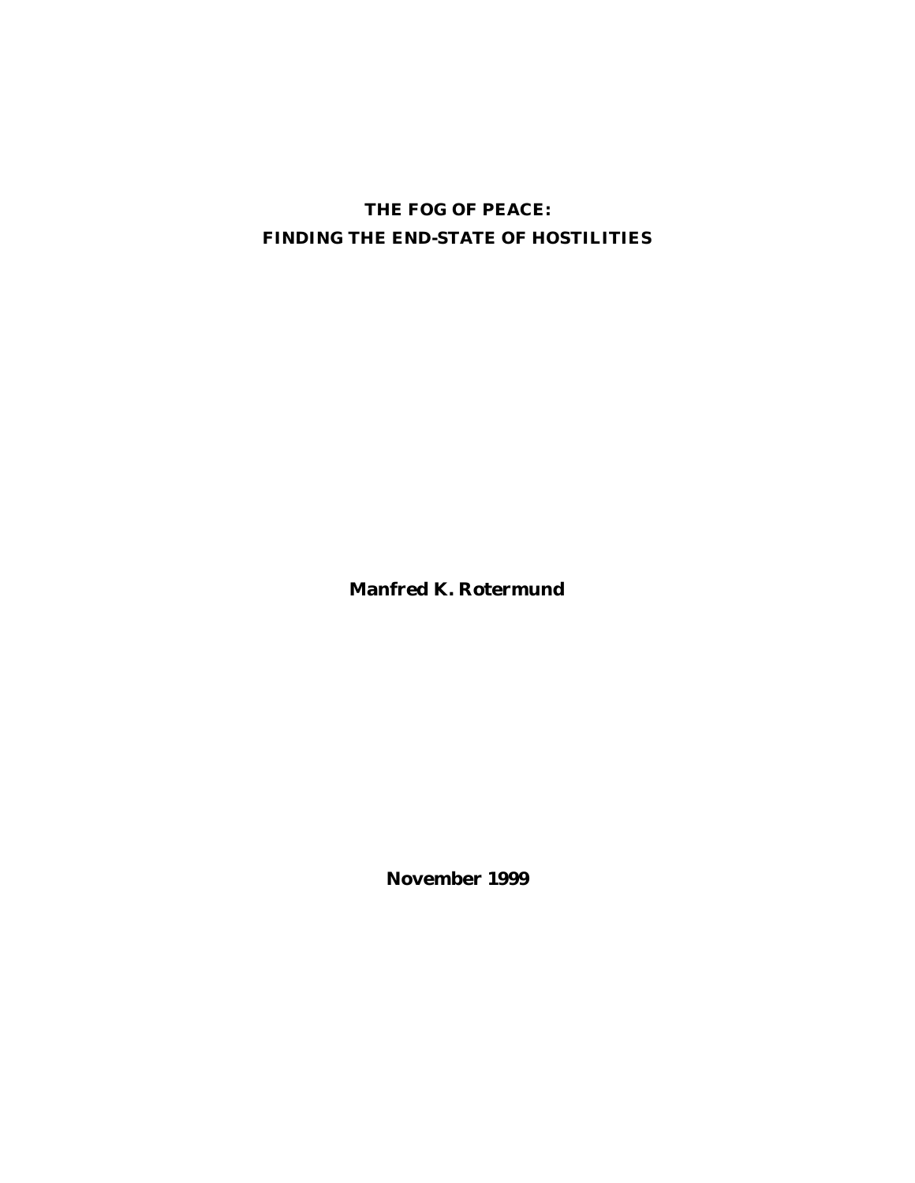# THE FOG OF PEACE:
# FINDING THE END-STATE OF HOSTILITIES

**Manfred K. Rotermund**

**November 1999**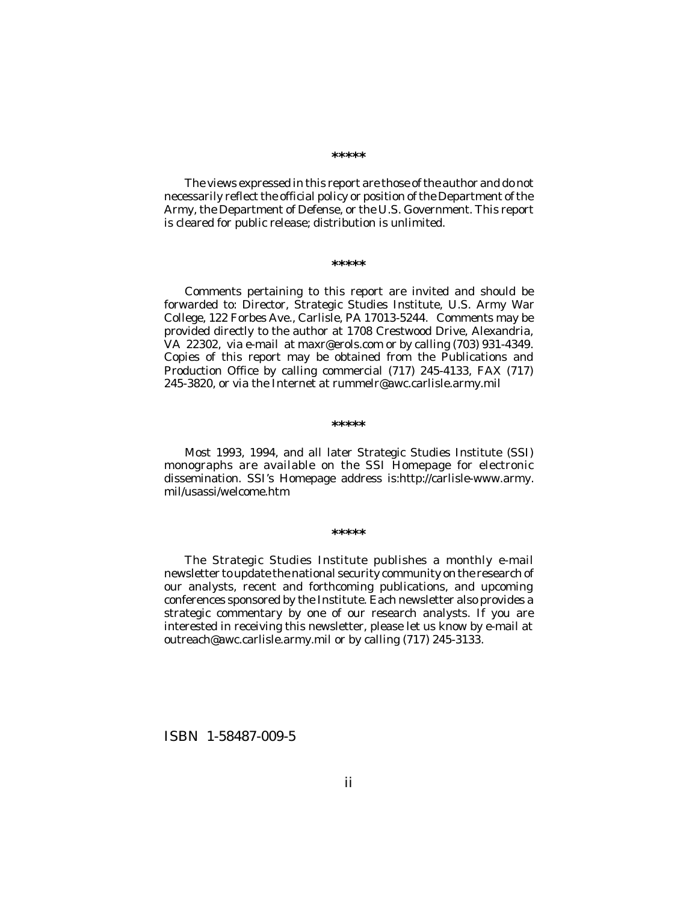*****

The views expressed in this report are those of the author and do not necessarily reflect the official policy or position of the Department of the Army, the Department of Defense, or the U.S. Government. This report is cleared for public release; distribution is unlimited.

*****

Comments pertaining to this report are invited and should be forwarded to: Director, Strategic Studies Institute, U.S. Army War College, 122 Forbes Ave., Carlisle, PA 17013-5244. Comments may be provided directly to the author at 1708 Crestwood Drive, Alexandria, VA 22302, via e-mail at maxr@erols.com or by calling (703) 931-4349. Copies of this report may be obtained from the Publications and Production Office by calling commercial (717) 245-4133, FAX (717) 245-3820, or via the Internet at rummelr@awc.carlisle.army.mil

*****

Most 1993, 1994, and all later Strategic Studies Institute (SSI) monographs are available on the SSI Homepage for electronic dissemination. SSI's Homepage address is:http://carlisle-www.army.mil/usassi/welcome.htm

*****

The Strategic Studies Institute publishes a monthly e-mail newsletter to update the national security community on the research of our analysts, recent and forthcoming publications, and upcoming conferences sponsored by the Institute. Each newsletter also provides a strategic commentary by one of our research analysts. If you are interested in receiving this newsletter, please let us know by e-mail at outreach@awc.carlisle.army.mil or by calling (717) 245-3133.

ISBN 1-58487-009-5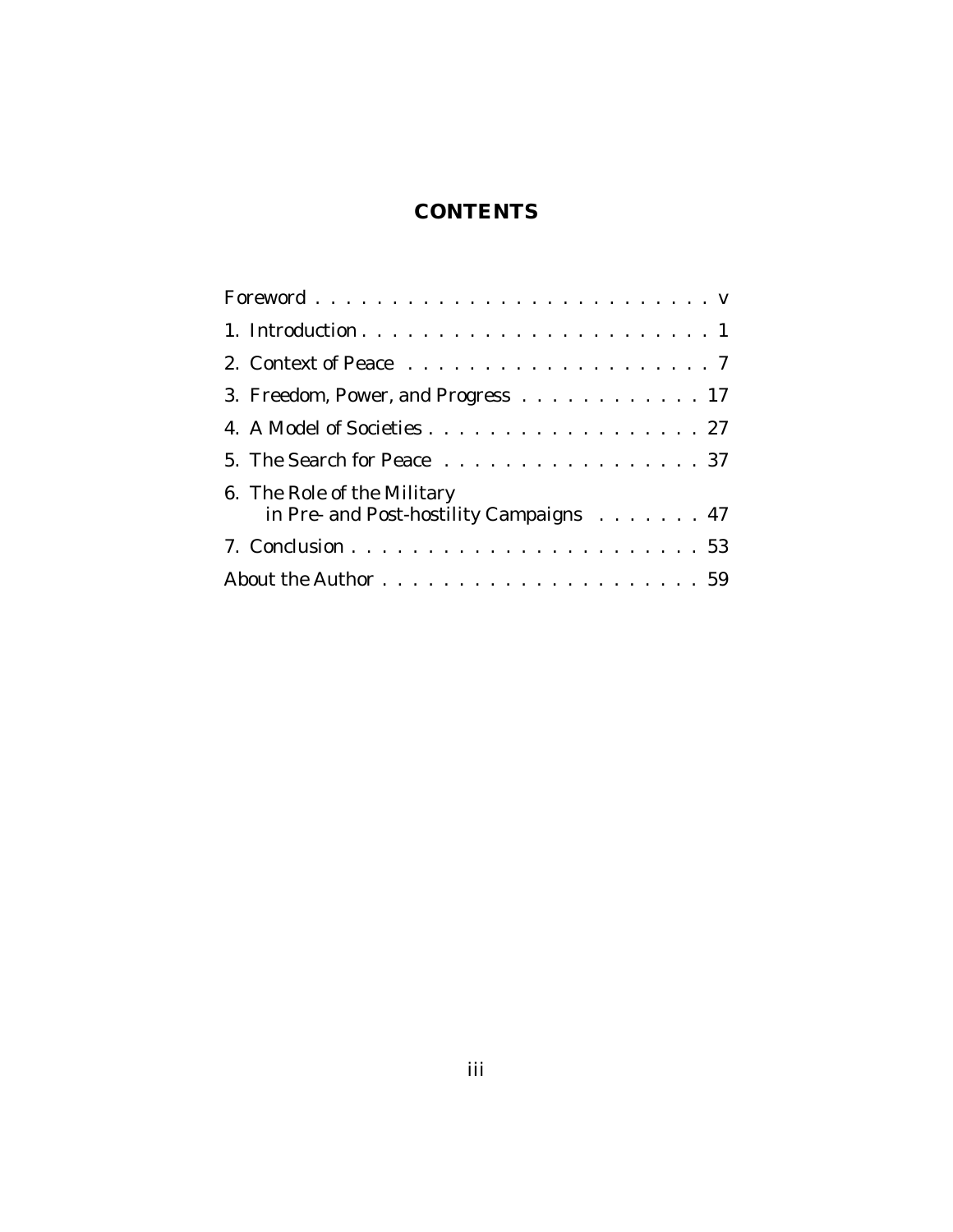# CONTENTS

| | |
|---|---|
| Foreword | v |
| 1. Introduction | 1 |
| 2. Context of Peace | 7 |
| 3. Freedom, Power, and Progress | 17 |
| 4. A Model of Societies | 27 |
| 5. The Search for Peace | 37 |
| 6. The Role of the Military in Pre- and Post-hostility Campaigns | 47 |
| 7. Conclusion | 53 |
| About the Author | 59 |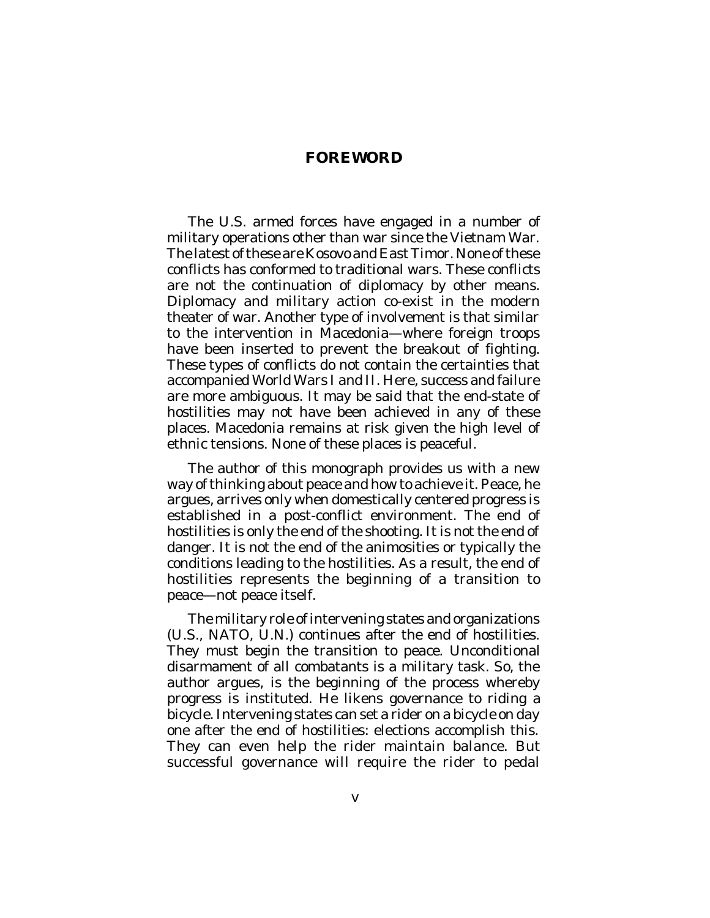## FOREWORD

The U.S. armed forces have engaged in a number of military operations other than war since the Vietnam War. The latest of these are Kosovo and East Timor. None of these conflicts has conformed to traditional wars. These conflicts are not the continuation of diplomacy by other means. Diplomacy and military action co-exist in the modern theater of war. Another type of involvement is that similar to the intervention in Macedonia—where foreign troops have been inserted to prevent the breakout of fighting. These types of conflicts do not contain the certainties that accompanied World Wars I and II. Here, success and failure are more ambiguous. It may be said that the end-state of hostilities may not have been achieved in any of these places. Macedonia remains at risk given the high level of ethnic tensions. None of these places is peaceful.

The author of this monograph provides us with a new way of thinking about peace and how to achieve it. Peace, he argues, arrives only when domestically centered progress is established in a post-conflict environment. The end of hostilities is only the end of the shooting. It is not the end of danger. It is not the end of the animosities or typically the conditions leading to the hostilities. As a result, the end of hostilities represents the beginning of a transition to peace—not peace itself.

The military role of intervening states and organizations (U.S., NATO, U.N.) continues after the end of hostilities. They must begin the transition to peace. Unconditional disarmament of all combatants is a military task. So, the author argues, is the beginning of the process whereby progress is instituted. He likens governance to riding a bicycle. Intervening states can set a rider on a bicycle on day one after the end of hostilities: elections accomplish this. They can even help the rider maintain balance. But successful governance will require the rider to pedal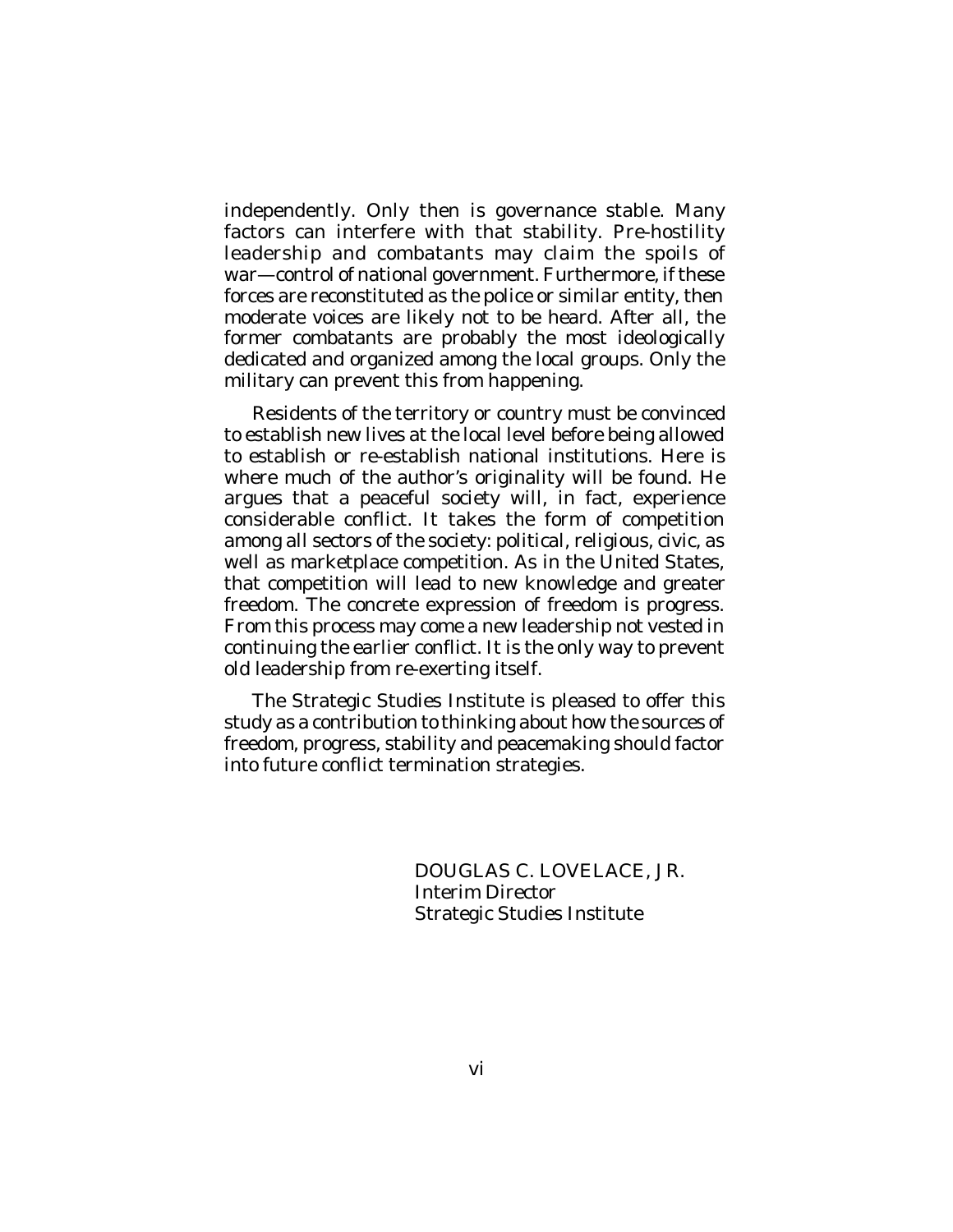independently. Only then is governance stable. Many factors can interfere with that stability. Pre-hostility leadership and combatants may claim the spoils of war—control of national government. Furthermore, if these forces are reconstituted as the police or similar entity, then moderate voices are likely not to be heard. After all, the former combatants are probably the most ideologically dedicated and organized among the local groups. Only the military can prevent this from happening.

Residents of the territory or country must be convinced to establish new lives at the local level before being allowed to establish or re-establish national institutions. Here is where much of the author's originality will be found. He argues that a peaceful society will, in fact, experience considerable conflict. It takes the form of competition among all sectors of the society: political, religious, civic, as well as marketplace competition. As in the United States, that competition will lead to new knowledge and greater freedom. The concrete expression of freedom is progress. From this process may come a new leadership not vested in continuing the earlier conflict. It is the only way to prevent old leadership from re-exerting itself.

The Strategic Studies Institute is pleased to offer this study as a contribution to thinking about how the sources of freedom, progress, stability and peacemaking should factor into future conflict termination strategies.

DOUGLAS C. LOVELACE, JR.  
Interim Director  
Strategic Studies Institute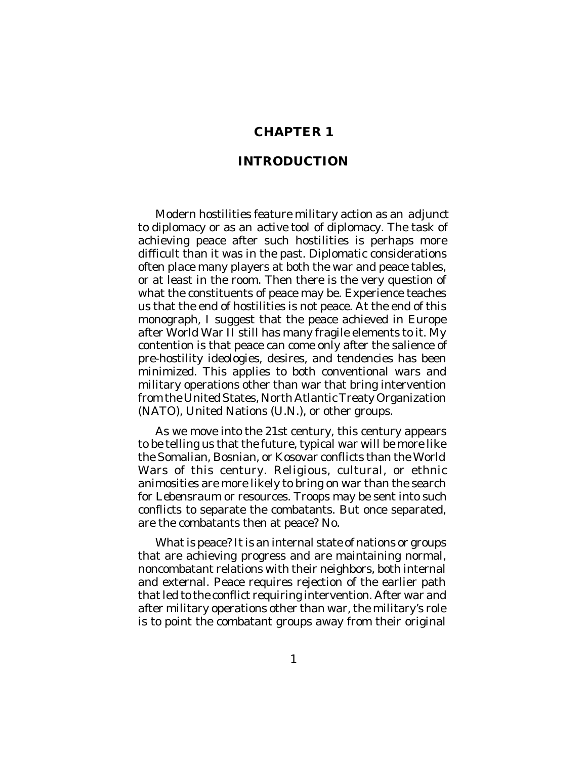# CHAPTER 1

## INTRODUCTION

Modern hostilities feature military action as an adjunct to diplomacy or as an active tool of diplomacy. The task of achieving peace after such hostilities is perhaps more difficult than it was in the past. Diplomatic considerations often place many players at both the war and peace tables, or at least in the room. Then there is the very question of what the constituents of peace may be. Experience teaches us that the end of hostilities is not peace. At the end of this monograph, I suggest that the peace achieved in Europe after World War II still has many fragile elements to it. My contention is that peace can come only after the salience of pre-hostility ideologies, desires, and tendencies has been minimized. This applies to both conventional wars and military operations other than war that bring intervention from the United States, North Atlantic Treaty Organization (NATO), United Nations (U.N.), or other groups.

As we move into the 21st century, this century appears to be telling us that the future, typical war will be more like the Somalian, Bosnian, or Kosovar conflicts than the World Wars of this century. Religious, cultural, or ethnic animosities are more likely to bring on war than the search for *Lebensraum* or resources. Troops may be sent into such conflicts to separate the combatants. But once separated, are the combatants then at peace? No.

What is peace? It is an internal state of nations or groups that are achieving progress and are maintaining normal, noncombatant relations with their neighbors, both internal and external. Peace requires rejection of the earlier path that led to the conflict requiring intervention. After war and after military operations other than war, the military's role is to point the combatant groups away from their original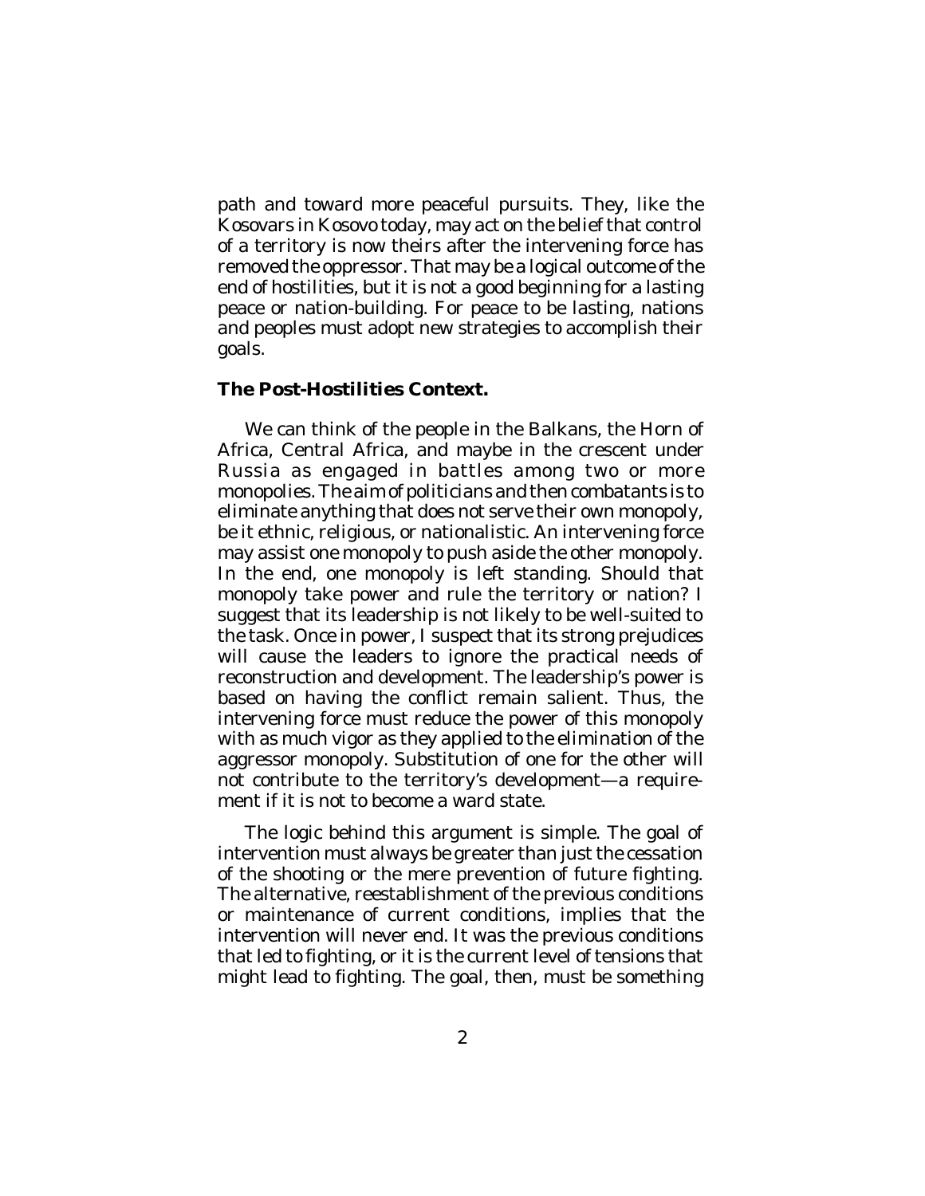path and toward more peaceful pursuits. They, like the Kosovars in Kosovo today, may act on the belief that control of a territory is now theirs after the intervening force has removed the oppressor. That may be a logical outcome of the end of hostilities, but it is not a good beginning for a lasting peace or nation-building. For peace to be lasting, nations and peoples must adopt new strategies to accomplish their goals.

**The Post-Hostilities Context.**

We can think of the people in the Balkans, the Horn of Africa, Central Africa, and maybe in the crescent under Russia as engaged in battles among two or more monopolies. The aim of politicians and then combatants is to eliminate anything that does not serve their own monopoly, be it ethnic, religious, or nationalistic. An intervening force may assist one monopoly to push aside the other monopoly. In the end, one monopoly is left standing. Should that monopoly take power and rule the territory or nation? I suggest that its leadership is not likely to be well-suited to the task. Once in power, I suspect that its strong prejudices will cause the leaders to ignore the practical needs of reconstruction and development. The leadership's power is based on having the conflict remain salient. Thus, the intervening force must reduce the power of this monopoly with as much vigor as they applied to the elimination of the aggressor monopoly. Substitution of one for the other will not contribute to the territory's development—a requirement if it is not to become a ward state.

The logic behind this argument is simple. The goal of intervention must always be greater than just the cessation of the shooting or the mere prevention of future fighting. The alternative, reestablishment of the previous conditions or maintenance of current conditions, implies that the intervention will never end. It was the previous conditions that led to fighting, or it is the current level of tensions that might lead to fighting. The goal, then, must be something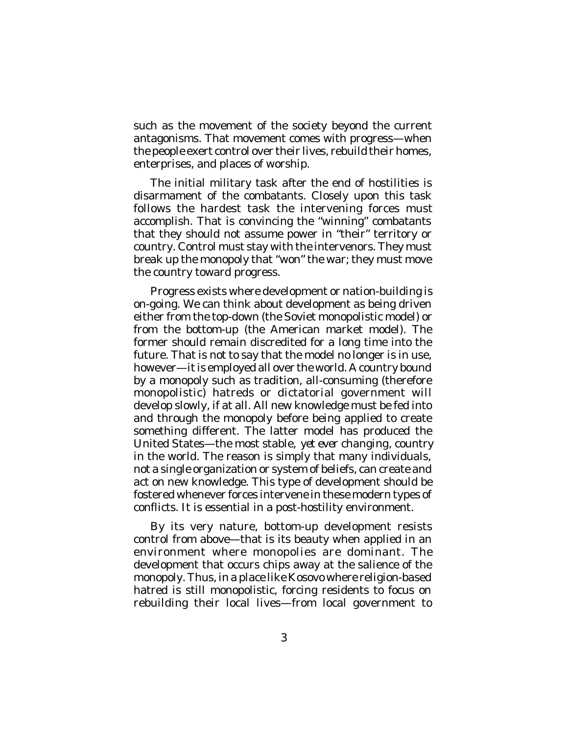such as the movement of the society beyond the current antagonisms. That movement comes with progress—when the people exert control over their lives, rebuild their homes, enterprises, and places of worship.

The initial military task after the end of hostilities is disarmament of the combatants. Closely upon this task follows the hardest task the intervening forces must accomplish. That is convincing the "winning" combatants that they should not assume power in "their" territory or country. Control must stay with the intervenors. They must break up the monopoly that "won" the war; they must move the country toward progress.

Progress exists where development or nation-building is on-going. We can think about development as being driven either from the top-down (the Soviet monopolistic model) or from the bottom-up (the American market model). The former should remain discredited for a long time into the future. That is not to say that the model no longer is in use, however—it is employed all over the world. A country bound by a monopoly such as tradition, all-consuming (therefore monopolistic) hatreds or dictatorial government will develop slowly, if at all. All new knowledge must be fed into and through the monopoly before being applied to create something different. The latter model has produced the United States—the most stable, *yet ever changing*, country in the world. The reason is simply that many individuals, not a single organization or system of beliefs, can create and act on new knowledge. This type of development should be fostered whenever forces intervene in these modern types of conflicts. It is essential in a post-hostility environment.

By its very nature, bottom-up development resists control from above—that is its beauty when applied in an environment where monopolies are dominant. The development that occurs chips away at the salience of the monopoly. Thus, in a place like Kosovo where religion-based hatred is still monopolistic, forcing residents to focus on rebuilding their local lives—from local government to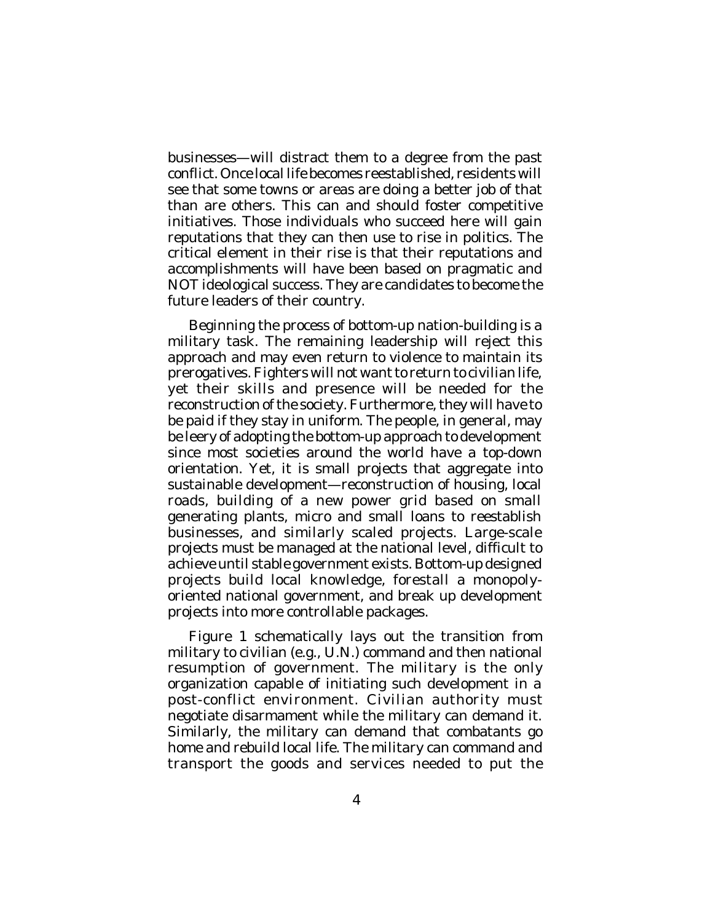businesses—will distract them to a degree from the past conflict. Once local life becomes reestablished, residents will see that some towns or areas are doing a better job of that than are others. This can and should foster competitive initiatives. Those individuals who succeed here will gain reputations that they can then use to rise in politics. The critical element in their rise is that their reputations and accomplishments will have been based on pragmatic and NOT ideological success. They are candidates to become the future leaders of their country.

Beginning the process of bottom-up nation-building is a military task. The remaining leadership will reject this approach and may even return to violence to maintain its prerogatives. Fighters will not want to return to civilian life, yet their skills and presence will be needed for the reconstruction of the society. Furthermore, they will have to be paid if they stay in uniform. The people, in general, may be leery of adopting the bottom-up approach to development since most societies around the world have a top-down orientation. Yet, it is small projects that aggregate into sustainable development—reconstruction of housing, local roads, building of a new power grid based on small generating plants, micro and small loans to reestablish businesses, and similarly scaled projects. Large-scale projects must be managed at the national level, difficult to achieve until stable government exists. Bottom-up designed projects build local knowledge, forestall a monopoly-oriented national government, and break up development projects into more controllable packages.

Figure 1 schematically lays out the transition from military to civilian (e.g., U.N.) command and then national resumption of government. The military is the only organization capable of initiating such development in a post-conflict environment. Civilian authority must negotiate disarmament while the military can demand it. Similarly, the military can demand that combatants go home and rebuild local life. The military can command and transport the goods and services needed to put the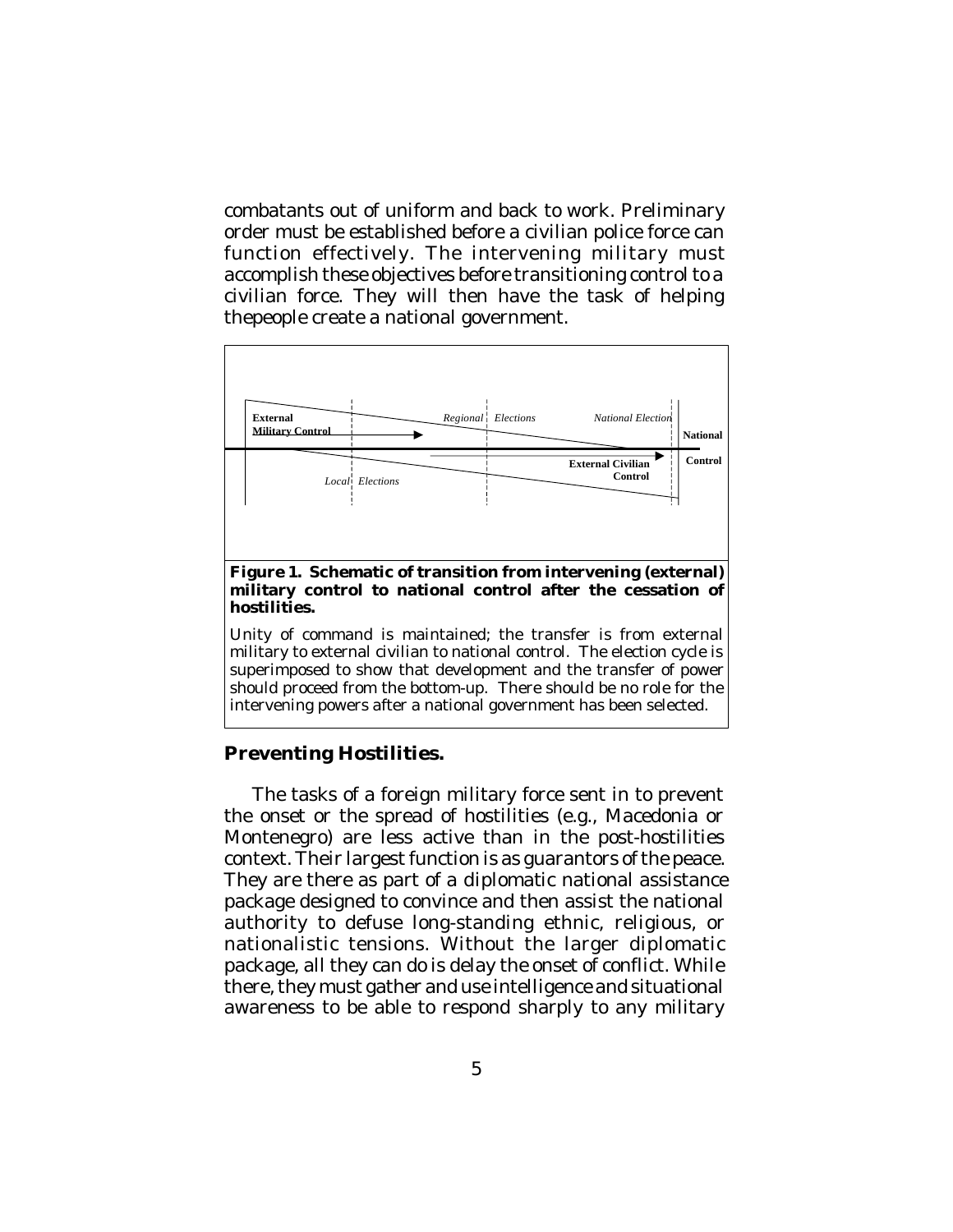combatants out of uniform and back to work. Preliminary order must be established before a civilian police force can function effectively. The intervening military must accomplish these objectives before transitioning control to a civilian force. They will then have the task of helping thepeople create a national government.

**Figure 1. Schematic of transition from intervening (external) military control to national control after the cessation of hostilities.**

Unity of command is maintained; the transfer is from external military to external civilian to national control. The election cycle is superimposed to show that development and the transfer of power should proceed from the bottom-up. There should be no role for the intervening powers after a national government has been selected.

### Preventing Hostilities.

The tasks of a foreign military force sent in to prevent the onset or the spread of hostilities (e.g., Macedonia or Montenegro) are less active than in the post-hostilities context. Their largest function is as guarantors of the peace. They are there as part of a diplomatic national assistance package designed to convince and then assist the national authority to defuse long-standing ethnic, religious, or nationalistic tensions. Without the larger diplomatic package, all they can do is delay the onset of conflict. While there, they must gather and use intelligence and situational awareness to be able to respond sharply to any military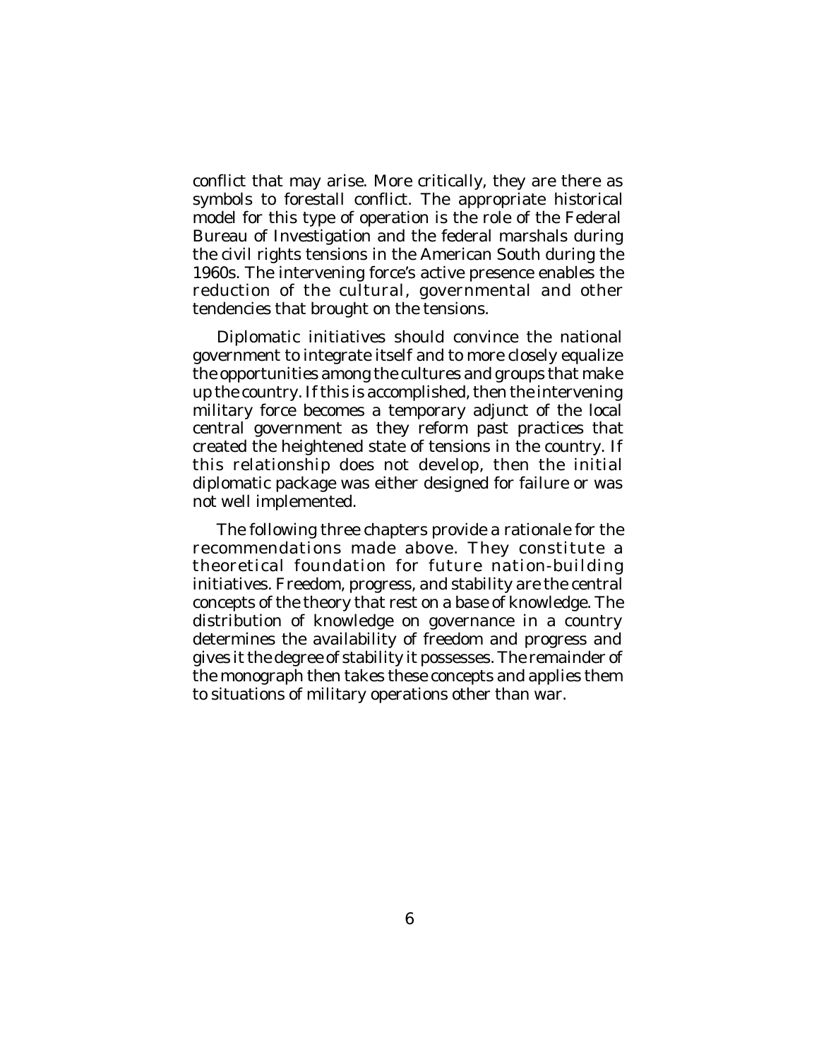conflict that may arise. More critically, they are there as symbols to forestall conflict. The appropriate historical model for this type of operation is the role of the Federal Bureau of Investigation and the federal marshals during the civil rights tensions in the American South during the 1960s. The intervening force's active presence enables the reduction of the cultural, governmental and other tendencies that brought on the tensions.

Diplomatic initiatives should convince the national government to integrate itself and to more closely equalize the opportunities among the cultures and groups that make up the country. If this is accomplished, then the intervening military force becomes a temporary adjunct of the local central government as they reform past practices that created the heightened state of tensions in the country. If this relationship does not develop, then the initial diplomatic package was either designed for failure or was not well implemented.

The following three chapters provide a rationale for the recommendations made above. They constitute a theoretical foundation for future nation-building initiatives. Freedom, progress, and stability are the central concepts of the theory that rest on a base of knowledge. The distribution of knowledge on governance in a country determines the availability of freedom and progress and gives it the degree of stability it possesses. The remainder of the monograph then takes these concepts and applies them to situations of military operations other than war.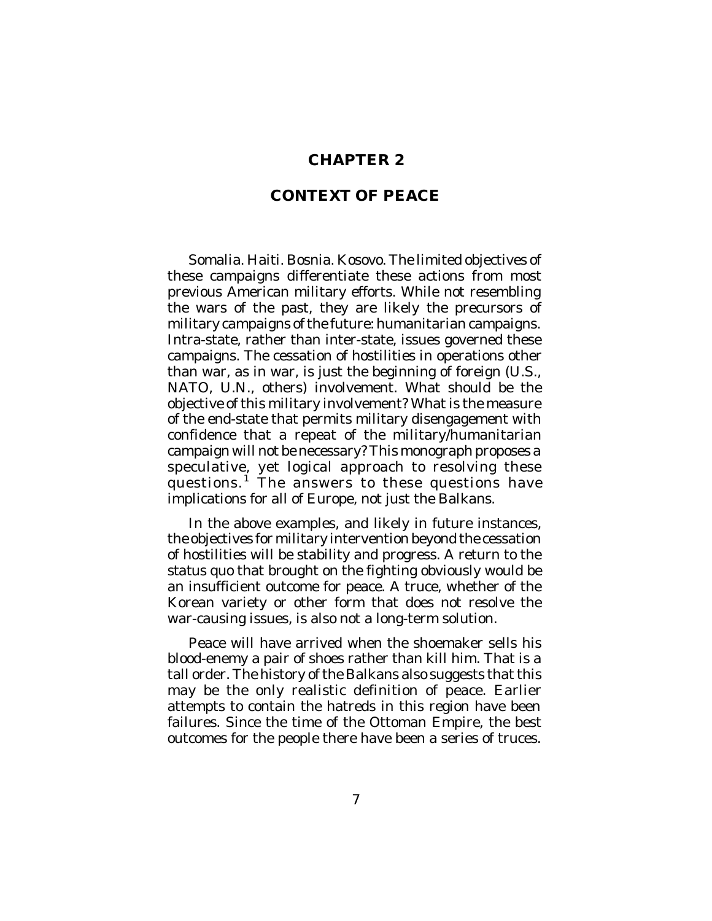# CHAPTER 2

## CONTEXT OF PEACE

Somalia. Haiti. Bosnia. Kosovo. The limited objectives of these campaigns differentiate these actions from most previous American military efforts. While not resembling the wars of the past, they are likely the precursors of military campaigns of the future: humanitarian campaigns. Intra-state, rather than inter-state, issues governed these campaigns. The cessation of hostilities in operations other than war, as in war, is just the beginning of foreign (U.S., NATO, U.N., others) involvement. What should be the objective of this military involvement? What is the measure of the end-state that permits military disengagement with confidence that a repeat of the military/humanitarian campaign will not be necessary? This monograph proposes a speculative, yet logical approach to resolving these questions.[1] The answers to these questions have implications for all of Europe, not just the Balkans.

In the above examples, and likely in future instances, the objectives for military intervention beyond the cessation of hostilities will be stability and progress. A return to the status quo that brought on the fighting obviously would be an insufficient outcome for peace. A truce, whether of the Korean variety or other form that does not resolve the war-causing issues, is also not a long-term solution.

Peace will have arrived when the shoemaker sells his blood-enemy a pair of shoes rather than kill him. That is a tall order. The history of the Balkans also suggests that this may be the only realistic definition of peace. Earlier attempts to contain the hatreds in this region have been failures. Since the time of the Ottoman Empire, the best outcomes for the people there have been a series of truces.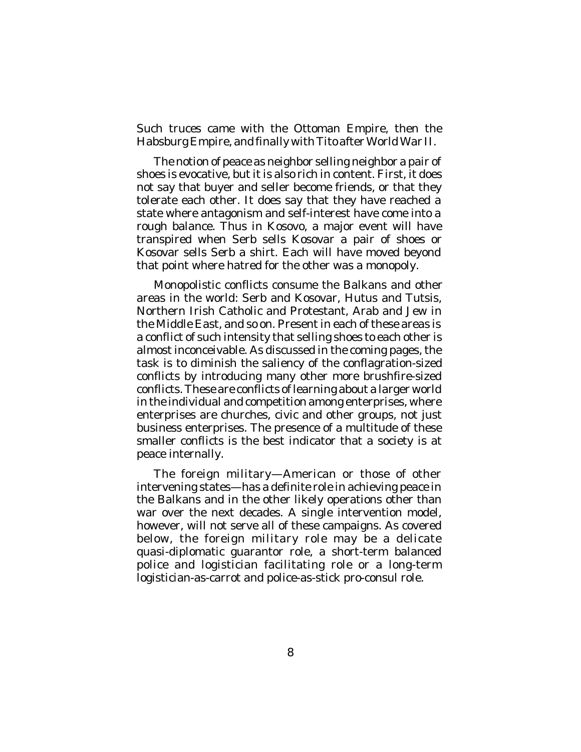Such truces came with the Ottoman Empire, then the Habsburg Empire, and finally with Tito after World War II.

The notion of peace as neighbor selling neighbor a pair of shoes is evocative, but it is also rich in content. First, it does not say that buyer and seller become friends, or that they tolerate each other. It does say that they have reached a state where antagonism and self-interest have come into a rough balance. Thus in Kosovo, a major event will have transpired when Serb sells Kosovar a pair of shoes or Kosovar sells Serb a shirt. Each will have moved beyond that point where hatred for the other was a monopoly.

Monopolistic conflicts consume the Balkans and other areas in the world: Serb and Kosovar, Hutus and Tutsis, Northern Irish Catholic and Protestant, Arab and Jew in the Middle East, and so on. Present in each of these areas is a conflict of such intensity that selling shoes to each other is almost inconceivable. As discussed in the coming pages, the task is to diminish the saliency of the conflagration-sized conflicts by introducing many other more brushfire-sized conflicts. These are conflicts of learning about a larger world in the individual and competition among enterprises, where enterprises are churches, civic and other groups, not just business enterprises. The presence of a multitude of these smaller conflicts is the best indicator that a society is at peace internally.

The foreign military—American or those of other intervening states—has a definite role in achieving peace in the Balkans and in the other likely operations other than war over the next decades. A single intervention model, however, will not serve all of these campaigns. As covered below, the foreign military role may be a delicate quasi-diplomatic guarantor role, a short-term balanced police and logistician facilitating role or a long-term logistician-as-carrot and police-as-stick pro-consul role.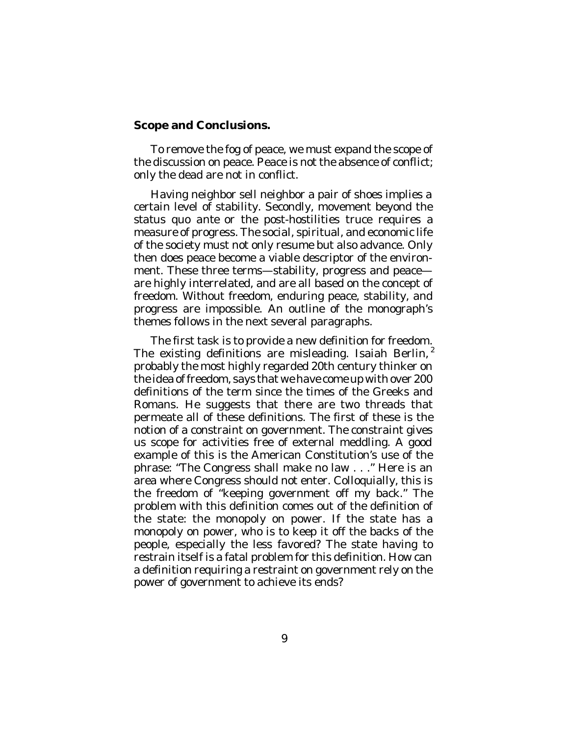**Scope and Conclusions.**

To remove the fog of peace, we must expand the scope of the discussion on peace. Peace is not the absence of conflict; only the dead are not in conflict.

Having neighbor sell neighbor a pair of shoes implies a certain level of stability. Secondly, movement beyond the status quo ante or the post-hostilities truce requires a measure of progress. The social, spiritual, and economic life of the society must not only resume but also advance. Only then does peace become a viable descriptor of the environment. These three terms—stability, progress and peace—are highly interrelated, and are all based on the concept of freedom. Without freedom, enduring peace, stability, and progress are impossible. An outline of the monograph's themes follows in the next several paragraphs.

The first task is to provide a new definition for freedom. The existing definitions are misleading. Isaiah Berlin,[2] probably the most highly regarded 20th century thinker on the idea of freedom, says that we have come up with over 200 definitions of the term since the times of the Greeks and Romans. He suggests that there are two threads that permeate all of these definitions. The first of these is the notion of a constraint on government. The constraint gives us scope for activities free of external meddling. A good example of this is the American Constitution's use of the phrase: "The Congress shall make no law . . ." Here is an area where Congress should not enter. Colloquially, this is the freedom of "keeping government off my back." The problem with this definition comes out of the definition of the state: the monopoly on power. If the state has a monopoly on power, who is to keep it off the backs of the people, especially the less favored? The state having to restrain itself is a fatal problem for this definition. How can a definition requiring a restraint on government rely on the power of government to achieve its ends?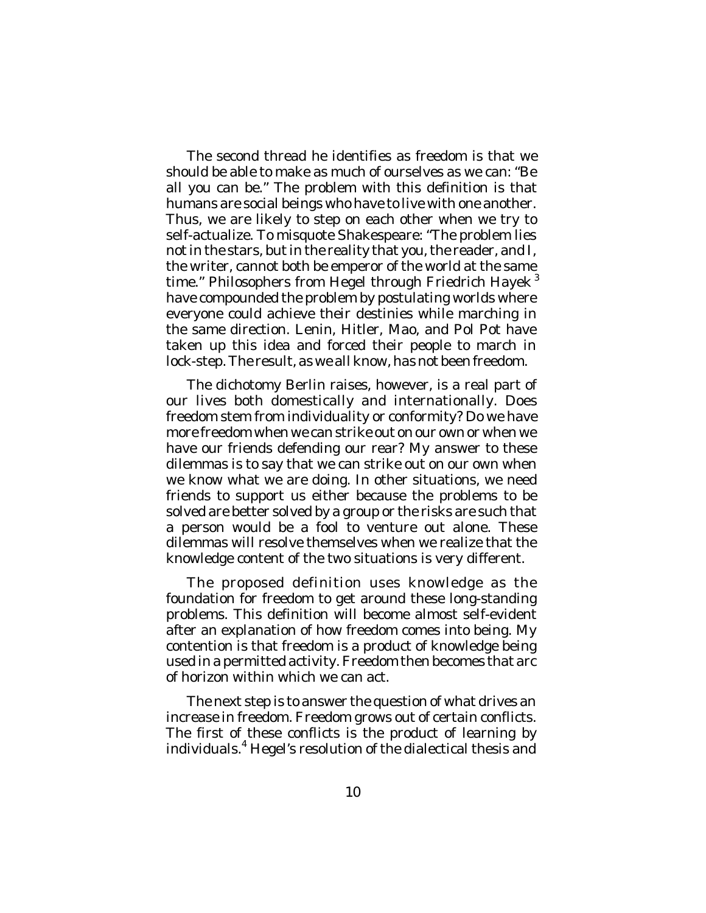The second thread he identifies as freedom is that we should be able to make as much of ourselves as we can: "Be all you can be." The problem with this definition is that humans are social beings who have to live with one another. Thus, we are likely to step on each other when we try to self-actualize. To misquote Shakespeare: "The problem lies not in the stars, but in the reality that you, the reader, and I, the writer, cannot both be emperor of the world at the same time." Philosophers from Hegel through Friedrich Hayek [3] have compounded the problem by postulating worlds where everyone could achieve their destinies while marching in the same direction. Lenin, Hitler, Mao, and Pol Pot have taken up this idea and forced their people to march in lock-step. The result, as we all know, has not been freedom.

The dichotomy Berlin raises, however, is a real part of our lives both domestically and internationally. Does freedom stem from individuality or conformity? Do we have more freedom when we can strike out on our own or when we have our friends defending our rear? My answer to these dilemmas is to say that we can strike out on our own when we know what we are doing. In other situations, we need friends to support us either because the problems to be solved are better solved by a group or the risks are such that a person would be a fool to venture out alone. These dilemmas will resolve themselves when we realize that the knowledge content of the two situations is very different.

The proposed definition uses knowledge as the foundation for freedom to get around these long-standing problems. This definition will become almost self-evident after an explanation of how freedom comes into being. My contention is that freedom is a product of knowledge being used in a permitted activity. Freedom then becomes that arc of horizon within which we can act.

The next step is to answer the question of what drives an increase in freedom. Freedom grows out of certain conflicts. The first of these conflicts is the product of learning by individuals.[4] Hegel's resolution of the dialectical thesis and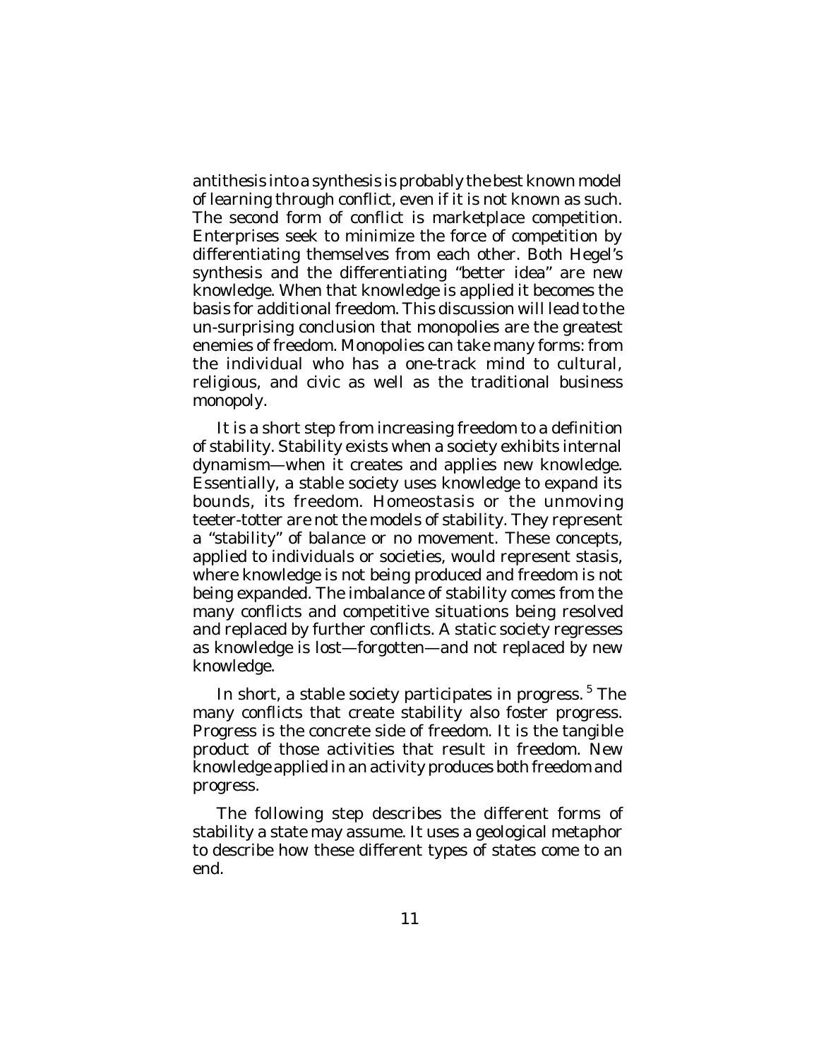antithesis into a synthesis is probably the best known model of learning through conflict, even if it is not known as such. The second form of conflict is marketplace competition. Enterprises seek to minimize the force of competition by differentiating themselves from each other. Both Hegel's synthesis and the differentiating "better idea" are new knowledge. When that knowledge is applied it becomes the basis for additional freedom. This discussion will lead to the un-surprising conclusion that monopolies are the greatest enemies of freedom. Monopolies can take many forms: from the individual who has a one-track mind to cultural, religious, and civic as well as the traditional business monopoly.

It is a short step from increasing freedom to a definition of stability. Stability exists when a society exhibits internal dynamism—when it creates and applies new knowledge. Essentially, a stable society uses knowledge to expand its bounds, its freedom. Homeostasis or the unmoving teeter-totter are not the models of stability. They represent a "stability" of balance or no movement. These concepts, applied to individuals or societies, would represent stasis, where knowledge is not being produced and freedom is not being expanded. The imbalance of stability comes from the many conflicts and competitive situations being resolved and replaced by further conflicts. A static society regresses as knowledge is lost—forgotten—and not replaced by new knowledge.

In short, a stable society participates in progress.[5] The many conflicts that create stability also foster progress. Progress is the concrete side of freedom. It is the tangible product of those activities that result in freedom. New knowledge applied in an activity produces both freedom and progress.

The following step describes the different forms of stability a state may assume. It uses a geological metaphor to describe how these different types of states come to an end.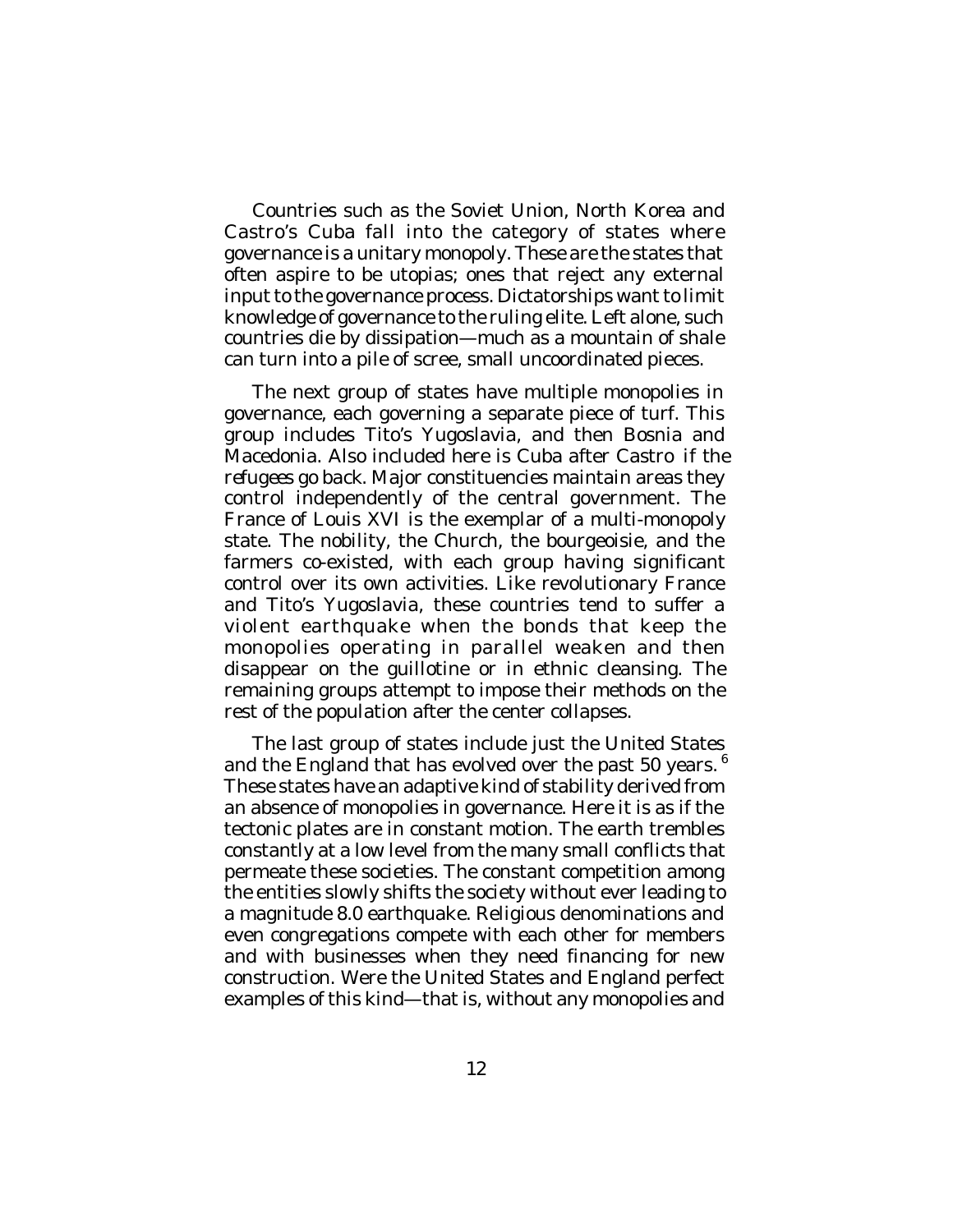Countries such as the Soviet Union, North Korea and Castro's Cuba fall into the category of states where governance is a unitary monopoly. These are the states that often aspire to be utopias; ones that reject any external input to the governance process. Dictatorships want to limit knowledge of governance to the ruling elite. Left alone, such countries die by dissipation—much as a mountain of shale can turn into a pile of scree, small uncoordinated pieces.

The next group of states have multiple monopolies in governance, each governing a separate piece of turf. This group includes Tito's Yugoslavia, and then Bosnia and Macedonia. Also included here is Cuba after Castro if the refugees go back. Major constituencies maintain areas they control independently of the central government. The France of Louis XVI is the exemplar of a multi-monopoly state. The nobility, the Church, the bourgeoisie, and the farmers co-existed, with each group having significant control over its own activities. Like revolutionary France and Tito's Yugoslavia, these countries tend to suffer a violent earthquake when the bonds that keep the monopolies operating in parallel weaken and then disappear on the guillotine or in ethnic cleansing. The remaining groups attempt to impose their methods on the rest of the population after the center collapses.

The last group of states include just the United States and the England that has evolved over the past 50 years. [6] These states have an adaptive kind of stability derived from an absence of monopolies in governance. Here it is as if the tectonic plates are in constant motion. The earth trembles constantly at a low level from the many small conflicts that permeate these societies. The constant competition among the entities slowly shifts the society without ever leading to a magnitude 8.0 earthquake. Religious denominations and even congregations compete with each other for members and with businesses when they need financing for new construction. Were the United States and England perfect examples of this kind—that is, without any monopolies and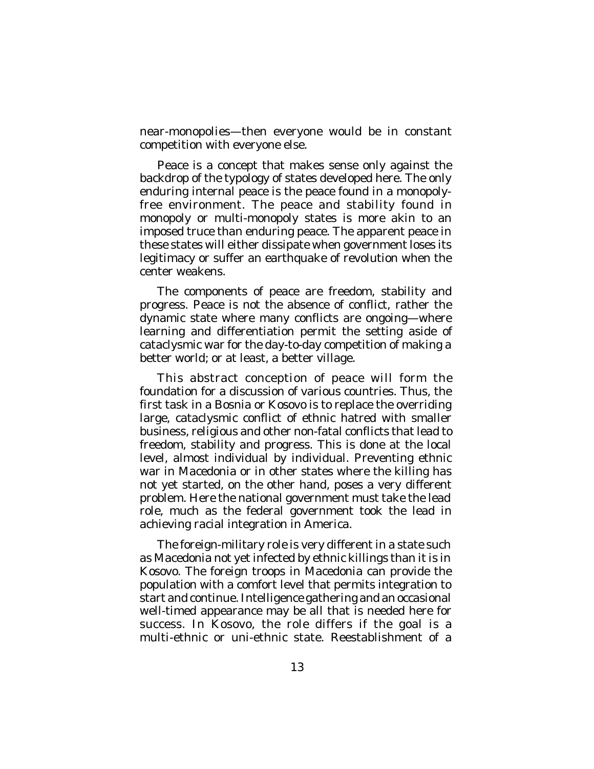near-monopolies—then everyone would be in constant competition with everyone else.

Peace is a concept that makes sense only against the backdrop of the typology of states developed here. The only enduring internal peace is the peace found in a monopoly-free environment. The peace and stability found in monopoly or multi-monopoly states is more akin to an imposed truce than enduring peace. The apparent peace in these states will either dissipate when government loses its legitimacy or suffer an earthquake of revolution when the center weakens.

The components of peace are freedom, stability and progress. Peace is not the absence of conflict, rather the dynamic state where many conflicts are ongoing—where learning and differentiation permit the setting aside of cataclysmic war for the day-to-day competition of making a better world; or at least, a better village.

This abstract conception of peace will form the foundation for a discussion of various countries. Thus, the first task in a Bosnia or Kosovo is to replace the overriding large, cataclysmic conflict of ethnic hatred with smaller business, religious and other non-fatal conflicts that lead to freedom, stability and progress. This is done at the local level, almost individual by individual. Preventing ethnic war in Macedonia or in other states where the killing has not yet started, on the other hand, poses a very different problem. Here the national government must take the lead role, much as the federal government took the lead in achieving racial integration in America.

The foreign-military role is very different in a state such as Macedonia not yet infected by ethnic killings than it is in Kosovo. The foreign troops in Macedonia can provide the population with a comfort level that permits integration to start and continue. Intelligence gathering and an occasional well-timed appearance may be all that is needed here for success. In Kosovo, the role differs if the goal is a multi-ethnic or uni-ethnic state. Reestablishment of a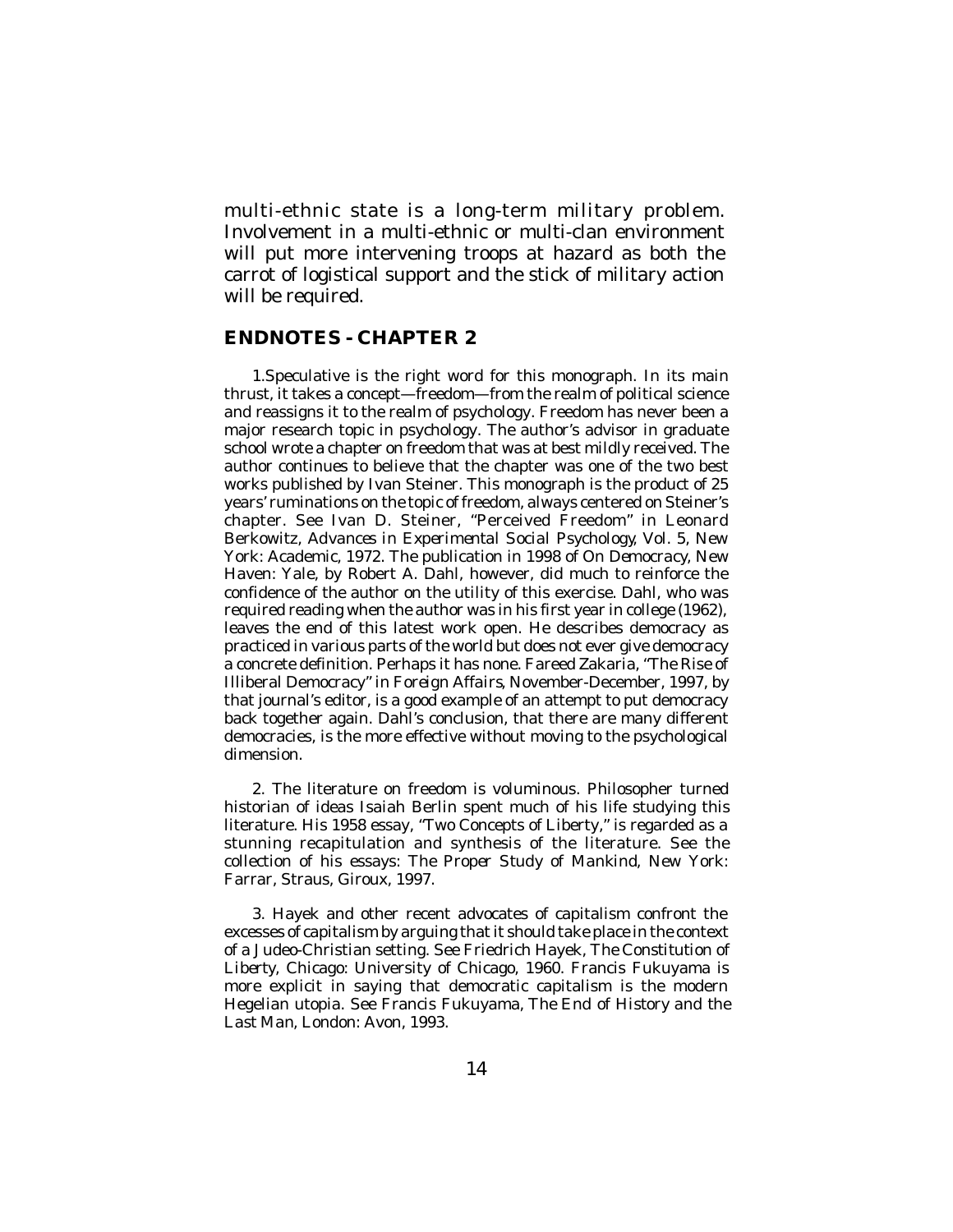multi-ethnic state is a long-term military problem. Involvement in a multi-ethnic or multi-clan environment will put more intervening troops at hazard as both the carrot of logistical support and the stick of military action will be required.

## ENDNOTES - CHAPTER 2

1.Speculative is the right word for this monograph. In its main thrust, it takes a concept—freedom—from the realm of political science and reassigns it to the realm of psychology. Freedom has never been a major research topic in psychology. The author's advisor in graduate school wrote a chapter on freedom that was at best mildly received. The author continues to believe that the chapter was one of the two best works published by Ivan Steiner. This monograph is the product of 25 years' ruminations on the topic of freedom, always centered on Steiner's chapter. See Ivan D. Steiner, "Perceived Freedom" in Leonard Berkowitz, *Advances in Experimental Social Psychology*, Vol. 5, New York: Academic, 1972. The publication in 1998 of *On Democracy*, New Haven: Yale, by Robert A. Dahl, however, did much to reinforce the confidence of the author on the utility of this exercise. Dahl, who was required reading when the author was in his first year in college (1962), leaves the end of this latest work open. He describes democracy as practiced in various parts of the world but does not ever give democracy a concrete definition. Perhaps it has none. Fareed Zakaria, "The Rise of Illiberal Democracy" in *Foreign Affairs*, November-December, 1997, by that journal's editor, is a good example of an attempt to put democracy back together again. Dahl's conclusion, that there are many different democracies, is the more effective without moving to the psychological dimension.

2. The literature on freedom is voluminous. Philosopher turned historian of ideas Isaiah Berlin spent much of his life studying this literature. His 1958 essay, "Two Concepts of Liberty," is regarded as a stunning recapitulation and synthesis of the literature. See the collection of his essays: *The Proper Study of Mankind*, New York: Farrar, Straus, Giroux, 1997.

3. Hayek and other recent advocates of capitalism confront the excesses of capitalism by arguing that it should take place in the context of a Judeo-Christian setting. See Friedrich Hayek, *The Constitution of Liberty*, Chicago: University of Chicago, 1960. Francis Fukuyama is more explicit in saying that democratic capitalism is the modern Hegelian utopia. See Francis Fukuyama, *The End of History and the Last Man*, London: Avon, 1993.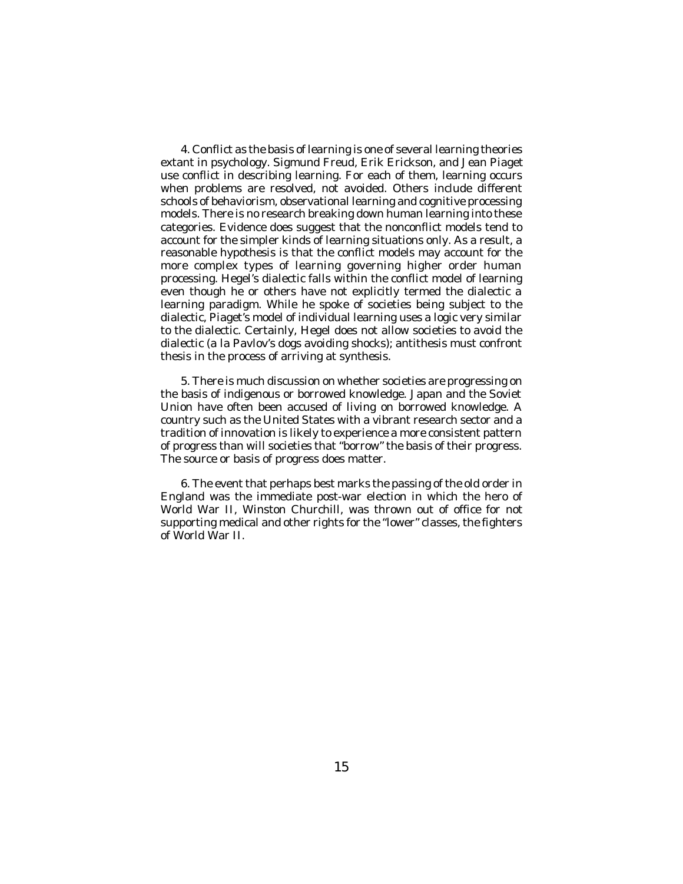4. Conflict as the basis of learning is one of several learning theories extant in psychology. Sigmund Freud, Erik Erickson, and Jean Piaget use conflict in describing learning. For each of them, learning occurs when problems are resolved, not avoided. Others include different schools of behaviorism, observational learning and cognitive processing models. There is no research breaking down human learning into these categories. Evidence does suggest that the nonconflict models tend to account for the simpler kinds of learning situations only. As a result, a reasonable hypothesis is that the conflict models may account for the more complex types of learning governing higher order human processing. Hegel's dialectic falls within the conflict model of learning even though he or others have not explicitly termed the dialectic a learning paradigm. While he spoke of societies being subject to the dialectic, Piaget's model of individual learning uses a logic very similar to the dialectic. Certainly, Hegel does not allow societies to avoid the dialectic (a la Pavlov's dogs avoiding shocks); antithesis must confront thesis in the process of arriving at synthesis.

5. There is much discussion on whether societies are progressing on the basis of indigenous or borrowed knowledge. Japan and the Soviet Union have often been accused of living on borrowed knowledge. A country such as the United States with a vibrant research sector and a tradition of innovation is likely to experience a more consistent pattern of progress than will societies that "borrow" the basis of their progress. The source or basis of progress does matter.

6. The event that perhaps best marks the passing of the old order in England was the immediate post-war election in which the hero of World War II, Winston Churchill, was thrown out of office for not supporting medical and other rights for the "lower" classes, the fighters of World War II.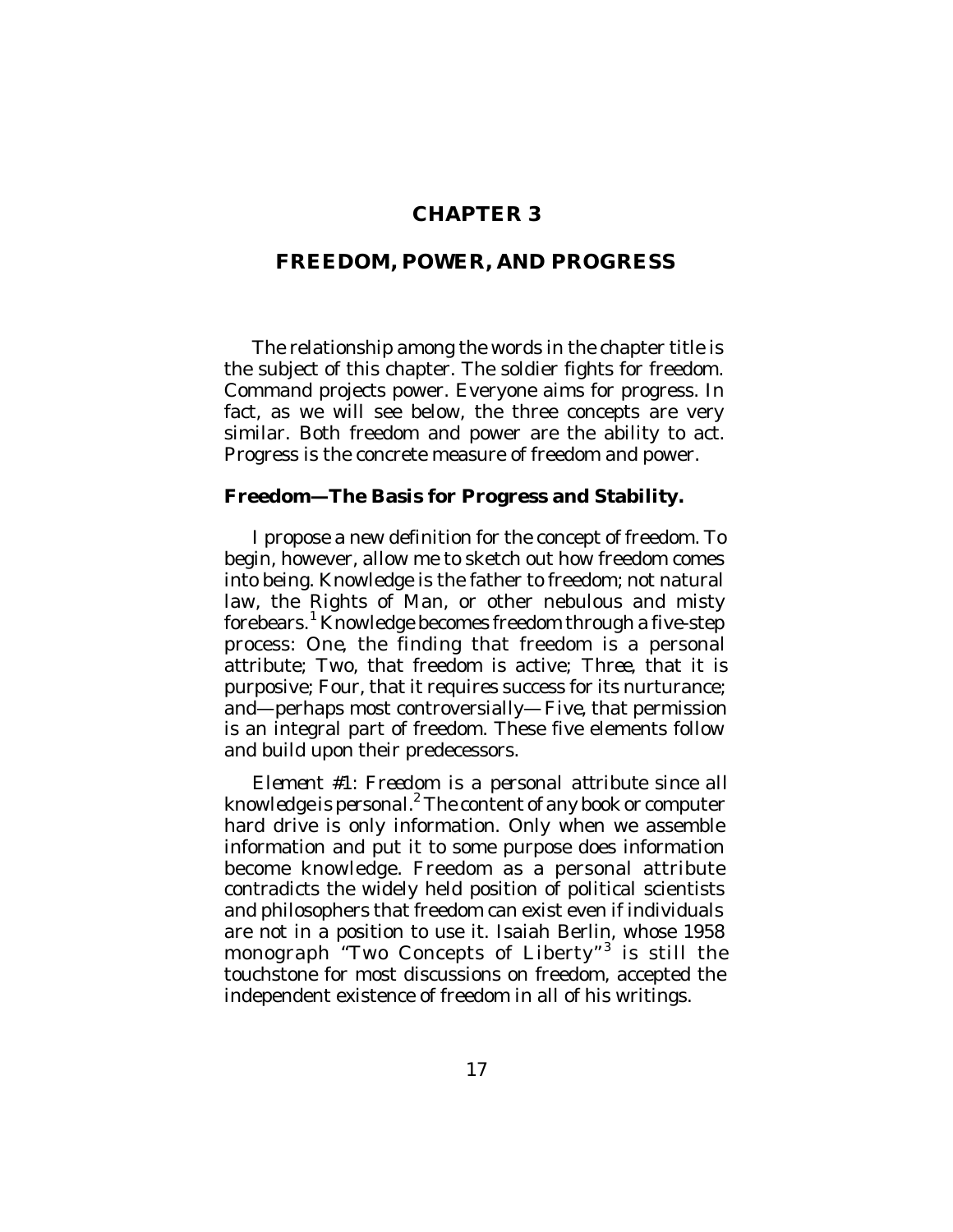# CHAPTER 3

## FREEDOM, POWER, AND PROGRESS

The relationship among the words in the chapter title is the subject of this chapter. The soldier fights for freedom. Command projects power. Everyone aims for progress. In fact, as we will see below, the three concepts are very similar. Both freedom and power are the ability to act. Progress is the concrete measure of freedom and power.

### Freedom—The Basis for Progress and Stability.

I propose a new definition for the concept of freedom. To begin, however, allow me to sketch out how freedom comes into being. Knowledge is the father to freedom; not natural law, the Rights of Man, or other nebulous and misty forebears.[1] Knowledge becomes freedom through a five-step process: *One*, the finding that freedom is a personal attribute; *Two*, that freedom is active; *Three*, that it is purposive; *Four*, that it requires success for its nurturance; and—perhaps most controversially—*Five*, that permission is an integral part of freedom. These five elements follow and build upon their predecessors.

*Element #1: Freedom is a personal attribute since all knowledge is personal.*[2] The content of any book or computer hard drive is only information. Only when we assemble information and put it to some purpose does information become knowledge. Freedom as a personal attribute contradicts the widely held position of political scientists and philosophers that freedom can exist even if individuals are not in a position to use it. Isaiah Berlin, whose 1958 monograph "Two Concepts of Liberty"[3] is still the touchstone for most discussions on freedom, accepted the independent existence of freedom in all of his writings.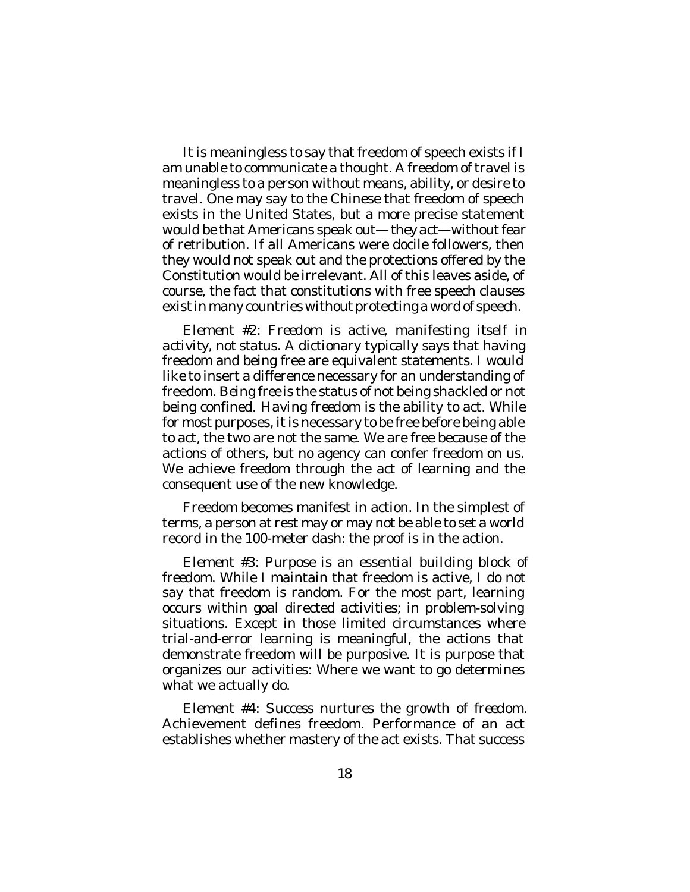It is meaningless to say that freedom of speech exists if I am unable to communicate a thought. A freedom of travel is meaningless to a person without means, ability, or desire to travel. One may say to the Chinese that freedom of speech exists in the United States, but a more precise statement would be that Americans speak out—*they act*—without fear of retribution. If all Americans were docile followers, then they would not speak out and the protections offered by the Constitution would be irrelevant. All of this leaves aside, of course, the fact that constitutions with free speech clauses exist in many countries without protecting a word of speech.

*Element #2: Freedom is active, manifesting itself in activity, not status.* A dictionary typically says that having freedom and being free are equivalent statements. I would like to insert a difference necessary for an understanding of freedom. *Being free* is the status of not being shackled or not being confined. *Having freedom* is the ability to act. While for most purposes, it is necessary to be free before being able to act, the two are not the same. We are free because of the actions of others, but no agency can confer freedom on us. We achieve freedom through the act of learning and the consequent use of the new knowledge.

Freedom becomes manifest in action. In the simplest of terms, a person at rest may or may not be able to set a world record in the 100-meter dash: the proof is in the action.

*Element #3: Purpose is an essential building block of freedom.* While I maintain that freedom is active, I do not say that freedom is random. For the most part, learning occurs within goal directed activities; in problem-solving situations. Except in those limited circumstances where trial-and-error learning is meaningful, the actions that demonstrate freedom will be purposive. It is purpose that organizes our activities: Where we want to go determines what we actually do.

*Element #4: Success nurtures the growth of freedom.* Achievement defines freedom. Performance of an act establishes whether mastery of the act exists. That success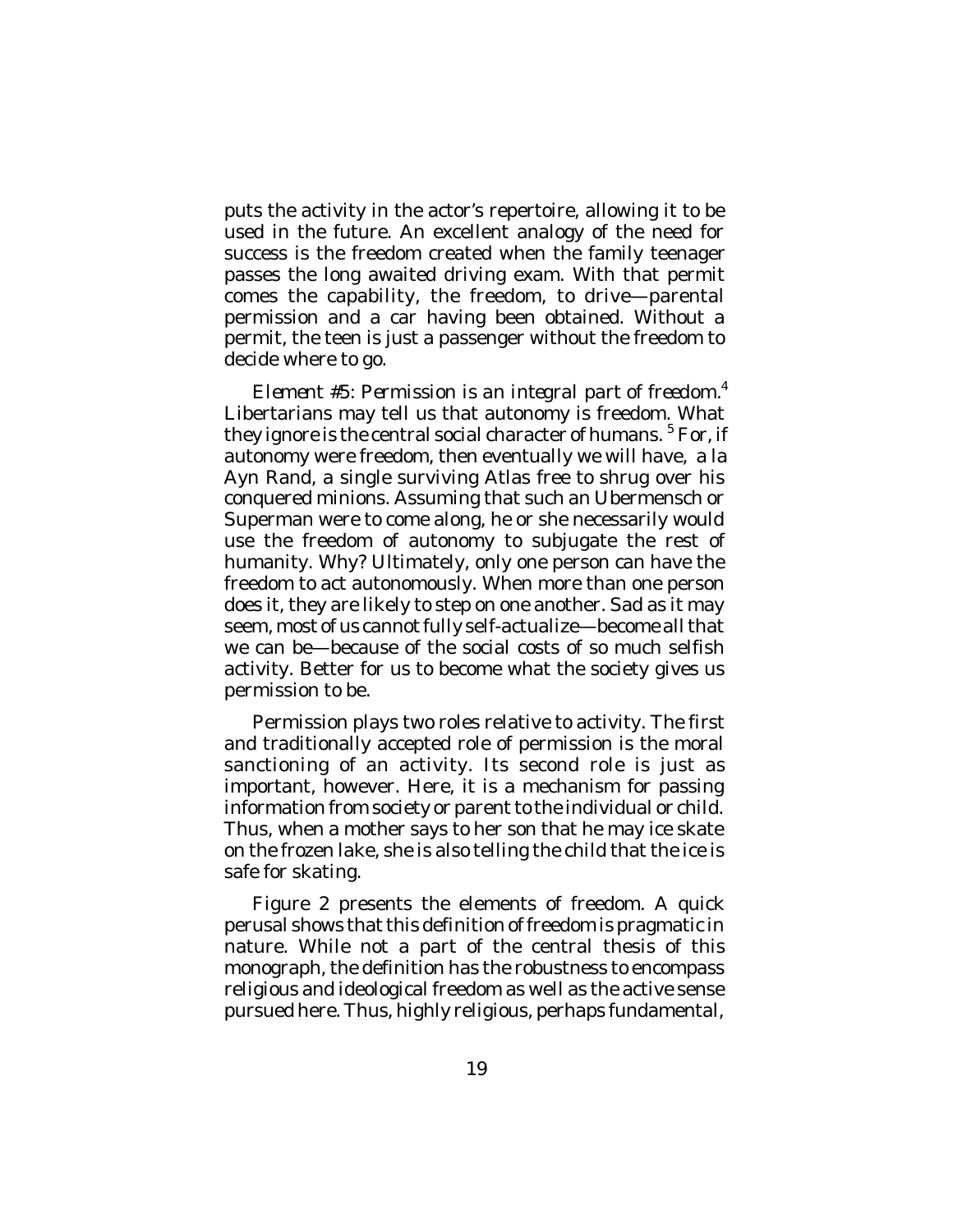puts the activity in the actor's repertoire, allowing it to be used in the future. An excellent analogy of the need for success is the freedom created when the family teenager passes the long awaited driving exam. With that permit comes the capability, the freedom, to drive—parental permission and a car having been obtained. Without a permit, the teen is just a passenger without the freedom to decide where to go.

*Element #5: Permission is an integral part of freedom.*[4] Libertarians may tell us that autonomy is freedom. What they ignore is the central social character of humans. [5] For, if autonomy were freedom, then eventually we will have, a la Ayn Rand, a single surviving Atlas free to shrug over his conquered minions. Assuming that such an Ubermensch or Superman were to come along, he or she necessarily would use the freedom of autonomy to subjugate the rest of humanity. Why? Ultimately, only one person can have the freedom to act autonomously. When more than one person does it, they are likely to step on one another. Sad as it may seem, most of us cannot fully self-actualize—become all that we can be—because of the social costs of so much selfish activity. Better for us to become what the society gives us permission to be.

Permission plays two roles relative to activity. The first and traditionally accepted role of permission is the moral sanctioning of an activity. Its second role is just as important, however. Here, it is a mechanism for passing information from society or parent to the individual or child. Thus, when a mother says to her son that he may ice skate on the frozen lake, she is also telling the child that the ice is safe for skating.

Figure 2 presents the elements of freedom. A quick perusal shows that this definition of freedom is pragmatic in nature. While not a part of the central thesis of this monograph, the definition has the robustness to encompass religious and ideological freedom as well as the active sense pursued here. Thus, highly religious, perhaps fundamental,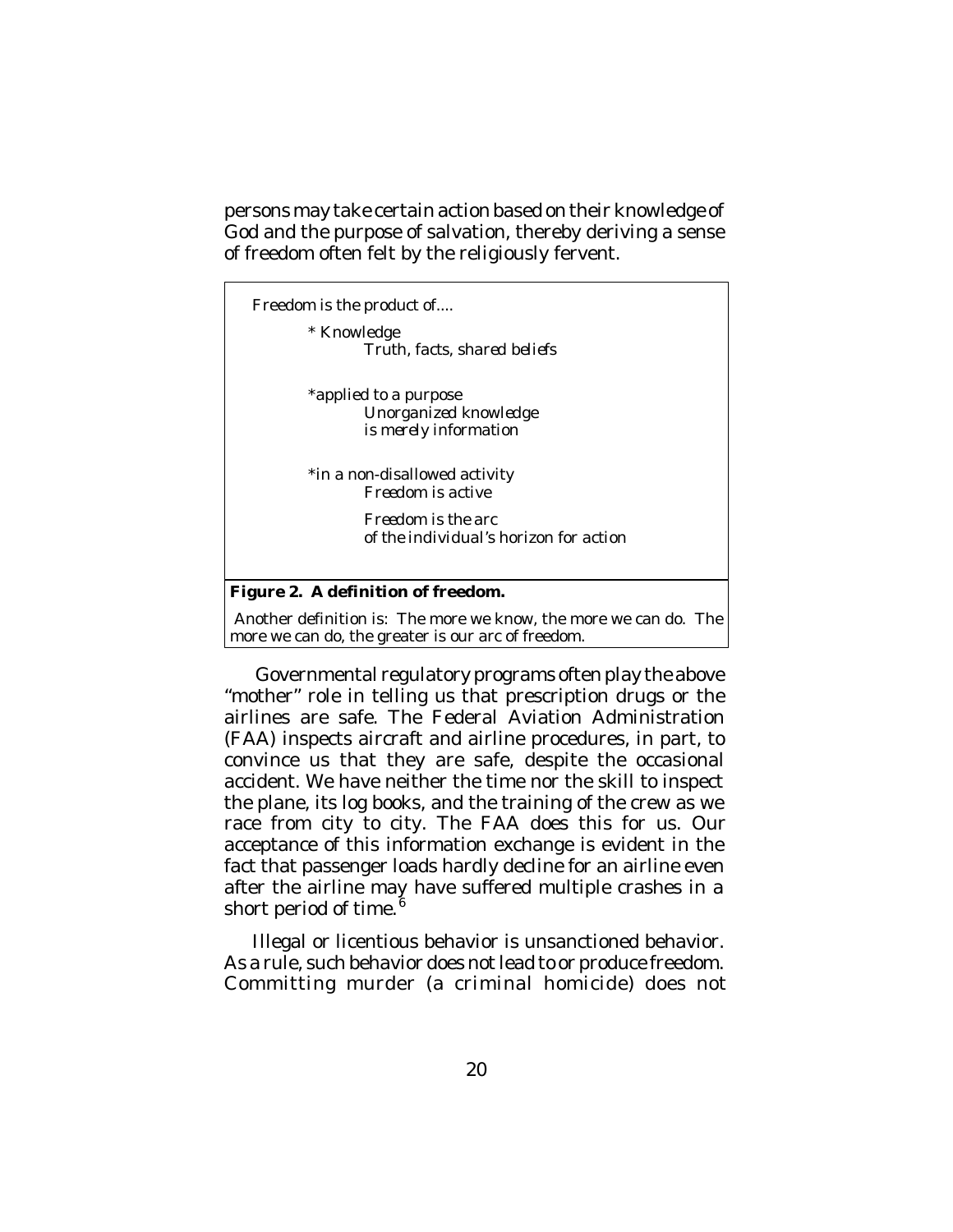persons may take certain action based on their knowledge of God and the purpose of salvation, thereby deriving a sense of freedom often felt by the religiously fervent.

> *Freedom is the product of....*
>
> > *\* Knowledge*
> > > *Truth, facts, shared beliefs*
> >
> > *\*applied to a purpose*
> > > *Unorganized knowledge*
> > > *is merely information*
> >
> > *\*in a non-disallowed activity*
> > > *Freedom is active*
> > >
> > > *Freedom is the arc*
> > > *of the individual's horizon for action*

**Figure 2. A definition of freedom.**

Another definition is: The more we know, the more we can do. The more we can do, the greater is our arc of freedom.

Governmental regulatory programs often play the above "mother" role in telling us that prescription drugs or the airlines are safe. The Federal Aviation Administration (FAA) inspects aircraft and airline procedures, in part, to convince us that they are safe, despite the occasional accident. We have neither the time nor the skill to inspect the plane, its log books, and the training of the crew as we race from city to city. The FAA does this for us. Our acceptance of this information exchange is evident in the fact that passenger loads hardly decline for an airline even after the airline may have suffered multiple crashes in a short period of time.[6]

Illegal or licentious behavior is unsanctioned behavior. As a rule, such behavior does not lead to or produce freedom. Committing murder (a criminal homicide) does not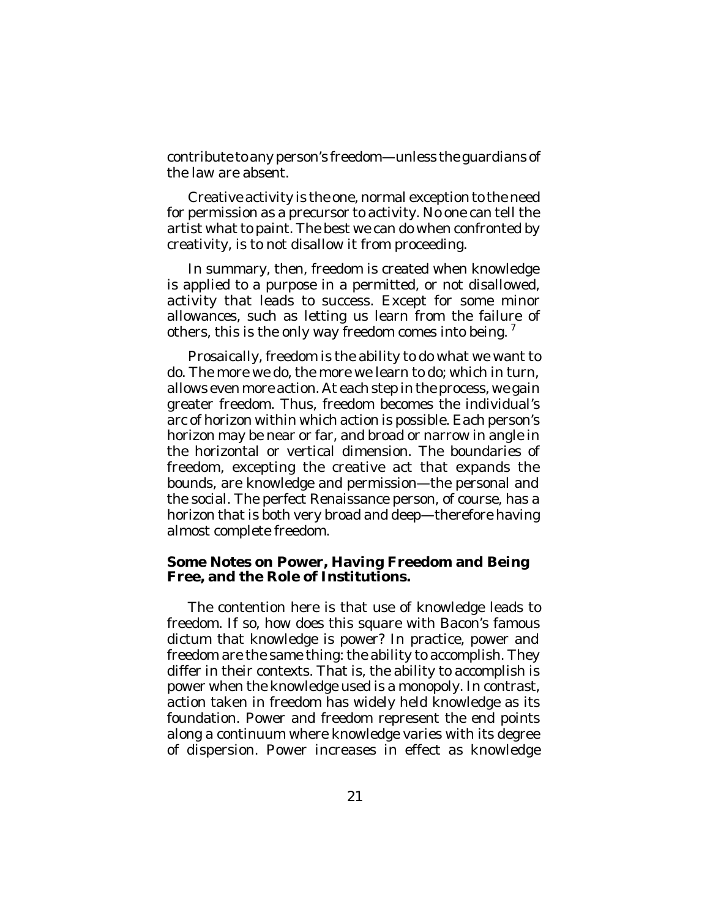contribute to any person's freedom—unless the guardians of the law are absent.

Creative activity is the one, normal exception to the need for permission as a precursor to activity. No one can tell the artist what to paint. The best we can do when confronted by creativity, is to not disallow it from proceeding.

In summary, then, freedom is created when knowledge is applied to a purpose in a permitted, or not disallowed, activity that leads to success. Except for some minor allowances, such as letting us learn from the failure of others, this is the only way freedom comes into being. [7]

Prosaically, freedom is the ability to do what we want to do. The more we do, the more we learn to do; which in turn, allows even more action. At each step in the process, we gain greater freedom. Thus, freedom becomes the individual's arc of horizon within which action is possible. Each person's horizon may be near or far, and broad or narrow in angle in the horizontal or vertical dimension. The boundaries of freedom, excepting the creative act that expands the bounds, are knowledge and permission—the personal and the social. The perfect Renaissance person, of course, has a horizon that is both very broad and deep—therefore having almost complete freedom.

**Some Notes on Power, Having Freedom and Being Free, and the Role of Institutions.**

The contention here is that use of knowledge leads to freedom. If so, how does this square with Bacon's famous dictum that knowledge is power? In practice, power and freedom are the same thing: the ability to accomplish. They differ in their contexts. That is, the ability to accomplish is power when the knowledge used is a monopoly. In contrast, action taken in freedom has widely held knowledge as its foundation. Power and freedom represent the end points along a continuum where knowledge varies with its degree of dispersion. Power increases in effect as knowledge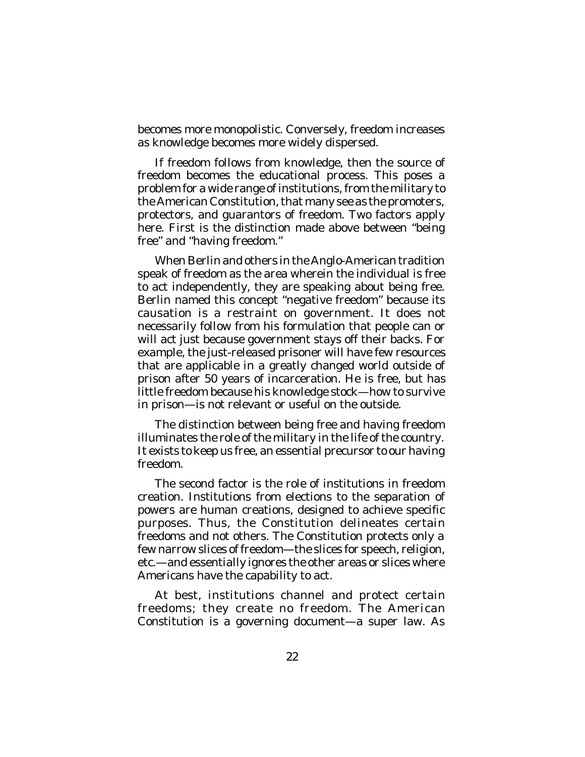becomes more monopolistic. Conversely, freedom increases as knowledge becomes more widely dispersed.

If freedom follows from knowledge, then the source of freedom becomes the educational process. This poses a problem for a wide range of institutions, from the military to the American Constitution, that many see as the promoters, protectors, and guarantors of freedom. Two factors apply here. First is the distinction made above between "being free" and "having freedom."

When Berlin and others in the Anglo-American tradition speak of freedom as the area wherein the individual is free to act independently, they are speaking about being free. Berlin named this concept "negative freedom" because its causation is a restraint on government. It does not necessarily follow from his formulation that people can or will act just because government stays off their backs. For example, the just-released prisoner will have few resources that are applicable in a greatly changed world outside of prison after 50 years of incarceration. He is free, but has little freedom because his knowledge stock—how to survive in prison—is not relevant or useful on the outside.

The distinction between being free and having freedom illuminates the role of the military in the life of the country. It exists to keep us free, an essential precursor to our having freedom.

The second factor is the role of institutions in freedom creation. Institutions from elections to the separation of powers are human creations, designed to achieve specific purposes. Thus, the Constitution delineates certain freedoms and not others. The Constitution protects only a few narrow slices of freedom—the slices for speech, religion, etc.—and essentially ignores the other areas or slices where Americans have the capability to act.

At best, institutions channel and protect certain freedoms; they create no freedom. The American Constitution is a governing document—a super law. As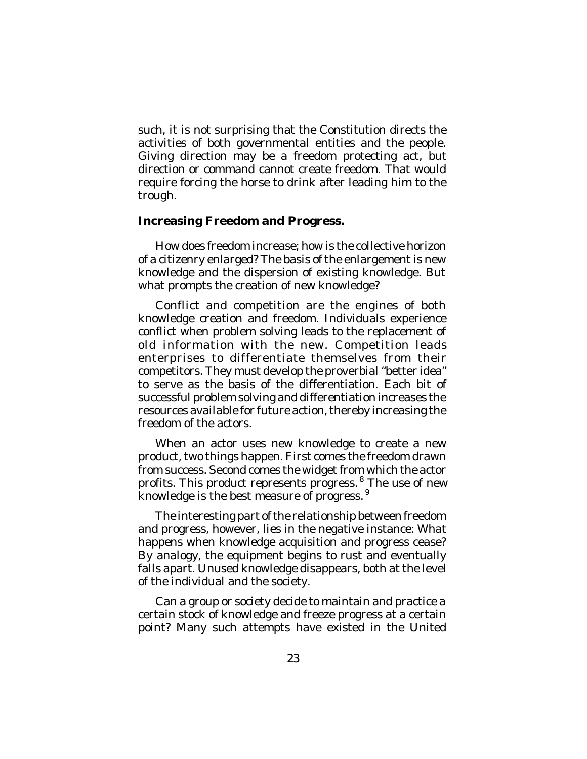such, it is not surprising that the Constitution directs the activities of both governmental entities and the people. Giving direction may be a freedom protecting act, but direction or command cannot create freedom. That would require forcing the horse to drink after leading him to the trough.

**Increasing Freedom and Progress.**

How does freedom increase; how is the collective horizon of a citizenry enlarged? The basis of the enlargement is new knowledge and the dispersion of existing knowledge. But what prompts the creation of new knowledge?

Conflict and competition are the engines of both knowledge creation and freedom. Individuals experience conflict when problem solving leads to the replacement of old information with the new. Competition leads enterprises to differentiate themselves from their competitors. They must develop the proverbial "better idea" to serve as the basis of the differentiation. Each bit of successful problem solving and differentiation increases the resources available for future action, thereby increasing the freedom of the actors.

When an actor uses new knowledge to create a new product, two things happen. First comes the freedom drawn from success. Second comes the widget from which the actor profits. This product represents progress.[8] The use of new knowledge is the best measure of progress.[9]

The interesting part of the relationship between freedom and progress, however, lies in the negative instance: What happens when knowledge acquisition and progress cease? By analogy, the equipment begins to rust and eventually falls apart. Unused knowledge disappears, both at the level of the individual and the society.

Can a group or society decide to maintain and practice a certain stock of knowledge and freeze progress at a certain point? Many such attempts have existed in the United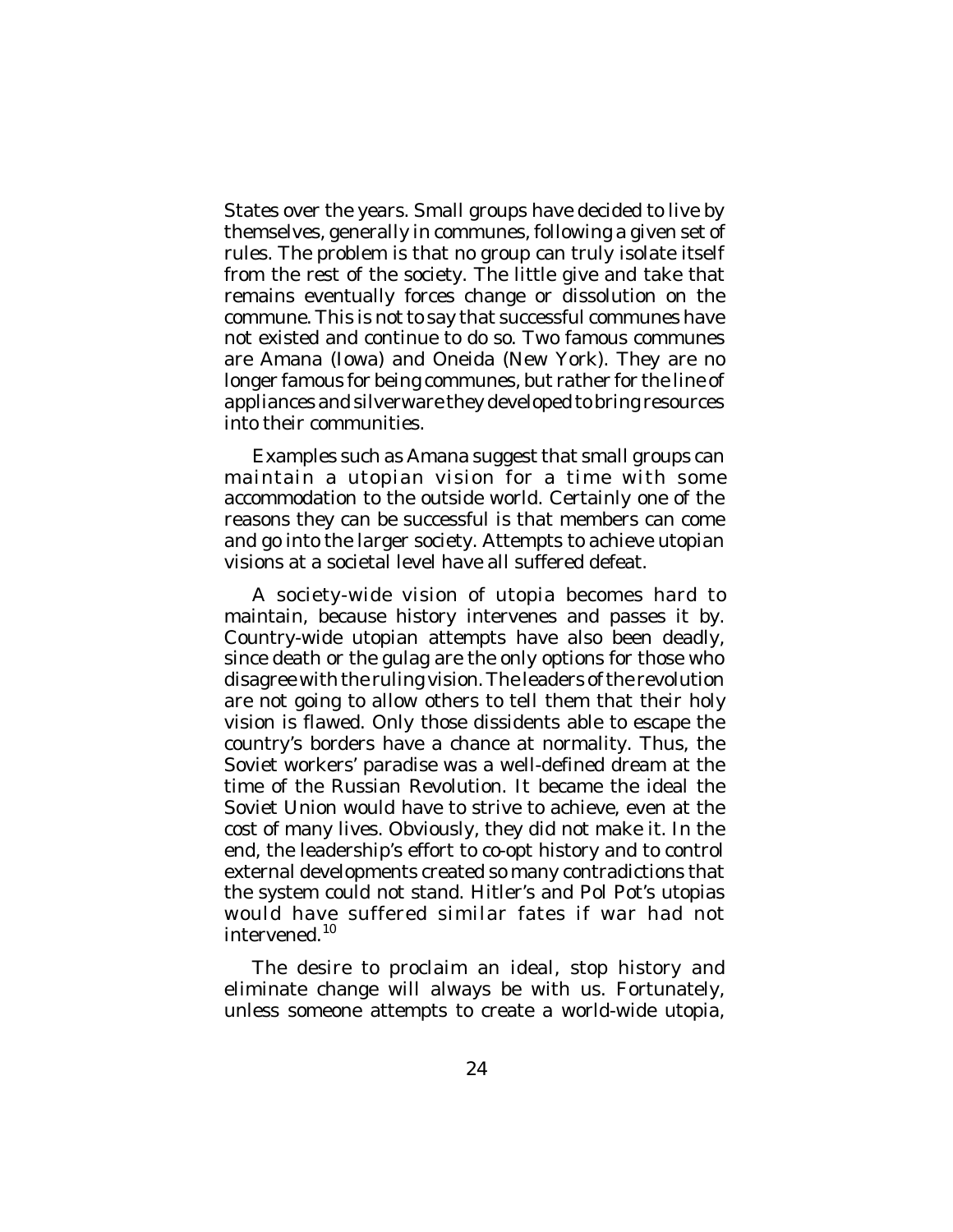States over the years. Small groups have decided to live by themselves, generally in communes, following a given set of rules. The problem is that no group can truly isolate itself from the rest of the society. The little give and take that remains eventually forces change or dissolution on the commune. This is not to say that successful communes have not existed and continue to do so. Two famous communes are Amana (Iowa) and Oneida (New York). They are no longer famous for being communes, but rather for the line of appliances and silverware they developed to bring resources into their communities.

Examples such as Amana suggest that small groups can maintain a utopian vision for a time with some accommodation to the outside world. Certainly one of the reasons they can be successful is that members can come and go into the larger society. Attempts to achieve utopian visions at a societal level have all suffered defeat.

A society-wide vision of utopia becomes hard to maintain, because history intervenes and passes it by. Country-wide utopian attempts have also been deadly, since death or the gulag are the only options for those who disagree with the ruling vision. The leaders of the revolution are not going to allow others to tell them that their holy vision is flawed. Only those dissidents able to escape the country's borders have a chance at normality. Thus, the Soviet workers' paradise was a well-defined dream at the time of the Russian Revolution. It became the ideal the Soviet Union would have to strive to achieve, even at the cost of many lives. Obviously, they did not make it. In the end, the leadership's effort to co-opt history and to control external developments created so many contradictions that the system could not stand. Hitler's and Pol Pot's utopias would have suffered similar fates if war had not intervened.[10]

The desire to proclaim an ideal, stop history and eliminate change will always be with us. Fortunately, unless someone attempts to create a world-wide utopia,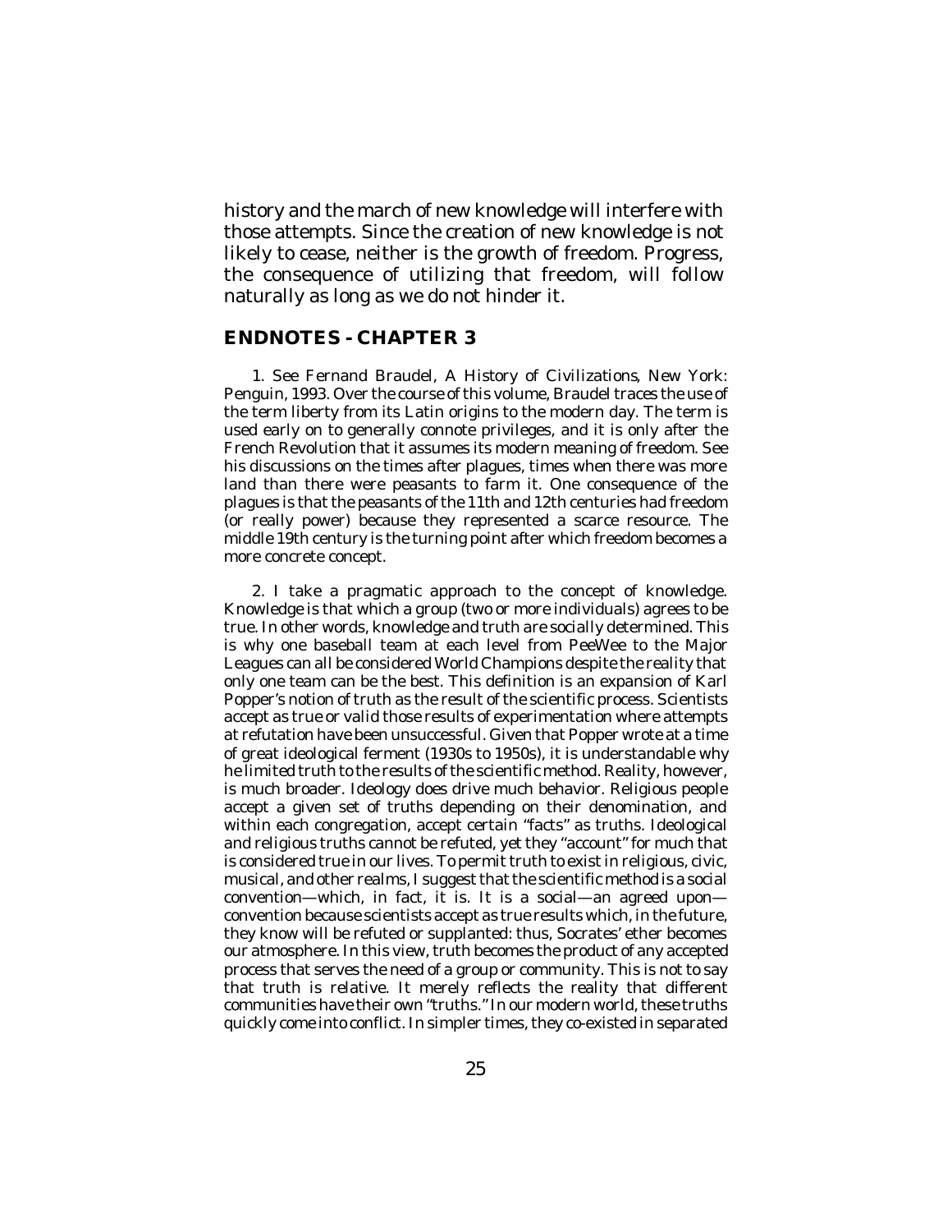history and the march of new knowledge will interfere with those attempts. Since the creation of new knowledge is not likely to cease, neither is the growth of freedom. Progress, the consequence of utilizing that freedom, will follow naturally as long as we do not hinder it.

## ENDNOTES - CHAPTER 3

1. See Fernand Braudel, A History of Civilizations, New York: Penguin, 1993. Over the course of this volume, Braudel traces the use of the term liberty from its Latin origins to the modern day. The term is used early on to generally connote privileges, and it is only after the French Revolution that it assumes its modern meaning of freedom. See his discussions on the times after plagues, times when there was more land than there were peasants to farm it. One consequence of the plagues is that the peasants of the 11th and 12th centuries had freedom (or really power) because they represented a scarce resource. The middle 19th century is the turning point after which freedom becomes a more concrete concept.

2. I take a pragmatic approach to the concept of knowledge. Knowledge is that which a group (two or more individuals) agrees to be true. In other words, knowledge and truth are socially determined. This is why one baseball team at each level from PeeWee to the Major Leagues can all be considered World Champions despite the reality that only one team can be the best. This definition is an expansion of Karl Popper's notion of truth as the result of the scientific process. Scientists accept as true or valid those results of experimentation where attempts at refutation have been unsuccessful. Given that Popper wrote at a time of great ideological ferment (1930s to 1950s), it is understandable why he limited truth to the results of the scientific method. Reality, however, is much broader. Ideology does drive much behavior. Religious people accept a given set of truths depending on their denomination, and within each congregation, accept certain "facts" as truths. Ideological and religious truths cannot be refuted, yet they "account" for much that is considered true in our lives. To permit truth to exist in religious, civic, musical, and other realms, I suggest that the scientific method is a social convention—which, in fact, it is. It is a social—an agreed upon—convention because scientists accept as true results which, in the future, they know will be refuted or supplanted: thus, Socrates' ether becomes our atmosphere. In this view, truth becomes the product of any accepted process that serves the need of a group or community. This is not to say that truth is relative. It merely reflects the reality that different communities have their own "truths." In our modern world, these truths quickly come into conflict. In simpler times, they co-existed in separated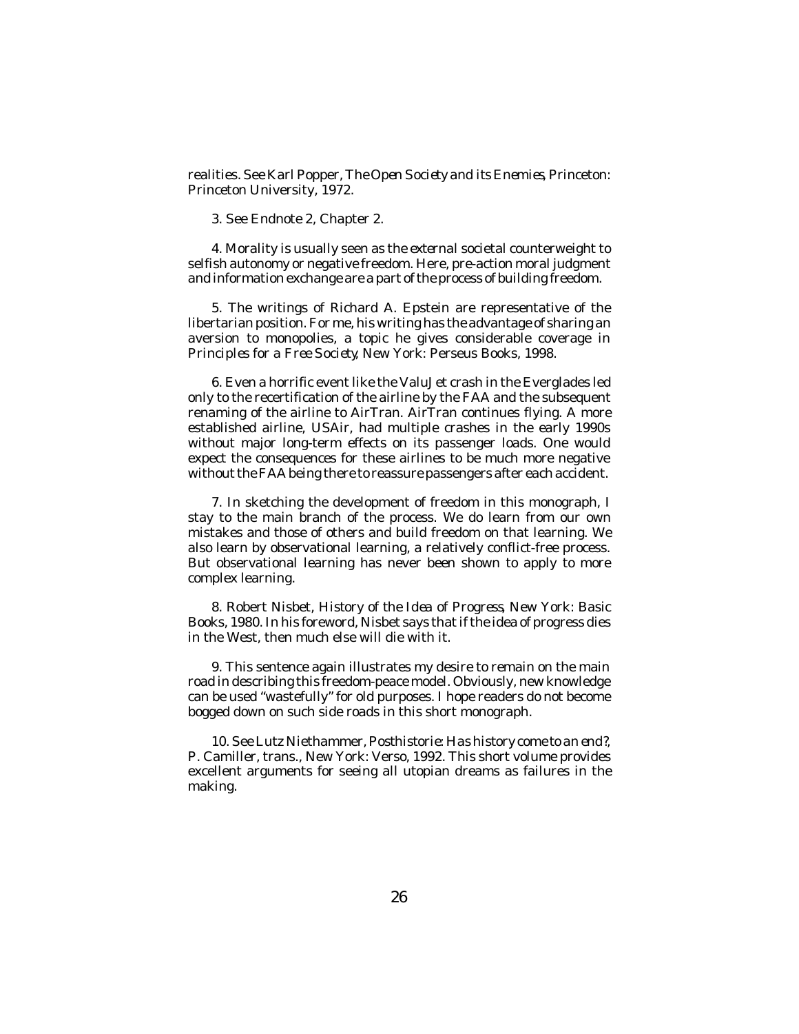realities. See Karl Popper, *The Open Society and its Enemies*, Princeton: Princeton University, 1972.

3. See Endnote 2, Chapter 2.

4. Morality is usually seen as the *external* societal counterweight to selfish autonomy or negative freedom. Here, pre-action moral judgment and information exchange are a part of the process of building freedom.

5. The writings of Richard A. Epstein are representative of the libertarian position. For me, his writing has the advantage of sharing an aversion to monopolies, a topic he gives considerable coverage in *Principles for a Free Society*, New York: Perseus Books, 1998.

6. Even a horrific event like the ValuJet crash in the Everglades led only to the recertification of the airline by the FAA and the subsequent renaming of the airline to AirTran. AirTran continues flying. A more established airline, USAir, had multiple crashes in the early 1990s without major long-term effects on its passenger loads. One would expect the consequences for these airlines to be much more negative without the FAA being there to reassure passengers after each accident.

7. In sketching the development of freedom in this monograph, I stay to the main branch of the process. We do learn from our own mistakes and those of others and build freedom on that learning. We also learn by observational learning, a relatively conflict-free process. But observational learning has never been shown to apply to more complex learning.

8. Robert Nisbet, *History of the Idea of Progress*, New York: Basic Books, 1980. In his foreword, Nisbet says that if the idea of progress dies in the West, then much else will die with it.

9. This sentence again illustrates my desire to remain on the main road in describing this freedom-peace model. Obviously, new knowledge can be used "wastefully" for old purposes. I hope readers do not become bogged down on such side roads in this short monograph.

10. See Lutz Niethammer, *Posthistorie: Has history come to an end?*, P. Camiller, trans., New York: Verso, 1992. This short volume provides excellent arguments for seeing all utopian dreams as failures in the making.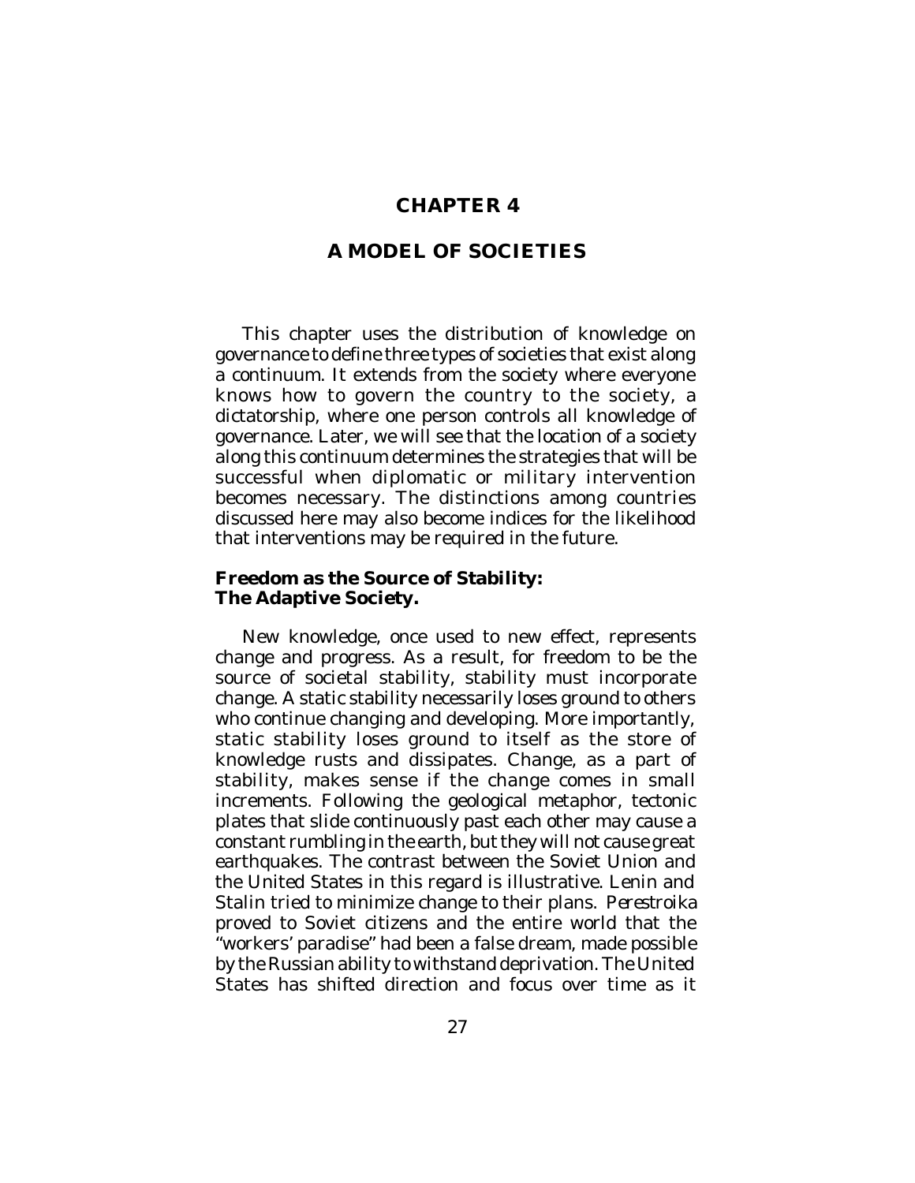# CHAPTER 4

# A MODEL OF SOCIETIES

This chapter uses the distribution of knowledge on governance to define three types of societies that exist along a continuum. It extends from the society where everyone knows how to govern the country to the society, a dictatorship, where one person controls all knowledge of governance. Later, we will see that the location of a society along this continuum determines the strategies that will be successful when diplomatic or military intervention becomes necessary. The distinctions among countries discussed here may also become indices for the likelihood that interventions may be required in the future.

## Freedom as the Source of Stability: The Adaptive Society.

New knowledge, once used to new effect, represents change and progress. As a result, for freedom to be the source of societal stability, stability must incorporate change. A static stability necessarily loses ground to others who continue changing and developing. More importantly, static stability loses ground to itself as the store of knowledge rusts and dissipates. Change, as a part of stability, makes sense if the change comes in small increments. Following the geological metaphor, tectonic plates that slide continuously past each other may cause a constant rumbling in the earth, but they will not cause great earthquakes. The contrast between the Soviet Union and the United States in this regard is illustrative. Lenin and Stalin tried to minimize change to their plans. *Perestroika* proved to Soviet citizens and the entire world that the "workers' paradise" had been a false dream, made possible by the Russian ability to withstand deprivation. The United States has shifted direction and focus over time as it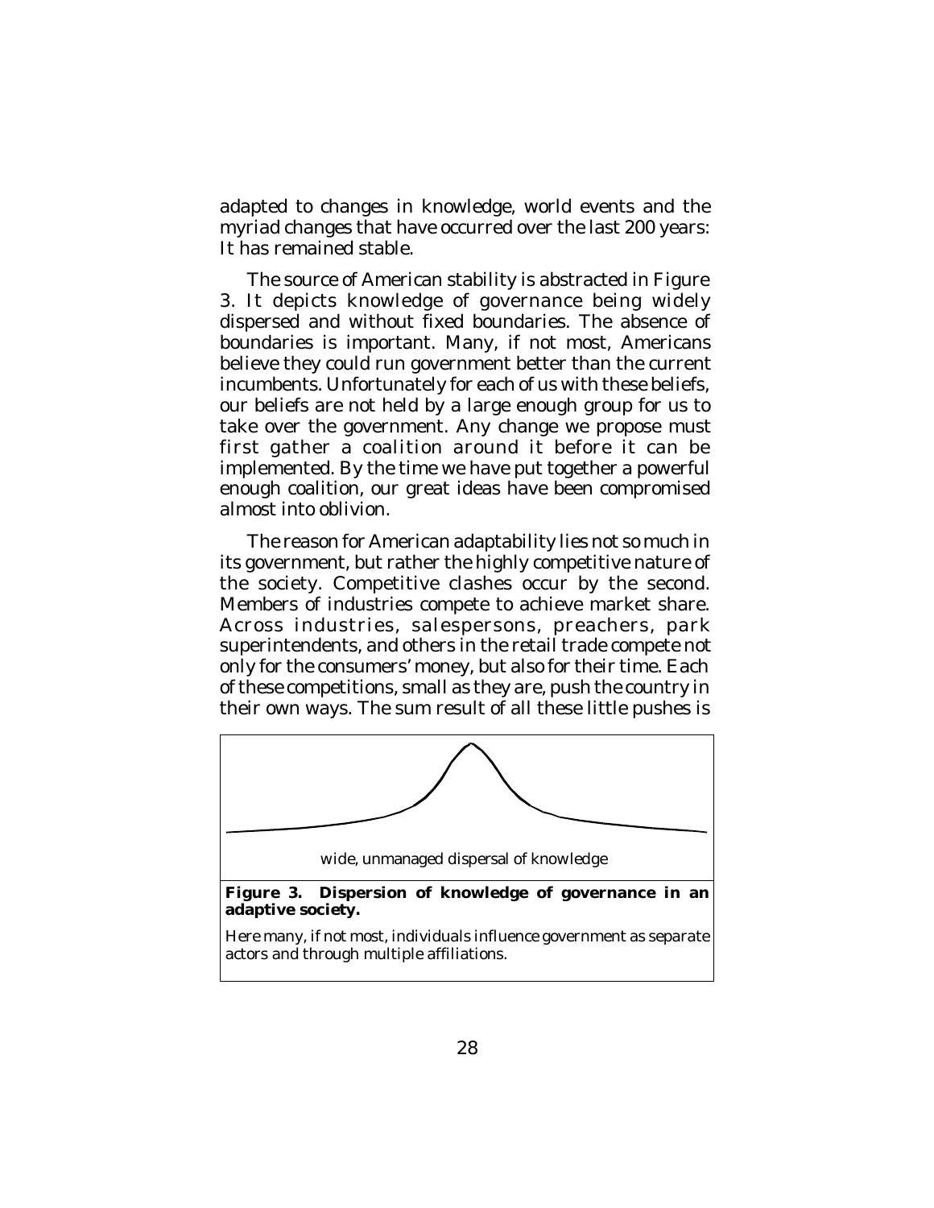adapted to changes in knowledge, world events and the myriad changes that have occurred over the last 200 years: It has remained stable.

The source of American stability is abstracted in Figure 3. It depicts knowledge of governance being widely dispersed and without fixed boundaries. The absence of boundaries is important. Many, if not most, Americans believe they could run government better than the current incumbents. Unfortunately for each of us with these beliefs, our beliefs are not held by a large enough group for us to take over the government. Any change we propose must first gather a coalition around it before it can be implemented. By the time we have put together a powerful enough coalition, our great ideas have been compromised almost into oblivion.

The reason for American adaptability lies not so much in its government, but rather the highly competitive nature of the society. Competitive clashes occur by the second. Members of industries compete to achieve market share. Across industries, salespersons, preachers, park superintendents, and others in the retail trade compete not only for the consumers' money, but also for their time. Each of these competitions, small as they are, push the country in their own ways. The sum result of all these little pushes is

wide, unmanaged dispersal of knowledge

**Figure 3. Dispersion of knowledge of governance in an adaptive society.**

Here many, if not most, individuals influence government as separate actors and through multiple affiliations.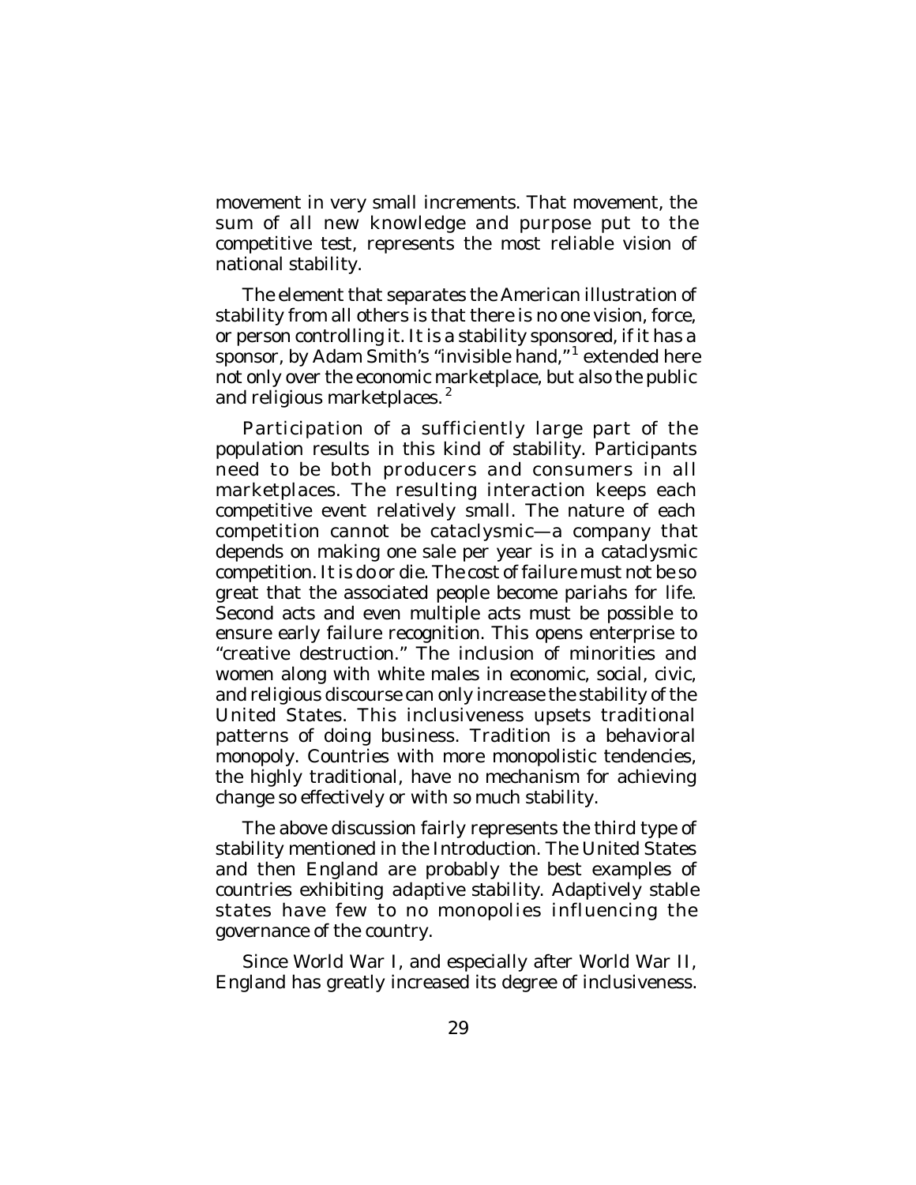movement in very small increments. That movement, the sum of all new knowledge and purpose put to the competitive test, represents the most reliable vision of national stability.

The element that separates the American illustration of stability from all others is that there is no one vision, force, or person controlling it. It is a stability sponsored, if it has a sponsor, by Adam Smith's "invisible hand,"[1] extended here not only over the economic marketplace, but also the public and religious marketplaces.[2]

Participation of a sufficiently large part of the population results in this kind of stability. Participants need to be both producers and consumers in all marketplaces. The resulting interaction keeps each competitive event relatively small. The nature of each competition cannot be cataclysmic—a company that depends on making one sale per year is in a cataclysmic competition. It is do or die. The cost of failure must not be so great that the associated people become pariahs for life. Second acts and even multiple acts must be possible to ensure early failure recognition. This opens enterprise to "creative destruction." The inclusion of minorities and women along with white males in economic, social, civic, and religious discourse can only increase the stability of the United States. This inclusiveness upsets traditional patterns of doing business. Tradition is a behavioral monopoly. Countries with more monopolistic tendencies, the highly traditional, have no mechanism for achieving change so effectively or with so much stability.

The above discussion fairly represents the third type of stability mentioned in the Introduction. The United States and then England are probably the best examples of countries exhibiting adaptive stability. Adaptively stable states have few to no monopolies influencing the governance of the country.

Since World War I, and especially after World War II, England has greatly increased its degree of inclusiveness.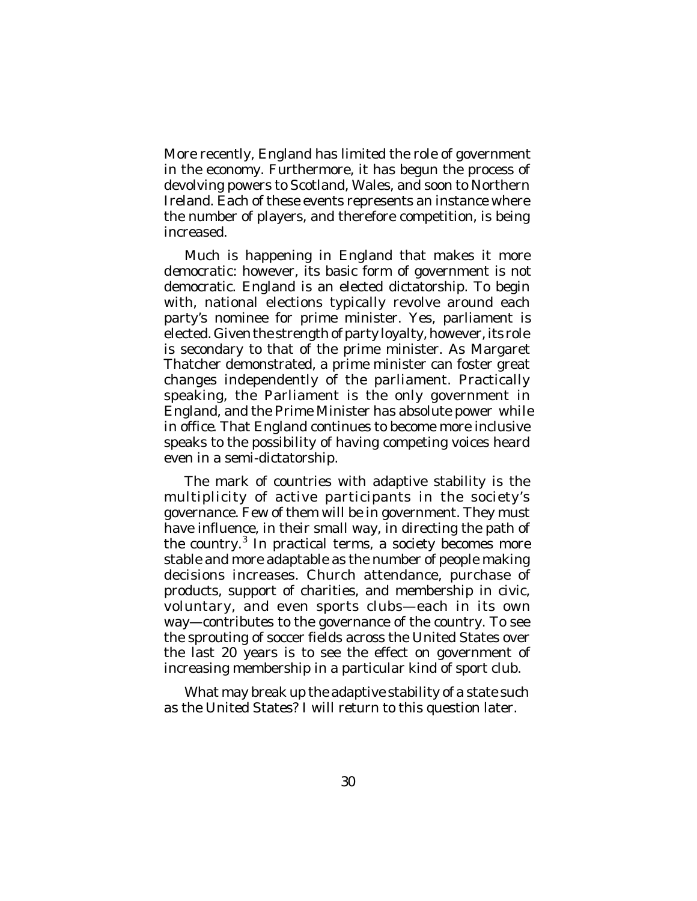More recently, England has limited the role of government in the economy. Furthermore, it has begun the process of devolving powers to Scotland, Wales, and soon to Northern Ireland. Each of these events represents an instance where the number of players, and therefore competition, is being increased.

Much is happening in England that makes it more democratic: however, its basic form of government is not democratic. England is an elected dictatorship. To begin with, national elections typically revolve around each party's nominee for prime minister. Yes, parliament is elected. Given the strength of party loyalty, however, its role is secondary to that of the prime minister. As Margaret Thatcher demonstrated, a prime minister can foster great changes independently of the parliament. Practically speaking, the Parliament is the only government in England, and the Prime Minister has absolute power while in office. That England continues to become more inclusive speaks to the possibility of having competing voices heard even in a semi-dictatorship.

The mark of countries with adaptive stability is the multiplicity of active participants in the society's governance. Few of them will be in government. They must have influence, in their small way, in directing the path of the country.[3] In practical terms, a society becomes more stable and more adaptable as the number of people making decisions increases. Church attendance, purchase of products, support of charities, and membership in civic, voluntary, and even sports clubs—each in its own way—contributes to the governance of the country. To see the sprouting of soccer fields across the United States over the last 20 years is to see the effect on government of increasing membership in a particular kind of sport club.

What may break up the adaptive stability of a state such as the United States? I will return to this question later.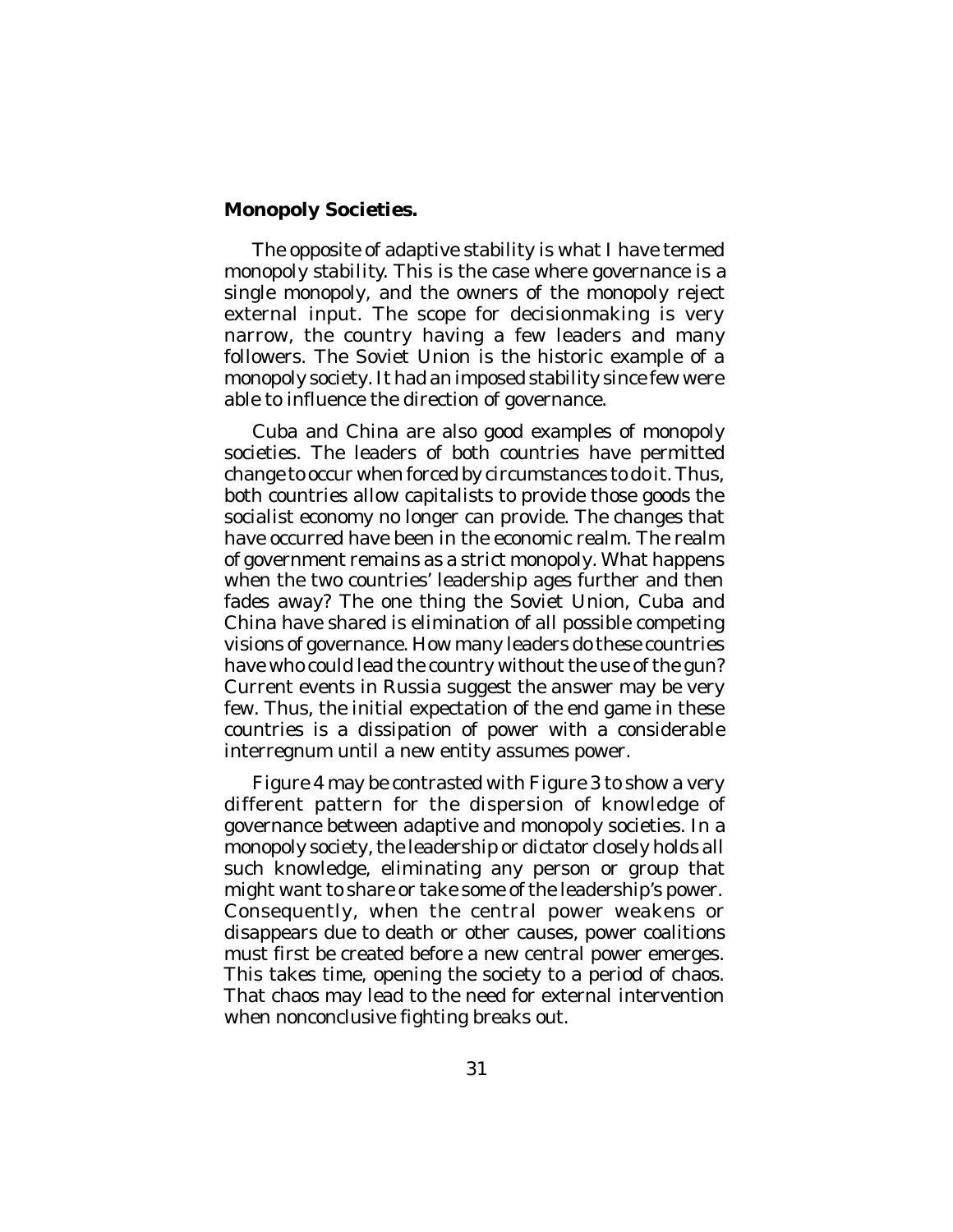**Monopoly Societies.**

The opposite of adaptive stability is what I have termed monopoly stability. This is the case where governance is a single monopoly, and the owners of the monopoly reject external input. The scope for decisionmaking is very narrow, the country having a few leaders and many followers. The Soviet Union is the historic example of a monopoly society. It had an imposed stability since few were able to influence the direction of governance.

Cuba and China are also good examples of monopoly societies. The leaders of both countries have permitted change to occur when forced by circumstances to do it. Thus, both countries allow capitalists to provide those goods the socialist economy no longer can provide. The changes that have occurred have been in the economic realm. The realm of government remains as a strict monopoly. What happens when the two countries' leadership ages further and then fades away? The one thing the Soviet Union, Cuba and China have shared is elimination of all possible competing visions of governance. How many leaders do these countries have who could lead the country without the use of the gun? Current events in Russia suggest the answer may be very few. Thus, the initial expectation of the end game in these countries is a dissipation of power with a considerable interregnum until a new entity assumes power.

Figure 4 may be contrasted with Figure 3 to show a very different pattern for the dispersion of knowledge of governance between adaptive and monopoly societies. In a monopoly society, the leadership or dictator closely holds all such knowledge, eliminating any person or group that might want to share or take some of the leadership's power. Consequently, when the central power weakens or disappears due to death or other causes, power coalitions must first be created before a new central power emerges. This takes time, opening the society to a period of chaos. That chaos may lead to the need for external intervention when nonconclusive fighting breaks out.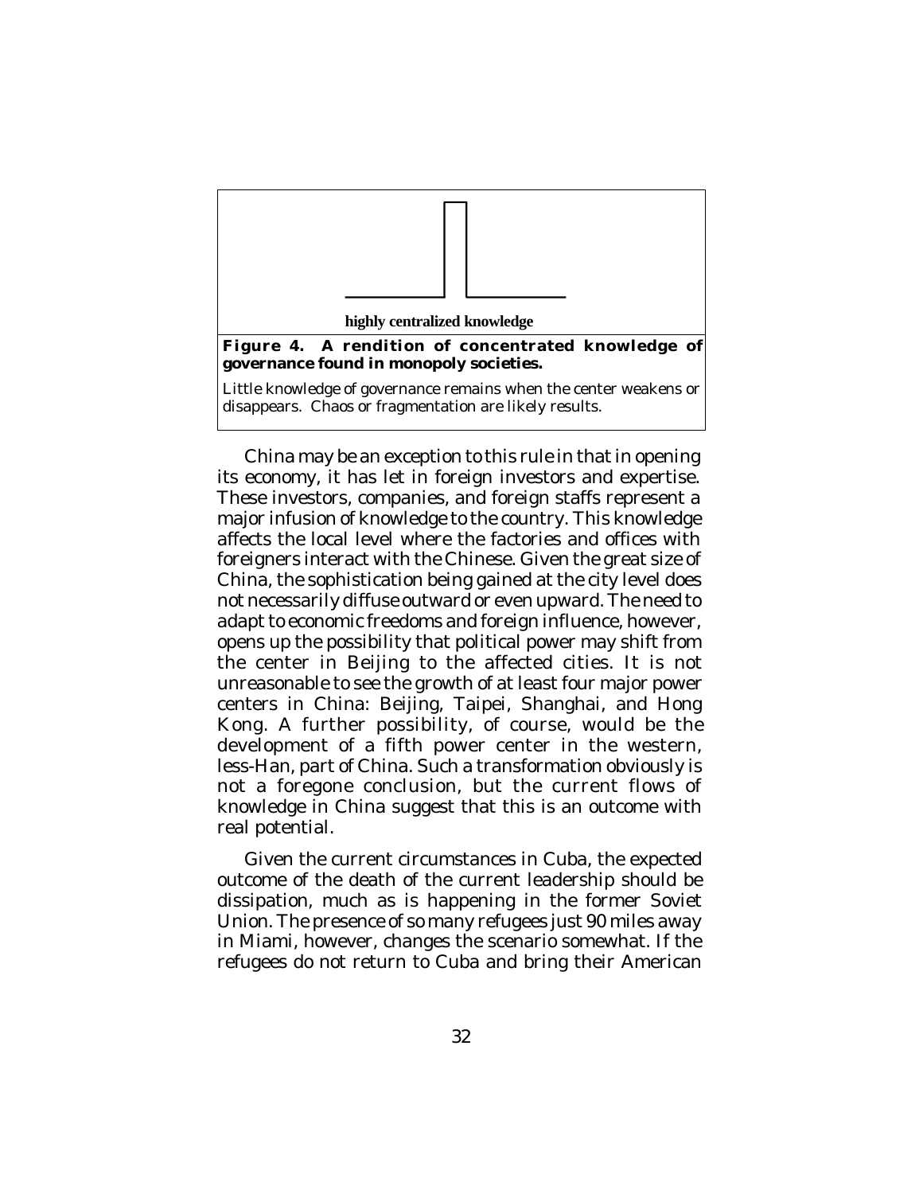highly centralized knowledge

**Figure 4. A rendition of concentrated knowledge of governance found in monopoly societies.**

Little knowledge of governance remains when the center weakens or disappears. Chaos or fragmentation are likely results.

China may be an exception to this rule in that in opening its economy, it has let in foreign investors and expertise. These investors, companies, and foreign staffs represent a major infusion of knowledge to the country. This knowledge affects the local level where the factories and offices with foreigners interact with the Chinese. Given the great size of China, the sophistication being gained at the city level does not necessarily diffuse outward or even upward. The need to adapt to economic freedoms and foreign influence, however, opens up the possibility that political power may shift from the center in Beijing to the affected cities. It is not unreasonable to see the growth of at least four major power centers in China: Beijing, Taipei, Shanghai, and Hong Kong. A further possibility, of course, would be the development of a fifth power center in the western, less-Han, part of China. Such a transformation obviously is not a foregone conclusion, but the current flows of knowledge in China suggest that this is an outcome with real potential.

Given the current circumstances in Cuba, the expected outcome of the death of the current leadership should be dissipation, much as is happening in the former Soviet Union. The presence of so many refugees just 90 miles away in Miami, however, changes the scenario somewhat. If the refugees do not return to Cuba and bring their American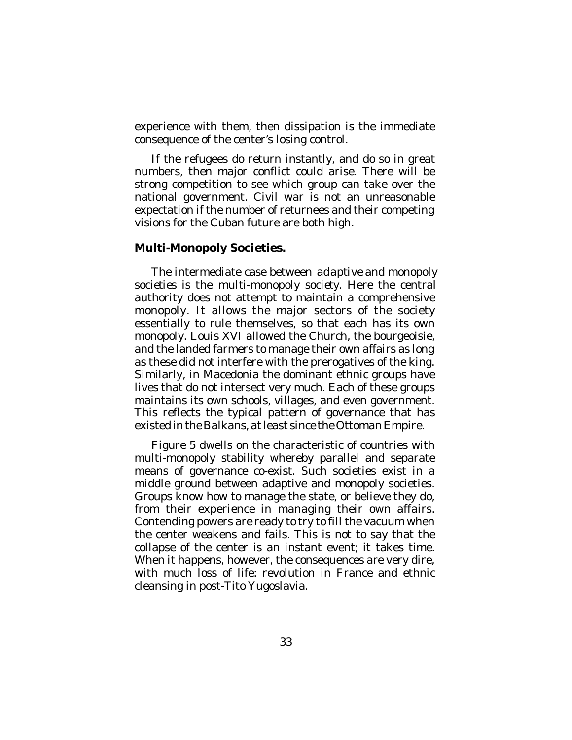experience with them, then dissipation is the immediate consequence of the center's losing control.

If the refugees do return instantly, and do so in great numbers, then major conflict could arise. There will be strong competition to see which group can take over the national government. Civil war is not an unreasonable expectation if the number of returnees and their competing visions for the Cuban future are both high.

**Multi-Monopoly Societies.**

The intermediate case between *adaptive* and *monopoly societies* is the *multi-monopoly society*. Here the central authority does not attempt to maintain a comprehensive monopoly. It allows the major sectors of the society essentially to rule themselves, so that each has its own monopoly. Louis XVI allowed the Church, the bourgeoisie, and the landed farmers to manage their own affairs as long as these did not interfere with the prerogatives of the king. Similarly, in Macedonia the dominant ethnic groups have lives that do not intersect very much. Each of these groups maintains its own schools, villages, and even government. This reflects the typical pattern of governance that has existed in the Balkans, at least since the Ottoman Empire.

Figure 5 dwells on the characteristic of countries with multi-monopoly stability whereby parallel and separate means of governance co-exist. Such societies exist in a middle ground between adaptive and monopoly societies. Groups know how to manage the state, or believe they do, from their experience in managing their own affairs. Contending powers are ready to try to fill the vacuum when the center weakens and fails. This is not to say that the collapse of the center is an instant event; it takes time. When it happens, however, the consequences are very dire, with much loss of life: revolution in France and ethnic cleansing in post-Tito Yugoslavia.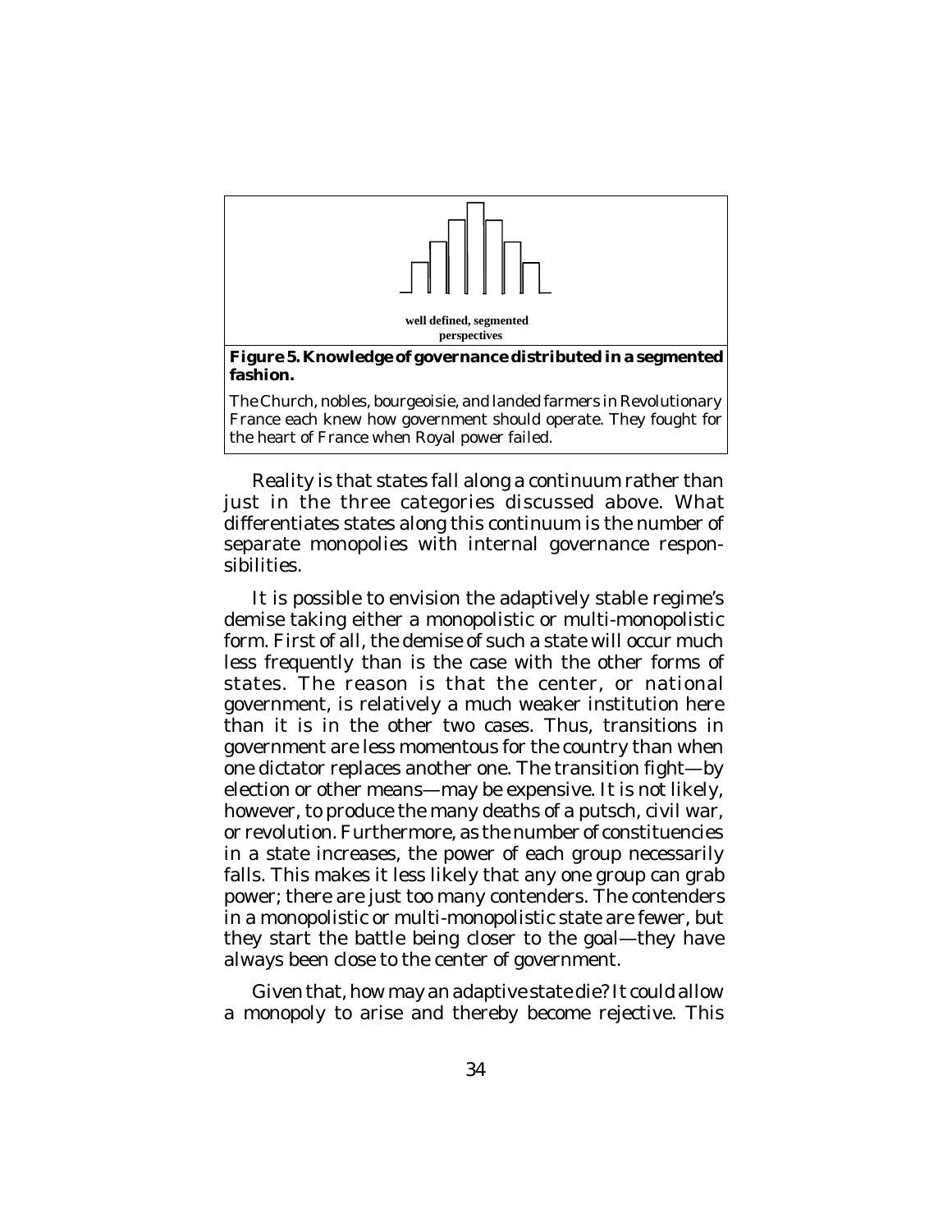well defined, segmented perspectives

**Figure 5. Knowledge of governance distributed in a segmented fashion.**

The Church, nobles, bourgeoisie, and landed farmers in Revolutionary France each knew how government should operate. They fought for the heart of France when Royal power failed.

Reality is that states fall along a continuum rather than just in the three categories discussed above. What differentiates states along this continuum is the number of separate monopolies with internal governance responsibilities.

It is possible to envision the adaptively stable regime's demise taking either a monopolistic or multi-monopolistic form. First of all, the demise of such a state will occur much less frequently than is the case with the other forms of states. The reason is that the center, or national government, is relatively a much weaker institution here than it is in the other two cases. Thus, transitions in government are less momentous for the country than when one dictator replaces another one. The transition fight—by election or other means—may be expensive. It is not likely, however, to produce the many deaths of a putsch, civil war, or revolution. Furthermore, as the number of constituencies in a state increases, the power of each group necessarily falls. This makes it less likely that any one group can grab power; there are just too many contenders. The contenders in a monopolistic or multi-monopolistic state are fewer, but they start the battle being closer to the goal—they have always been close to the center of government.

Given that, how may an adaptive state die? It could allow a monopoly to arise and thereby become rejective. This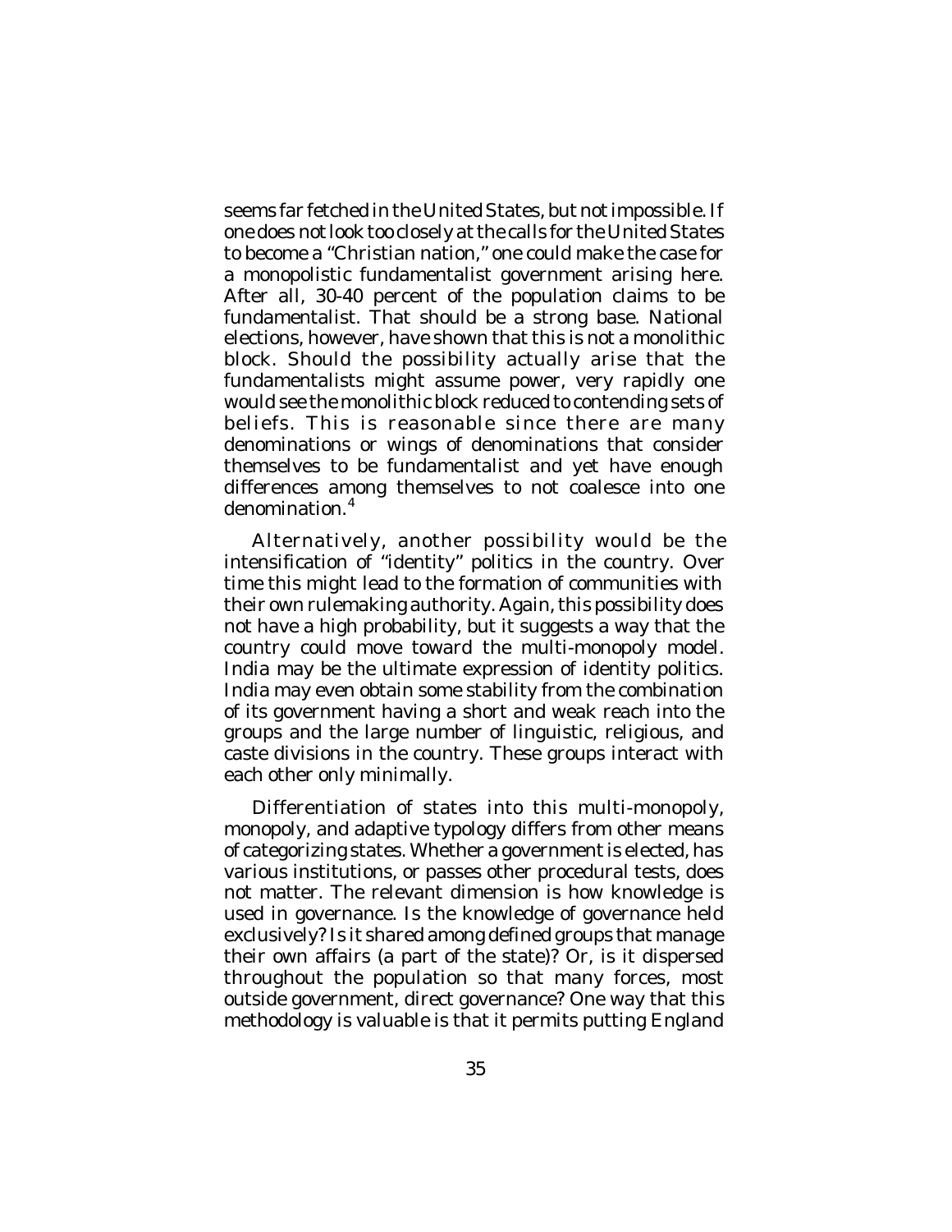seems far fetched in the United States, but not impossible. If one does not look too closely at the calls for the United States to become a "Christian nation," one could make the case for a monopolistic fundamentalist government arising here. After all, 30-40 percent of the population claims to be fundamentalist. That should be a strong base. National elections, however, have shown that this is not a monolithic block. Should the possibility actually arise that the fundamentalists might assume power, very rapidly one would see the monolithic block reduced to contending sets of beliefs. This is reasonable since there are many denominations or wings of denominations that consider themselves to be fundamentalist and yet have enough differences among themselves to not coalesce into one denomination.[4]

Alternatively, another possibility would be the intensification of "identity" politics in the country. Over time this might lead to the formation of communities with their own rulemaking authority. Again, this possibility does not have a high probability, but it suggests a way that the country could move toward the multi-monopoly model. India may be the ultimate expression of identity politics. India may even obtain some stability from the combination of its government having a short and weak reach into the groups and the large number of linguistic, religious, and caste divisions in the country. These groups interact with each other only minimally.

Differentiation of states into this multi-monopoly, monopoly, and adaptive typology differs from other means of categorizing states. Whether a government is elected, has various institutions, or passes other procedural tests, does not matter. The relevant dimension is how knowledge is used in governance. Is the knowledge of governance held exclusively? Is it shared among defined groups that manage their own affairs (a part of the state)? Or, is it dispersed throughout the population so that many forces, most outside government, direct governance? One way that this methodology is valuable is that it permits putting England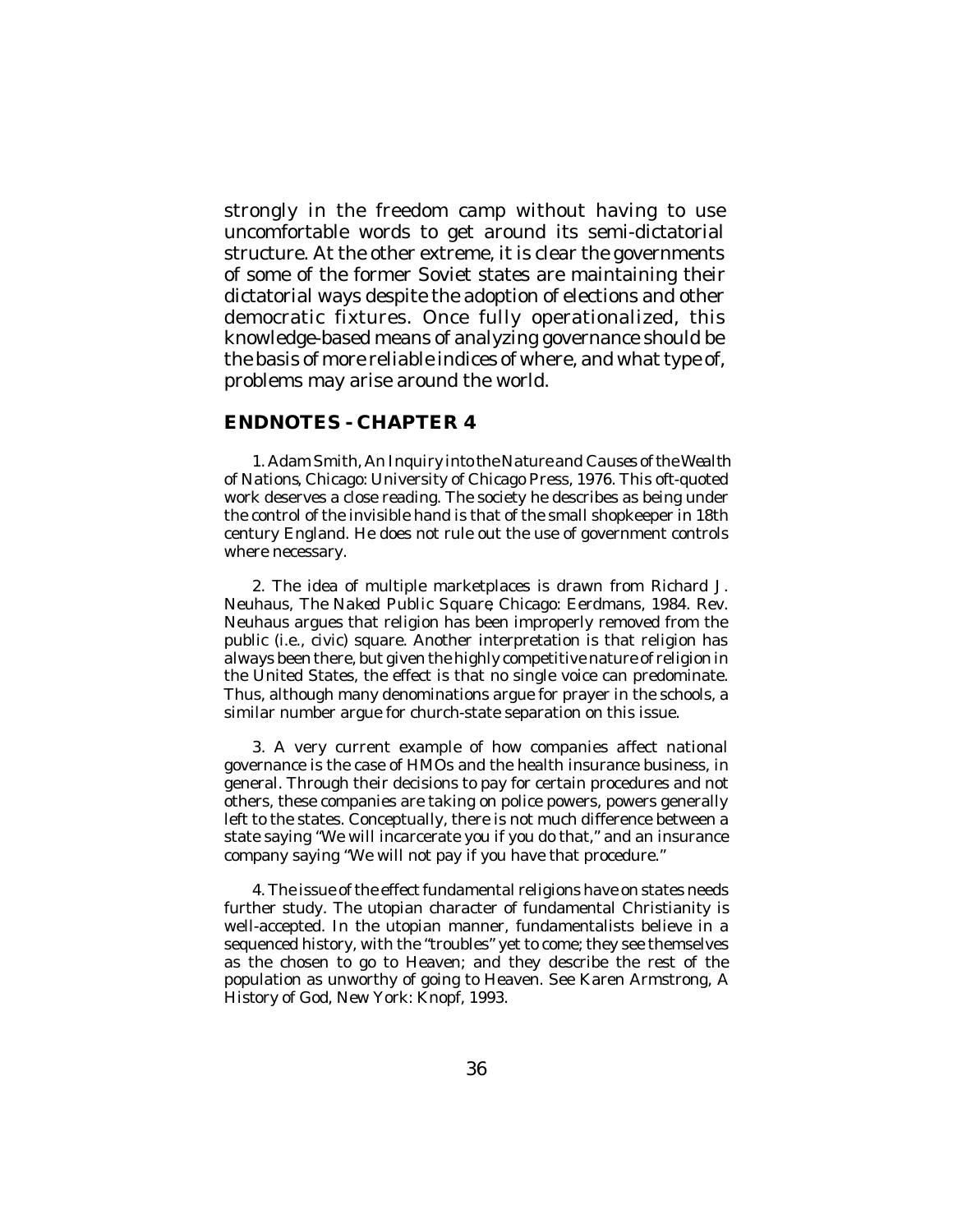strongly in the freedom camp without having to use uncomfortable words to get around its semi-dictatorial structure. At the other extreme, it is clear the governments of some of the former Soviet states are maintaining their dictatorial ways despite the adoption of elections and other democratic fixtures. Once fully operationalized, this knowledge-based means of analyzing governance should be the basis of more reliable indices of where, and what type of, problems may arise around the world.

## ENDNOTES - CHAPTER 4

1. Adam Smith, *An Inquiry into the Nature and Causes of the Wealth of Nations*, Chicago: University of Chicago Press, 1976. This oft-quoted work deserves a close reading. The society he describes as being under the control of the invisible hand is that of the small shopkeeper in 18th century England. He does not rule out the use of government controls where necessary.

2. The idea of multiple marketplaces is drawn from Richard J. Neuhaus, *The Naked Public Square*, Chicago: Eerdmans, 1984. Rev. Neuhaus argues that religion has been improperly removed from the public (i.e., civic) square. Another interpretation is that religion has always been there, but given the highly competitive nature of religion in the United States, the effect is that no single voice can predominate. Thus, although many denominations argue for prayer in the schools, a similar number argue for church-state separation on this issue.

3. A very current example of how companies affect national governance is the case of HMOs and the health insurance business, in general. Through their decisions to pay for certain procedures and not others, these companies are taking on police powers, powers generally left to the states. Conceptually, there is not much difference between a state saying "We will incarcerate you if you do that," and an insurance company saying "We will not pay if you have that procedure."

4. The issue of the effect fundamental religions have on states needs further study. The utopian character of fundamental Christianity is well-accepted. In the utopian manner, fundamentalists believe in a sequenced history, with the "troubles" yet to come; they see themselves as the chosen to go to Heaven; and they describe the rest of the population as unworthy of going to Heaven. See Karen Armstrong, *A History of God*, New York: Knopf, 1993.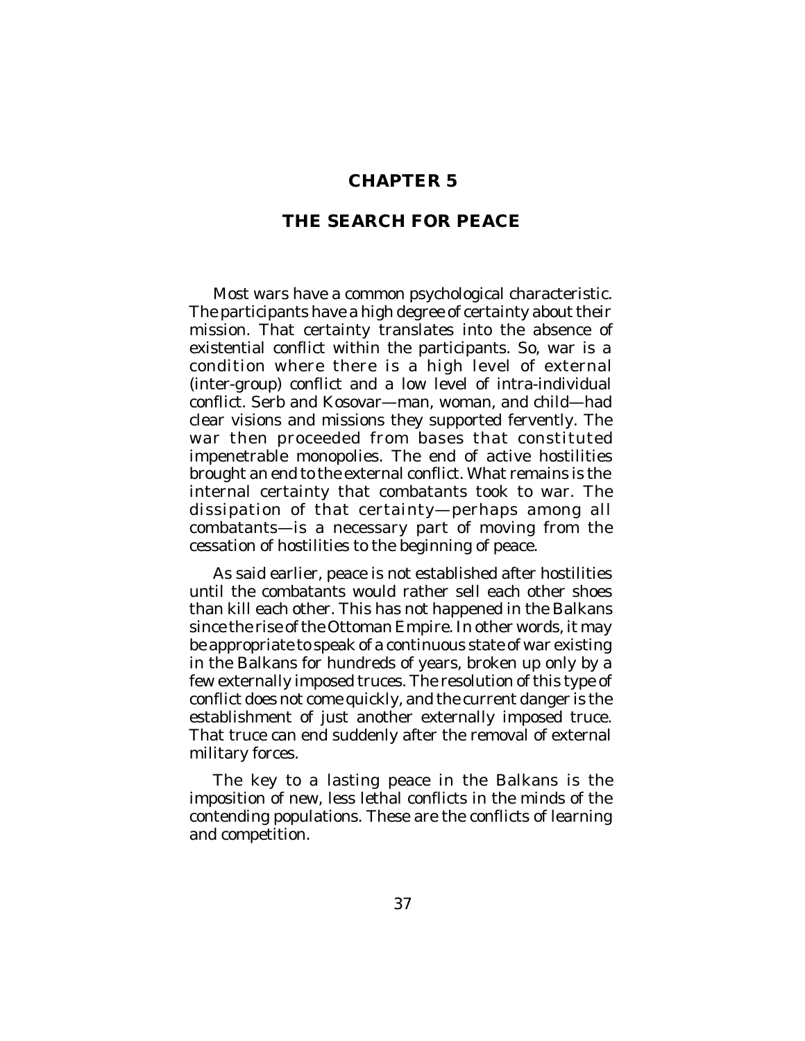# CHAPTER 5

## THE SEARCH FOR PEACE

Most wars have a common psychological characteristic. The participants have a high degree of certainty about their mission. That certainty translates into the absence of existential conflict within the participants. So, war is a condition where there is a high level of external (inter-group) conflict and a low level of intra-individual conflict. Serb and Kosovar—man, woman, and child—had clear visions and missions they supported fervently. The war then proceeded from bases that constituted impenetrable monopolies. The end of active hostilities brought an end to the external conflict. What remains is the internal certainty that combatants took to war. The dissipation of that certainty—perhaps among all combatants—is a necessary part of moving from the cessation of hostilities to the beginning of peace.

As said earlier, peace is not established after hostilities until the combatants would rather sell each other shoes than kill each other. This has not happened in the Balkans since the rise of the Ottoman Empire. In other words, it may be appropriate to speak of a continuous state of war existing in the Balkans for hundreds of years, broken up only by a few externally imposed truces. The resolution of this type of conflict does not come quickly, and the current danger is the establishment of just another externally imposed truce. That truce can end suddenly after the removal of external military forces.

The key to a lasting peace in the Balkans is the imposition of new, less lethal conflicts in the minds of the contending populations. These are the conflicts of learning and competition.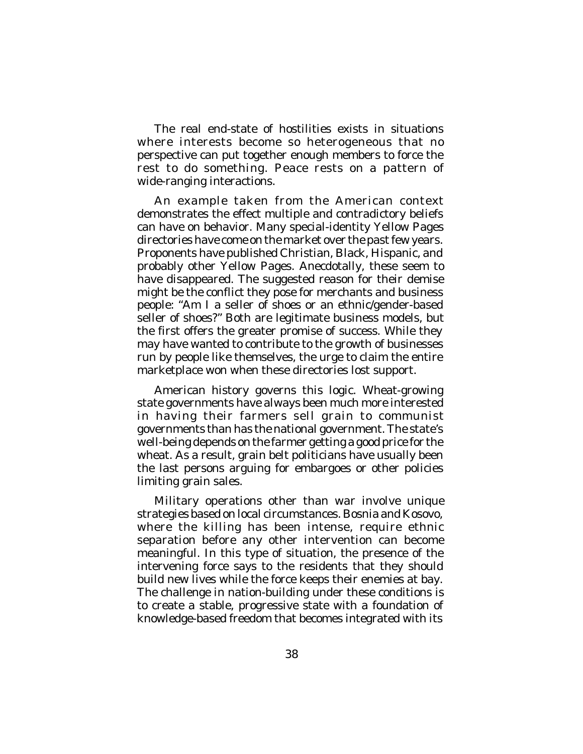The real end-state of hostilities exists in situations where interests become so heterogeneous that no perspective can put together enough members to force the rest to do something. Peace rests on a pattern of wide-ranging interactions.

An example taken from the American context demonstrates the effect multiple and contradictory beliefs can have on behavior. Many special-identity Yellow Pages directories have come on the market over the past few years. Proponents have published Christian, Black, Hispanic, and probably other Yellow Pages. Anecdotally, these seem to have disappeared. The suggested reason for their demise might be the conflict they pose for merchants and business people: "Am I a seller of shoes or an ethnic/gender-based seller of shoes?" Both are legitimate business models, but the first offers the greater promise of success. While they may have wanted to contribute to the growth of businesses run by people like themselves, the urge to claim the entire marketplace won when these directories lost support.

American history governs this logic. Wheat-growing state governments have always been much more interested in having their farmers sell grain to communist governments than has the national government. The state's well-being depends on the farmer getting a good price for the wheat. As a result, grain belt politicians have usually been the last persons arguing for embargoes or other policies limiting grain sales.

Military operations other than war involve unique strategies based on local circumstances. Bosnia and Kosovo, where the killing has been intense, require ethnic separation before any other intervention can become meaningful. In this type of situation, the presence of the intervening force says to the residents that they should build new lives while the force keeps their enemies at bay. The challenge in nation-building under these conditions is to create a stable, progressive state with a foundation of knowledge-based freedom that becomes integrated with its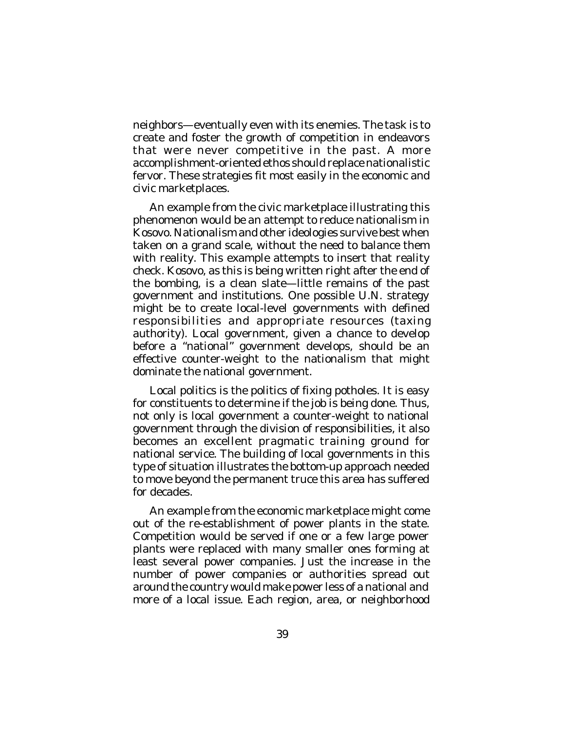neighbors—eventually even with its enemies. The task is to create and foster the growth of competition in endeavors that were never competitive in the past. A more accomplishment-oriented ethos should replace nationalistic fervor. These strategies fit most easily in the economic and civic marketplaces.

An example from the civic marketplace illustrating this phenomenon would be an attempt to reduce nationalism in Kosovo. Nationalism and other ideologies survive best when taken on a grand scale, without the need to balance them with reality. This example attempts to insert that reality check. Kosovo, as this is being written right after the end of the bombing, is a clean slate—little remains of the past government and institutions. One possible U.N. strategy might be to create local-level governments with defined responsibilities and appropriate resources (taxing authority). Local government, given a chance to develop before a "national" government develops, should be an effective counter-weight to the nationalism that might dominate the national government.

Local politics is the politics of fixing potholes. It is easy for constituents to determine if the job is being done. Thus, not only is local government a counter-weight to national government through the division of responsibilities, it also becomes an excellent pragmatic training ground for national service. The building of local governments in this type of situation illustrates the bottom-up approach needed to move beyond the permanent truce this area has suffered for decades.

An example from the economic marketplace might come out of the re-establishment of power plants in the state. Competition would be served if one or a few large power plants were replaced with many smaller ones forming at least several power companies. Just the increase in the number of power companies or authorities spread out around the country would make power less of a national and more of a local issue. Each region, area, or neighborhood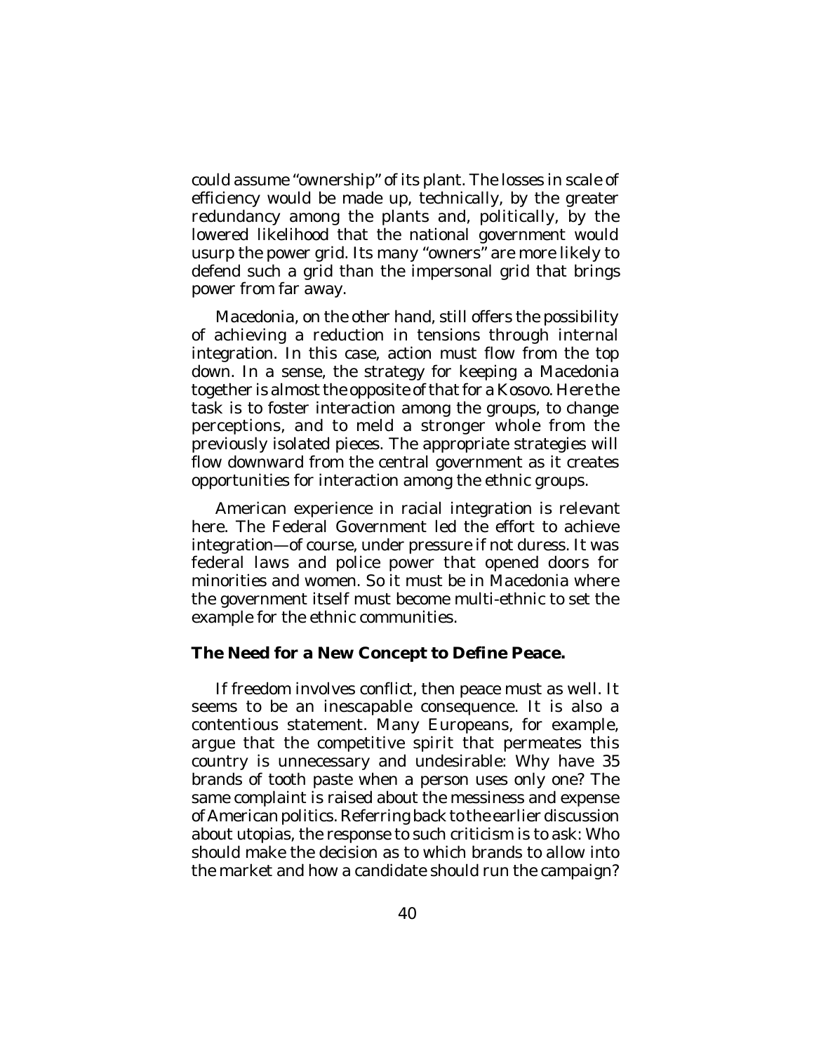could assume "ownership" of its plant. The losses in scale of efficiency would be made up, technically, by the greater redundancy among the plants and, politically, by the lowered likelihood that the national government would usurp the power grid. Its many "owners" are more likely to defend such a grid than the impersonal grid that brings power from far away.

Macedonia, on the other hand, still offers the possibility of achieving a reduction in tensions through internal integration. In this case, action must flow from the top down. In a sense, the strategy for keeping a Macedonia together is almost the opposite of that for a Kosovo. Here the task is to foster interaction among the groups, to change perceptions, and to meld a stronger whole from the previously isolated pieces. The appropriate strategies will flow downward from the central government as it creates opportunities for interaction among the ethnic groups.

American experience in racial integration is relevant here. The Federal Government led the effort to achieve integration—of course, under pressure if not duress. It was federal laws and police power that opened doors for minorities and women. So it must be in Macedonia where the government itself must become multi-ethnic to set the example for the ethnic communities.

**The Need for a New Concept to Define Peace.**

If freedom involves conflict, then peace must as well. It seems to be an inescapable consequence. It is also a contentious statement. Many Europeans, for example, argue that the competitive spirit that permeates this country is unnecessary and undesirable: Why have 35 brands of tooth paste when a person uses only one? The same complaint is raised about the messiness and expense of American politics. Referring back to the earlier discussion about utopias, the response to such criticism is to ask: Who should make the decision as to which brands to allow into the market and how a candidate should run the campaign?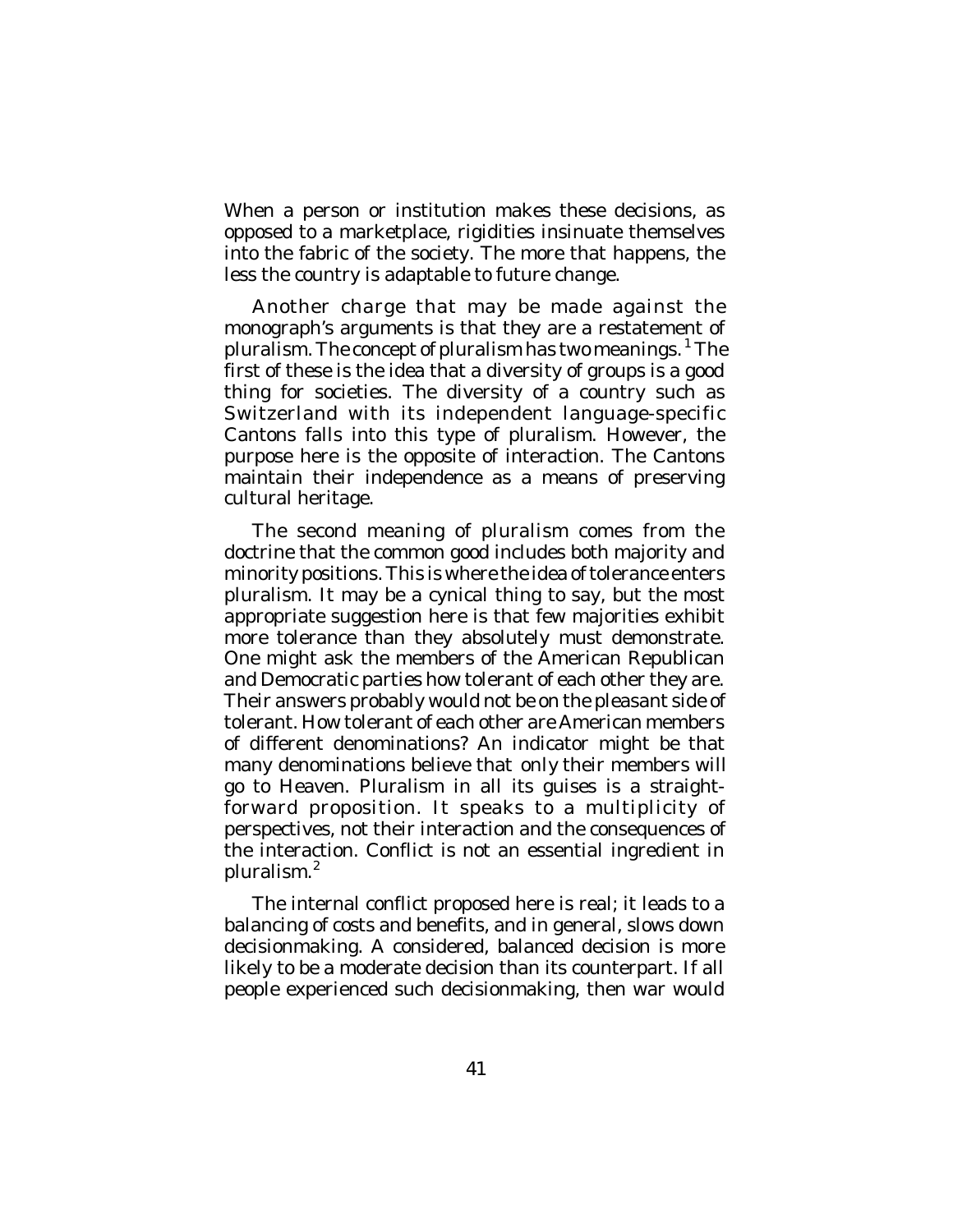When a person or institution makes these decisions, as opposed to a marketplace, rigidities insinuate themselves into the fabric of the society. The more that happens, the less the country is adaptable to future change.

Another charge that may be made against the monograph's arguments is that they are a restatement of pluralism. The concept of pluralism has two meanings.[1] The first of these is the idea that a diversity of groups is a good thing for societies. The diversity of a country such as Switzerland with its independent language-specific Cantons falls into this type of pluralism. However, the purpose here is the opposite of interaction. The Cantons maintain their independence as a means of preserving cultural heritage.

The second meaning of pluralism comes from the doctrine that the common good includes both majority and minority positions. This is where the idea of tolerance enters pluralism. It may be a cynical thing to say, but the most appropriate suggestion here is that few majorities exhibit more tolerance than they absolutely must demonstrate. One might ask the members of the American Republican and Democratic parties how tolerant of each other they are. Their answers probably would not be on the pleasant side of tolerant. How tolerant of each other are American members of different denominations? An indicator might be that many denominations believe that only their members will go to Heaven. Pluralism in all its guises is a straightforward proposition. It speaks to a multiplicity of perspectives, not their interaction and the consequences of the interaction. Conflict is not an essential ingredient in pluralism.[2]

The internal conflict proposed here is real; it leads to a balancing of costs and benefits, and in general, slows down decisionmaking. A considered, balanced decision is more likely to be a moderate decision than its counterpart. If all people experienced such decisionmaking, then war would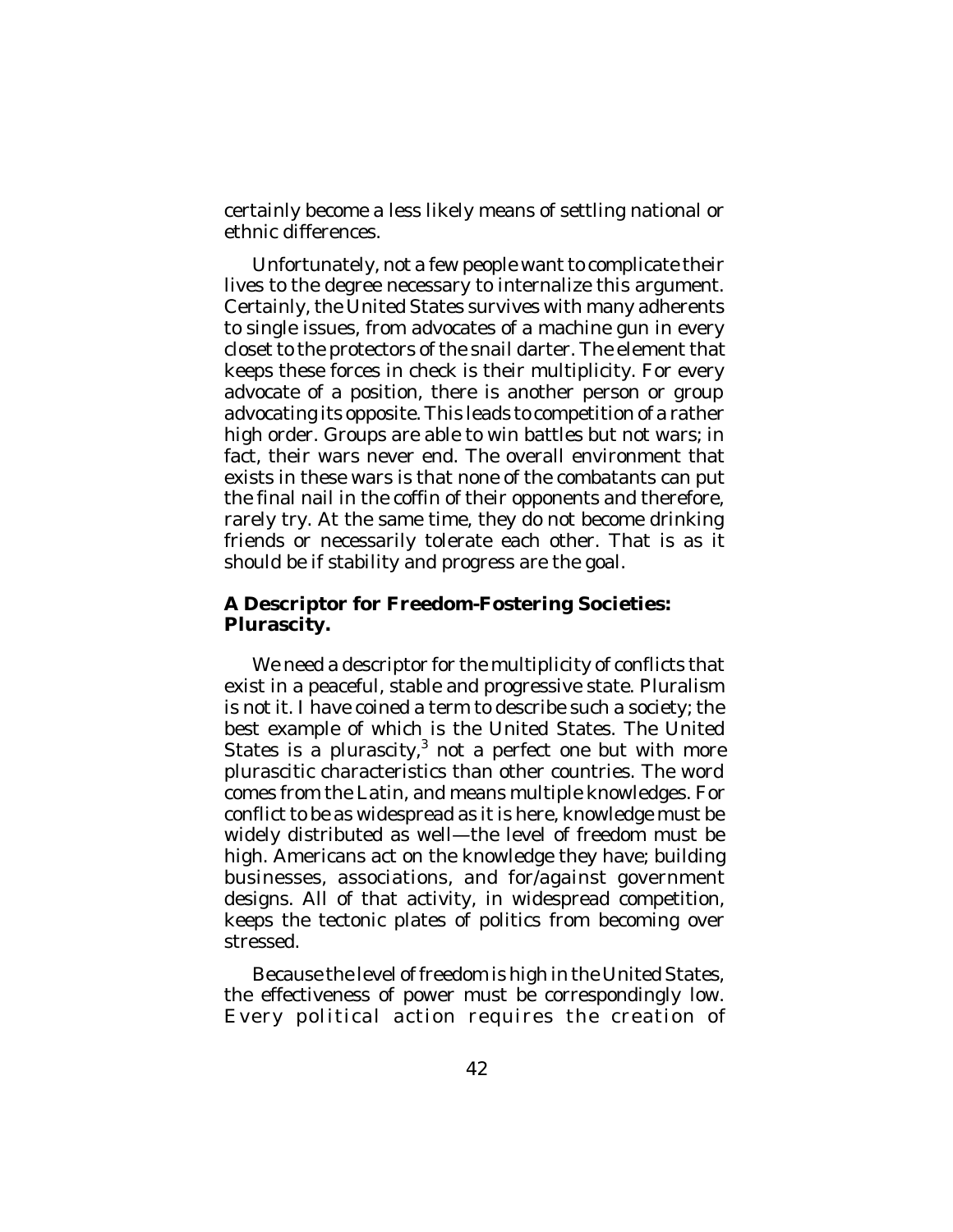certainly become a less likely means of settling national or ethnic differences.

Unfortunately, not a few people want to complicate their lives to the degree necessary to internalize this argument. Certainly, the United States survives with many adherents to single issues, from advocates of a machine gun in every closet to the protectors of the snail darter. The element that keeps these forces in check is their multiplicity. For every advocate of a position, there is another person or group advocating its opposite. This leads to competition of a rather high order. Groups are able to win battles but not wars; in fact, their wars never end. The overall environment that exists in these wars is that none of the combatants can put the final nail in the coffin of their opponents and therefore, rarely try. At the same time, they do not become drinking friends or necessarily tolerate each other. That is as it should be if stability and progress are the goal.

### A Descriptor for Freedom-Fostering Societies: Plurascity.

We need a descriptor for the multiplicity of conflicts that exist in a peaceful, stable and progressive state. Pluralism is not it. I have coined a term to describe such a society; the best example of which is the United States. The United States is a plurascity,[3] not a perfect one but with more plurascitic characteristics than other countries. The word comes from the Latin, and means multiple knowledges. For conflict to be as widespread as it is here, knowledge must be widely distributed as well—the level of freedom must be high. Americans act on the knowledge they have; building businesses, associations, and for/against government designs. All of that activity, in widespread competition, keeps the tectonic plates of politics from becoming over stressed.

Because the level of freedom is high in the United States, the effectiveness of power must be correspondingly low. Every political action requires the creation of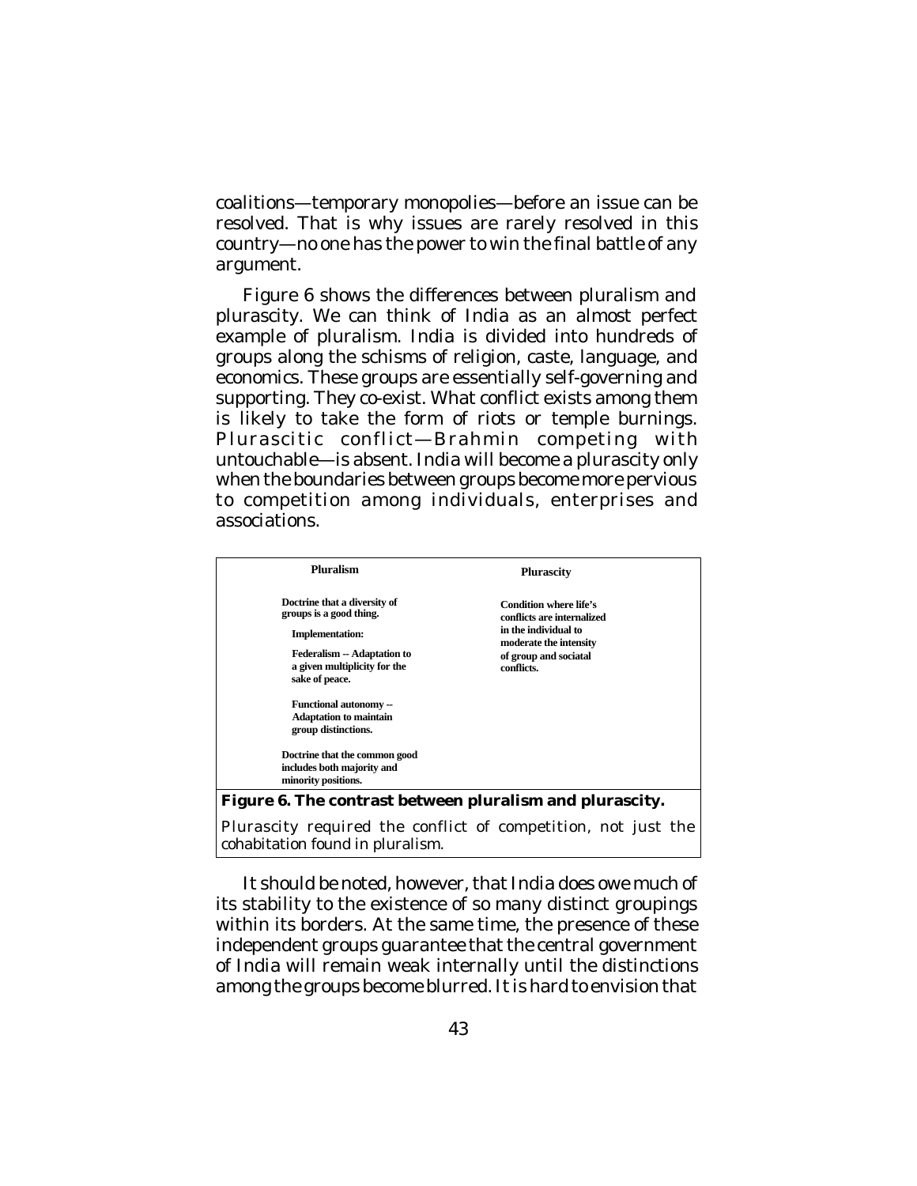coalitions—temporary monopolies—before an issue can be resolved. That is why issues are rarely resolved in this country—no one has the power to win the final battle of any argument.

Figure 6 shows the differences between pluralism and plurascity. We can think of India as an almost perfect example of pluralism. India is divided into hundreds of groups along the schisms of religion, caste, language, and economics. These groups are essentially self-governing and supporting. They co-exist. What conflict exists among them is likely to take the form of riots or temple burnings. Plurascitic conflict—Brahmin competing with untouchable—is absent. India will become a plurascity only when the boundaries between groups become more pervious to competition among individuals, enterprises and associations.

| Pluralism | Plurascity |
|---|---|
| **Doctrine that a diversity of groups is a good thing.**<br><br>**Implementation:**<br><br>**Federalism -- Adaptation to a given multiplicity for the sake of peace.**<br><br>**Functional autonomy -- Adaptation to maintain group distinctions.**<br><br>**Doctrine that the common good includes both majority and minority positions.** | **Condition where life's conflicts are internalized in the individual to moderate the intensity of group and sociatal conflicts.** |

**Figure 6. The contrast between pluralism and plurascity.**

Plurascity required the conflict of competition, not just the cohabitation found in pluralism.

It should be noted, however, that India does owe much of its stability to the existence of so many distinct groupings within its borders. At the same time, the presence of these independent groups guarantee that the central government of India will remain weak internally until the distinctions among the groups become blurred. It is hard to envision that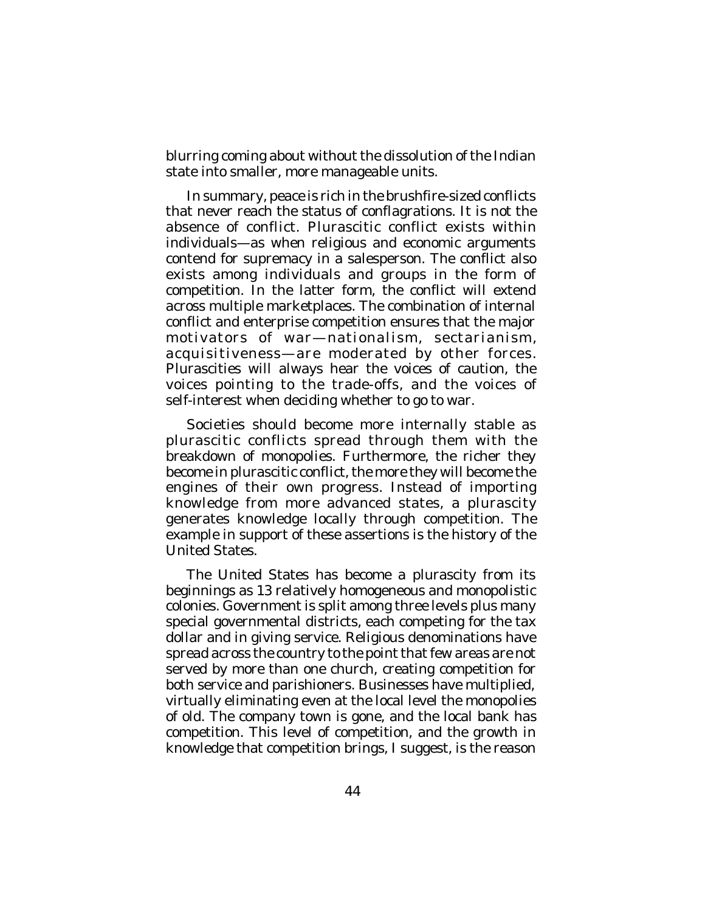blurring coming about without the dissolution of the Indian state into smaller, more manageable units.

In summary, peace is rich in the brushfire-sized conflicts that never reach the status of conflagrations. It is not the absence of conflict. Plurascitic conflict exists within individuals—as when religious and economic arguments contend for supremacy in a salesperson. The conflict also exists among individuals and groups in the form of competition. In the latter form, the conflict will extend across multiple marketplaces. The combination of internal conflict and enterprise competition ensures that the major motivators of war—nationalism, sectarianism, acquisitiveness—are moderated by other forces. Plurascities will always hear the voices of caution, the voices pointing to the trade-offs, and the voices of self-interest when deciding whether to go to war.

Societies should become more internally stable as plurascitic conflicts spread through them with the breakdown of monopolies. Furthermore, the richer they become in plurascitic conflict, the more they will become the engines of their own progress. Instead of importing knowledge from more advanced states, a plurascity generates knowledge locally through competition. The example in support of these assertions is the history of the United States.

The United States has become a plurascity from its beginnings as 13 relatively homogeneous and monopolistic colonies. Government is split among three levels plus many special governmental districts, each competing for the tax dollar and in giving service. Religious denominations have spread across the country to the point that few areas are not served by more than one church, creating competition for both service and parishioners. Businesses have multiplied, virtually eliminating even at the local level the monopolies of old. The company town is gone, and the local bank has competition. This level of competition, and the growth in knowledge that competition brings, I suggest, is the reason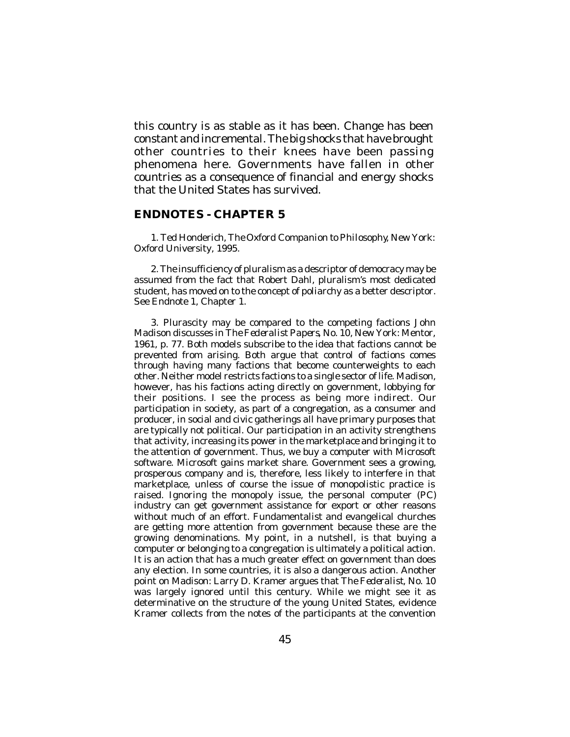this country is as stable as it has been. Change has been constant and incremental. The big shocks that have brought other countries to their knees have been passing phenomena here. Governments have fallen in other countries as a consequence of financial and energy shocks that the United States has survived.

## ENDNOTES - CHAPTER 5

1. Ted Honderich, *The Oxford Companion to Philosophy*, New York: Oxford University, 1995.

2. The insufficiency of pluralism as a descriptor of democracy may be assumed from the fact that Robert Dahl, pluralism's most dedicated student, has moved on to the concept of poliarchy as a better descriptor. See Endnote 1, Chapter 1.

3. Plurascity may be compared to the competing factions John Madison discusses in *The Federalist Papers*, No. 10, New York: Mentor, 1961, p. 77. Both models subscribe to the idea that factions cannot be prevented from arising. Both argue that control of factions comes through having many factions that become counterweights to each other. Neither model restricts factions to a single sector of life. Madison, however, has his factions acting directly on government, lobbying for their positions. I see the process as being more indirect. Our participation in society, as part of a congregation, as a consumer and producer, in social and civic gatherings all have primary purposes that are typically not political. Our participation in an activity strengthens that activity, increasing its power in the marketplace and bringing it to the attention of government. Thus, we buy a computer with Microsoft software. Microsoft gains market share. Government sees a growing, prosperous company and is, therefore, less likely to interfere in that marketplace, unless of course the issue of monopolistic practice is raised. Ignoring the monopoly issue, the personal computer (PC) industry can get government assistance for export or other reasons without much of an effort. Fundamentalist and evangelical churches are getting more attention from government because these are the growing denominations. My point, in a nutshell, is that buying a computer or belonging to a congregation is ultimately a political action. It is an action that has a much greater effect on government than does any election. In some countries, it is also a dangerous action. Another point on Madison: Larry D. Kramer argues that *The Federalist*, No. 10 was largely ignored until this century. While we might see it as determinative on the structure of the young United States, evidence Kramer collects from the notes of the participants at the convention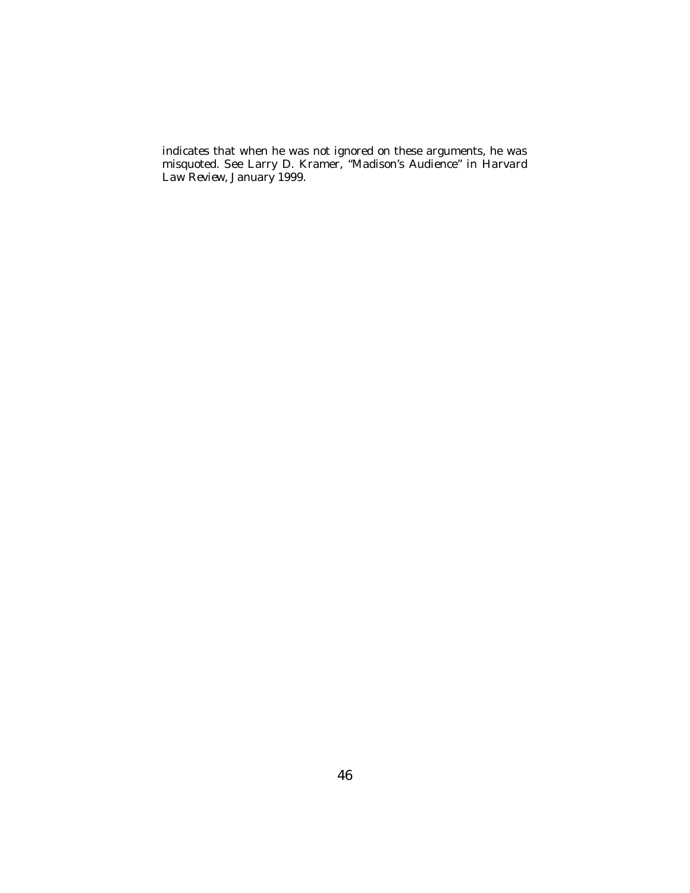indicates that when he was not ignored on these arguments, he was misquoted. See Larry D. Kramer, "Madison's Audience" in *Harvard Law Review*, January 1999.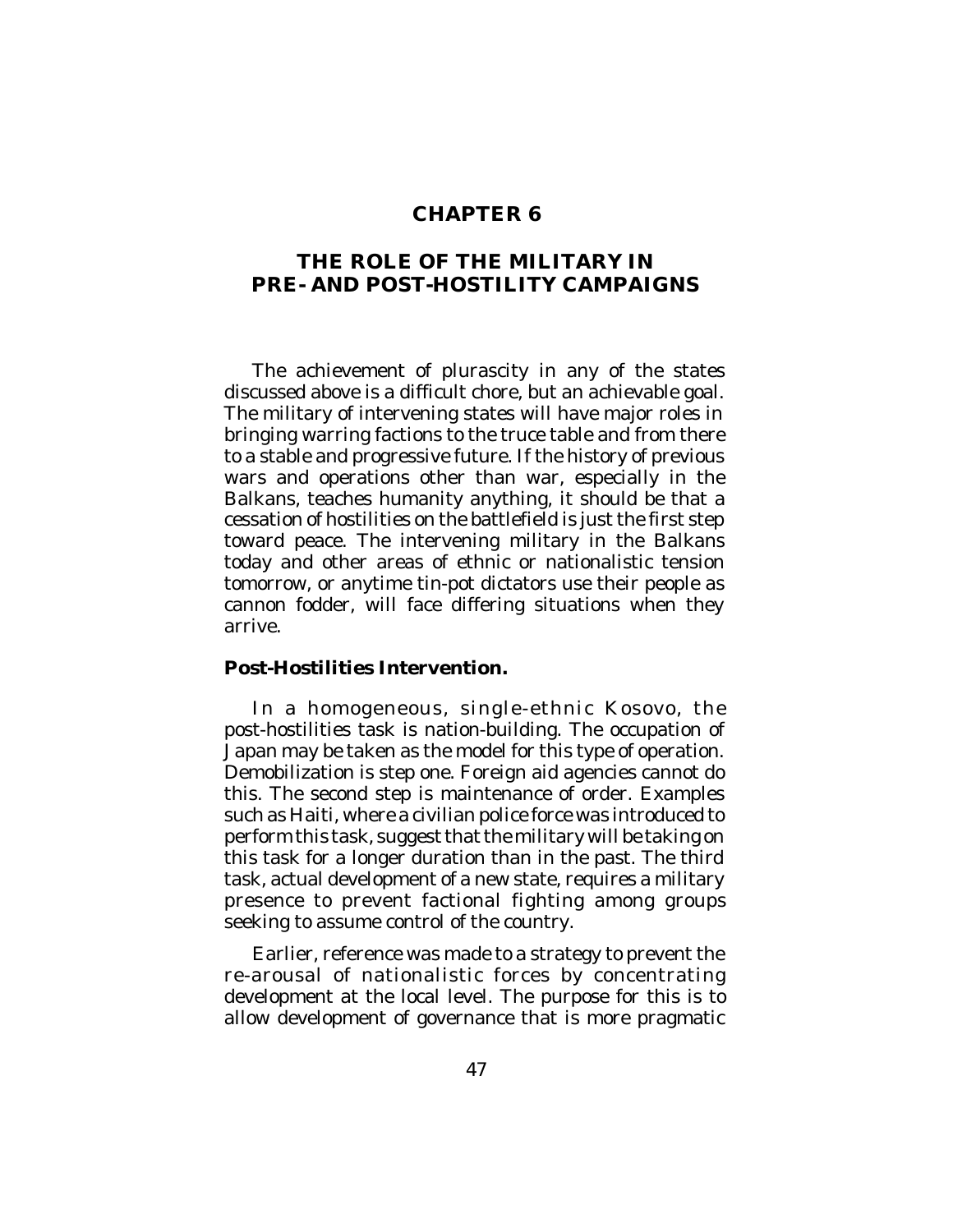# CHAPTER 6

## THE ROLE OF THE MILITARY IN PRE- AND POST-HOSTILITY CAMPAIGNS

The achievement of plurascity in any of the states discussed above is a difficult chore, but an achievable goal. The military of intervening states will have major roles in bringing warring factions to the truce table and from there to a stable and progressive future. If the history of previous wars and operations other than war, especially in the Balkans, teaches humanity anything, it should be that a cessation of hostilities on the battlefield is just the first step toward peace. The intervening military in the Balkans today and other areas of ethnic or nationalistic tension tomorrow, or anytime tin-pot dictators use their people as cannon fodder, will face differing situations when they arrive.

**Post-Hostilities Intervention.**

In a homogeneous, single-ethnic Kosovo, the post-hostilities task is nation-building. The occupation of Japan may be taken as the model for this type of operation. Demobilization is step one. Foreign aid agencies cannot do this. The second step is maintenance of order. Examples such as Haiti, where a civilian police force was introduced to perform this task, suggest that the military will be taking on this task for a longer duration than in the past. The third task, actual development of a new state, requires a military presence to prevent factional fighting among groups seeking to assume control of the country.

Earlier, reference was made to a strategy to prevent the re-arousal of nationalistic forces by concentrating development at the local level. The purpose for this is to allow development of governance that is more pragmatic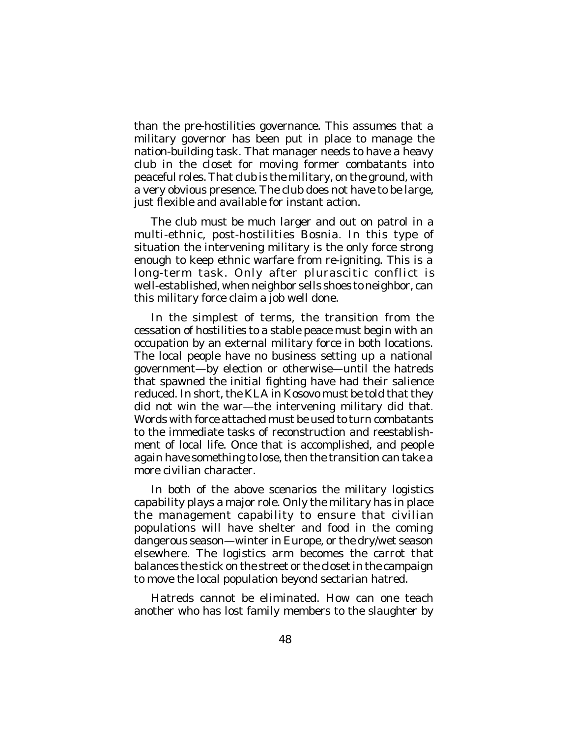than the pre-hostilities governance. This assumes that a military governor has been put in place to manage the nation-building task. That manager needs to have a heavy club in the closet for moving former combatants into peaceful roles. That club is the military, on the ground, with a very obvious presence. The club does not have to be large, just flexible and available for instant action.

The club must be much larger and out on patrol in a multi-ethnic, post-hostilities Bosnia. In this type of situation the intervening military is the only force strong enough to keep ethnic warfare from re-igniting. This is a long-term task. Only after plurascitic conflict is well-established, when neighbor sells shoes to neighbor, can this military force claim a job well done.

In the simplest of terms, the transition from the cessation of hostilities to a stable peace must begin with an occupation by an external military force in both locations. The local people have no business setting up a national government—by election or otherwise—until the hatreds that spawned the initial fighting have had their salience reduced. In short, the KLA in Kosovo must be told that they did not win the war—the intervening military did that. Words with force attached must be used to turn combatants to the immediate tasks of reconstruction and reestablishment of local life. Once that is accomplished, and people again have something to lose, then the transition can take a more civilian character.

In both of the above scenarios the military logistics capability plays a major role. Only the military has in place the management capability to ensure that civilian populations will have shelter and food in the coming dangerous season—winter in Europe, or the dry/wet season elsewhere. The logistics arm becomes the carrot that balances the stick on the street or the closet in the campaign to move the local population beyond sectarian hatred.

Hatreds cannot be eliminated. How can one teach another who has lost family members to the slaughter by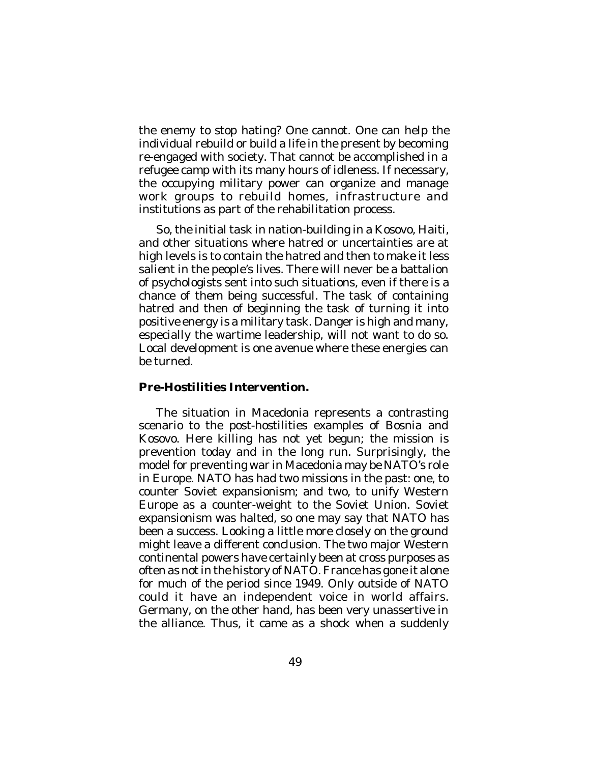the enemy to stop hating? One cannot. One can help the individual rebuild or build a life in the present by becoming re-engaged with society. That cannot be accomplished in a refugee camp with its many hours of idleness. If necessary, the occupying military power can organize and manage work groups to rebuild homes, infrastructure and institutions as part of the rehabilitation process.

So, the initial task in nation-building in a Kosovo, Haiti, and other situations where hatred or uncertainties are at high levels is to contain the hatred and then to make it less salient in the people's lives. There will never be a battalion of psychologists sent into such situations, even if there is a chance of them being successful. The task of containing hatred and then of beginning the task of turning it into positive energy is a military task. Danger is high and many, especially the wartime leadership, will not want to do so. Local development is one avenue where these energies can be turned.

**Pre-Hostilities Intervention.**

The situation in Macedonia represents a contrasting scenario to the post-hostilities examples of Bosnia and Kosovo. Here killing has not yet begun; the mission is prevention today and in the long run. Surprisingly, the model for preventing war in Macedonia may be NATO's role in Europe. NATO has had two missions in the past: one, to counter Soviet expansionism; and two, to unify Western Europe as a counter-weight to the Soviet Union. Soviet expansionism was halted, so one may say that NATO has been a success. Looking a little more closely on the ground might leave a different conclusion. The two major Western continental powers have certainly been at cross purposes as often as not in the history of NATO. France has gone it alone for much of the period since 1949. Only outside of NATO could it have an independent voice in world affairs. Germany, on the other hand, has been very unassertive in the alliance. Thus, it came as a shock when a suddenly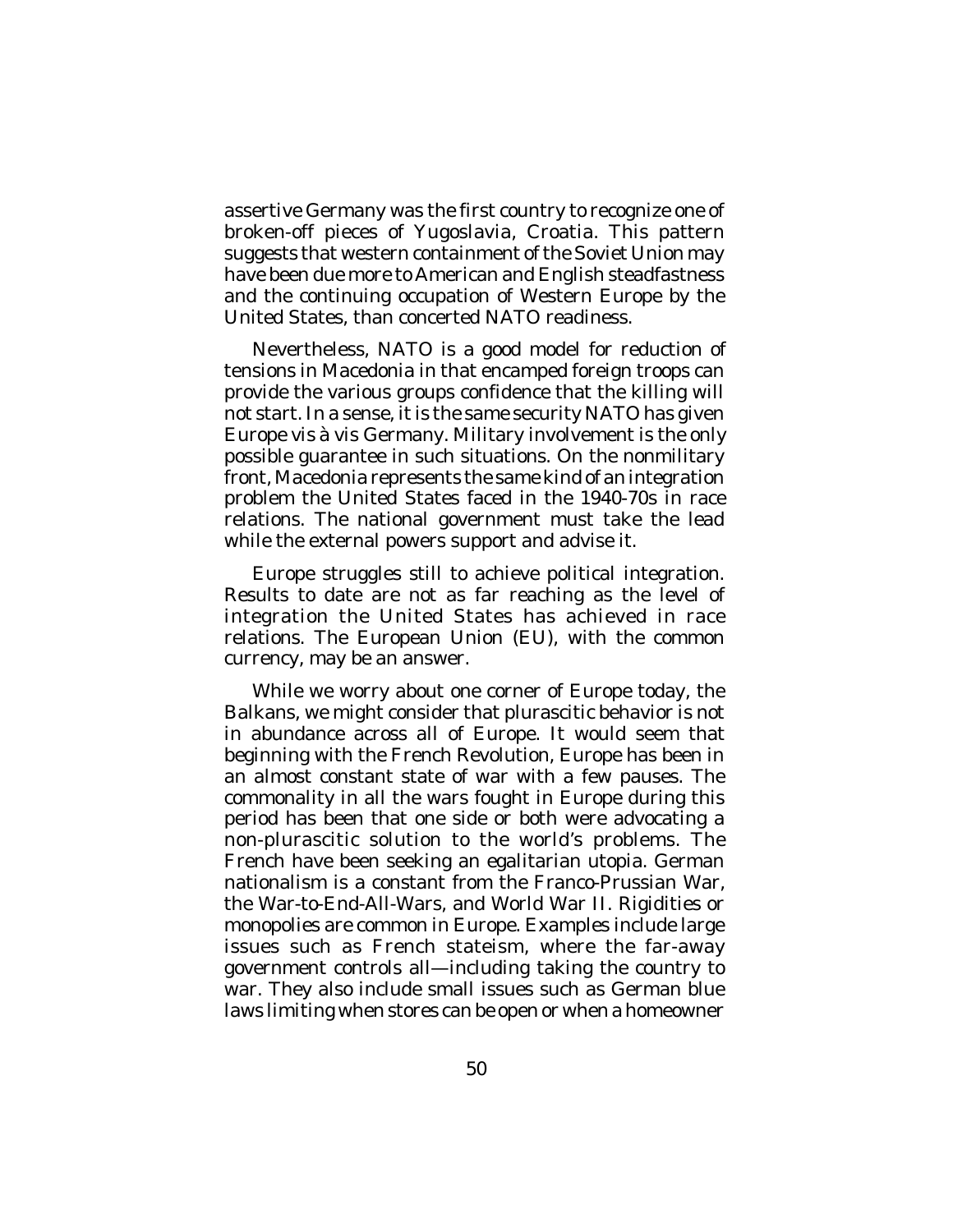assertive Germany was the first country to recognize one of broken-off pieces of Yugoslavia, Croatia. This pattern suggests that western containment of the Soviet Union may have been due more to American and English steadfastness and the continuing occupation of Western Europe by the United States, than concerted NATO readiness.

Nevertheless, NATO is a good model for reduction of tensions in Macedonia in that encamped foreign troops can provide the various groups confidence that the killing will not start. In a sense, it is the same security NATO has given Europe vis à vis Germany. Military involvement is the only possible guarantee in such situations. On the nonmilitary front, Macedonia represents the same kind of an integration problem the United States faced in the 1940-70s in race relations. The national government must take the lead while the external powers support and advise it.

Europe struggles still to achieve political integration. Results to date are not as far reaching as the level of integration the United States has achieved in race relations. The European Union (EU), with the common currency, may be an answer.

While we worry about one corner of Europe today, the Balkans, we might consider that plurascitic behavior is not in abundance across all of Europe. It would seem that beginning with the French Revolution, Europe has been in an almost constant state of war with a few pauses. The commonality in all the wars fought in Europe during this period has been that one side or both were advocating a non-plurascitic solution to the world's problems. The French have been seeking an egalitarian utopia. German nationalism is a constant from the Franco-Prussian War, the War-to-End-All-Wars, and World War II. Rigidities or monopolies are common in Europe. Examples include large issues such as French stateism, where the far-away government controls all—including taking the country to war. They also include small issues such as German blue laws limiting when stores can be open or when a homeowner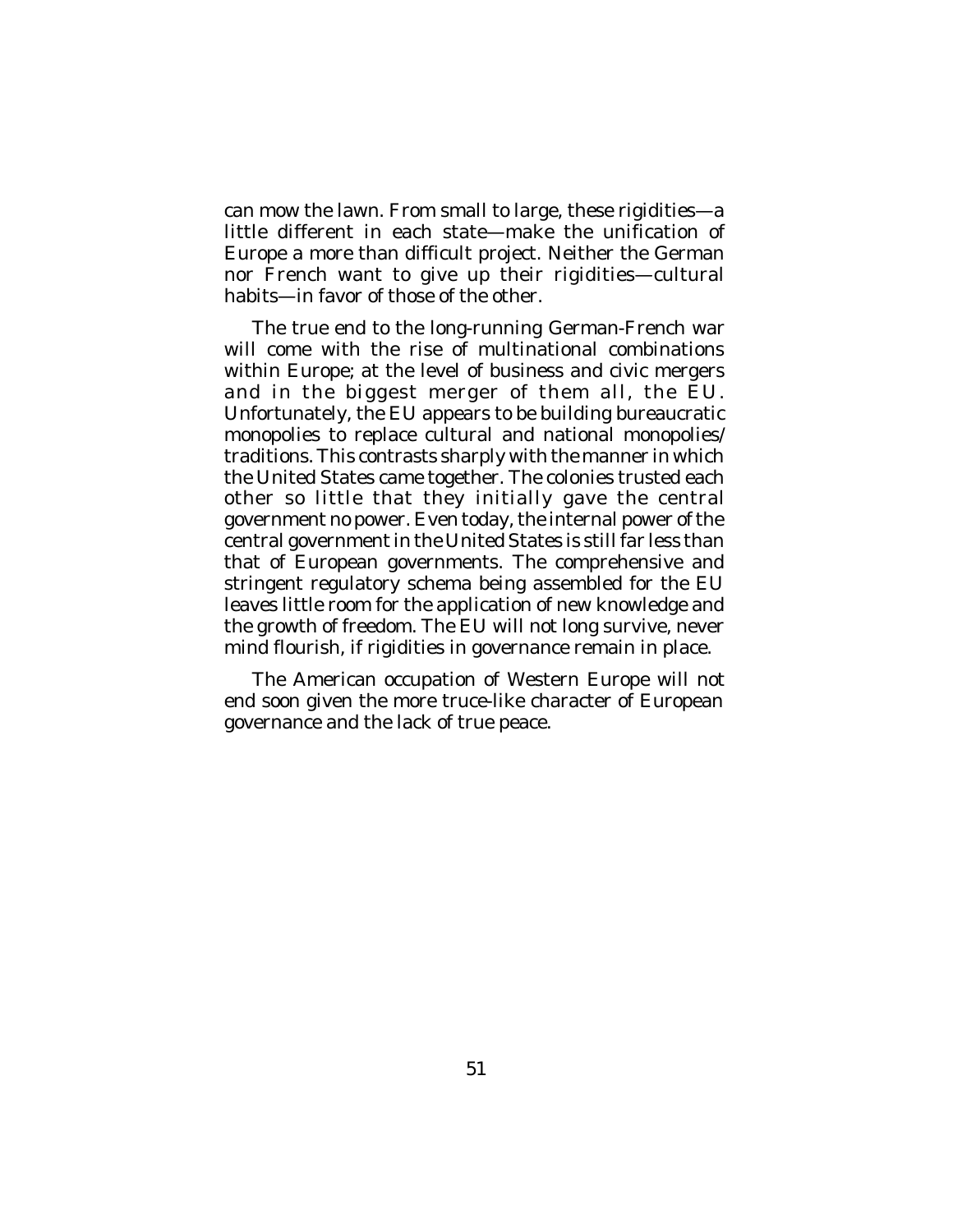can mow the lawn. From small to large, these rigidities—a little different in each state—make the unification of Europe a more than difficult project. Neither the German nor French want to give up their rigidities—cultural habits—in favor of those of the other.

The true end to the long-running German-French war will come with the rise of multinational combinations within Europe; at the level of business and civic mergers and in the biggest merger of them all, the EU. Unfortunately, the EU appears to be building bureaucratic monopolies to replace cultural and national monopolies/traditions. This contrasts sharply with the manner in which the United States came together. The colonies trusted each other so little that they initially gave the central government no power. Even today, the internal power of the central government in the United States is still far less than that of European governments. The comprehensive and stringent regulatory schema being assembled for the EU leaves little room for the application of new knowledge and the growth of freedom. The EU will not long survive, never mind flourish, if rigidities in governance remain in place.

The American occupation of Western Europe will not end soon given the more truce-like character of European governance and the lack of true peace.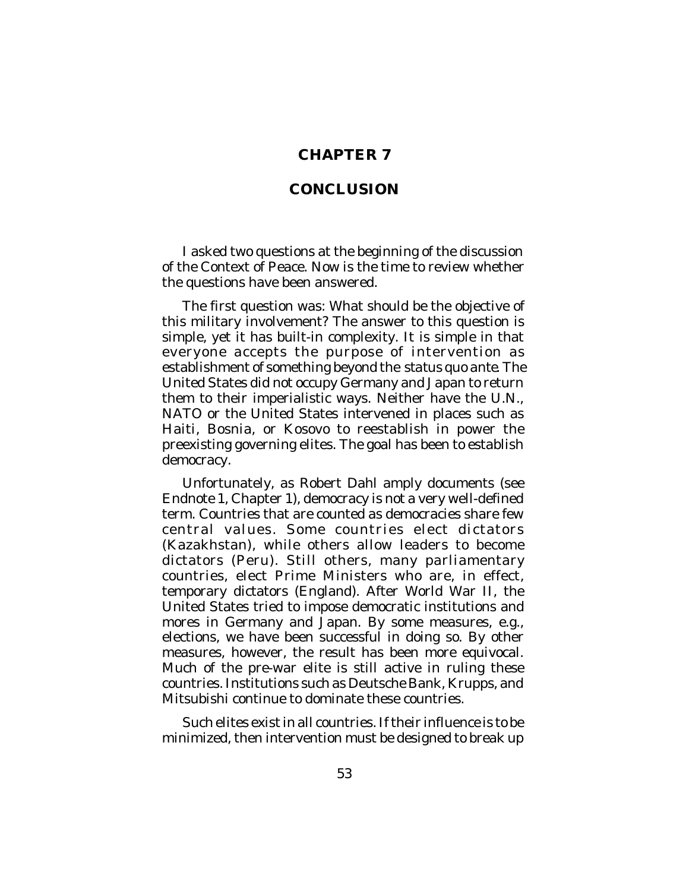# CHAPTER 7

# CONCLUSION

I asked two questions at the beginning of the discussion of the Context of Peace. Now is the time to review whether the questions have been answered.

The first question was: What should be the objective of this military involvement? The answer to this question is simple, yet it has built-in complexity. It is simple in that everyone accepts the purpose of intervention as establishment of something beyond the status quo ante. The United States did not occupy Germany and Japan to return them to their imperialistic ways. Neither have the U.N., NATO or the United States intervened in places such as Haiti, Bosnia, or Kosovo to reestablish in power the preexisting governing elites. The goal has been to establish democracy.

Unfortunately, as Robert Dahl amply documents (see Endnote 1, Chapter 1), democracy is not a very well-defined term. Countries that are counted as democracies share few central values. Some countries elect dictators (Kazakhstan), while others allow leaders to become dictators (Peru). Still others, many parliamentary countries, elect Prime Ministers who are, in effect, temporary dictators (England). After World War II, the United States tried to impose democratic institutions and mores in Germany and Japan. By some measures, e.g., elections, we have been successful in doing so. By other measures, however, the result has been more equivocal. Much of the pre-war elite is still active in ruling these countries. Institutions such as Deutsche Bank, Krupps, and Mitsubishi continue to dominate these countries.

Such elites exist in all countries. If their influence is to be minimized, then intervention must be designed to break up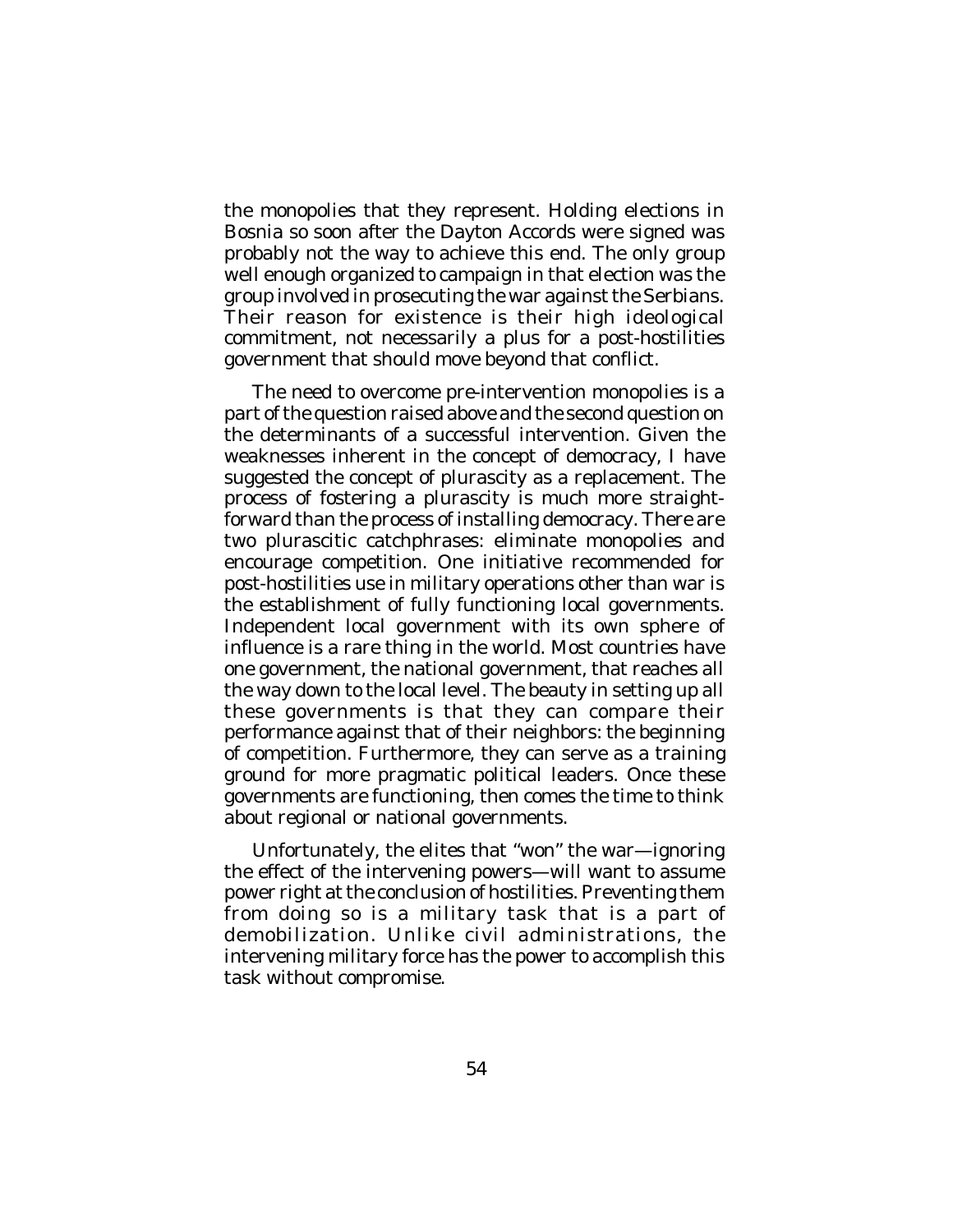the monopolies that they represent. Holding elections in Bosnia so soon after the Dayton Accords were signed was probably not the way to achieve this end. The only group well enough organized to campaign in that election was the group involved in prosecuting the war against the Serbians. Their reason for existence is their high ideological commitment, not necessarily a plus for a post-hostilities government that should move beyond that conflict.

The need to overcome pre-intervention monopolies is a part of the question raised above and the second question on the determinants of a successful intervention. Given the weaknesses inherent in the concept of democracy, I have suggested the concept of plurascity as a replacement. The process of fostering a plurascity is much more straightforward than the process of installing democracy. There are two plurascitic catchphrases: eliminate monopolies and encourage competition. One initiative recommended for post-hostilities use in military operations other than war is the establishment of fully functioning local governments. Independent local government with its own sphere of influence is a rare thing in the world. Most countries have one government, the national government, that reaches all the way down to the local level. The beauty in setting up all these governments is that they can compare their performance against that of their neighbors: the beginning of competition. Furthermore, they can serve as a training ground for more pragmatic political leaders. Once these governments are functioning, then comes the time to think about regional or national governments.

Unfortunately, the elites that "won" the war—ignoring the effect of the intervening powers—will want to assume power right at the conclusion of hostilities. Preventing them from doing so is a military task that is a part of demobilization. Unlike civil administrations, the intervening military force has the power to accomplish this task without compromise.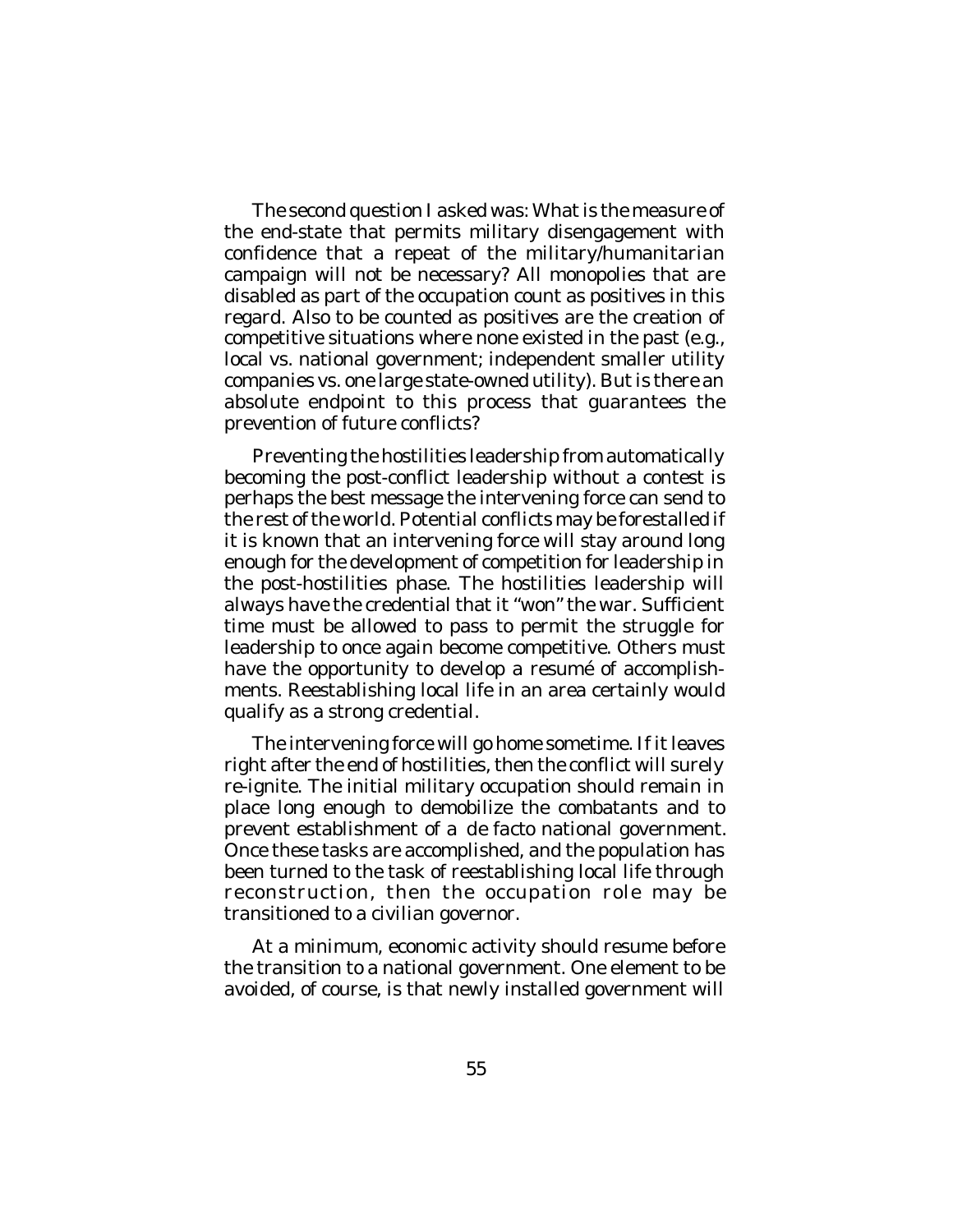The second question I asked was: What is the measure of the end-state that permits military disengagement with confidence that a repeat of the military/humanitarian campaign will not be necessary? All monopolies that are disabled as part of the occupation count as positives in this regard. Also to be counted as positives are the creation of competitive situations where none existed in the past (e.g., local vs. national government; independent smaller utility companies vs. one large state-owned utility). But is there an absolute endpoint to this process that guarantees the prevention of future conflicts?

Preventing the hostilities leadership from automatically becoming the post-conflict leadership without a contest is perhaps the best message the intervening force can send to the rest of the world. Potential conflicts may be forestalled if it is known that an intervening force will stay around long enough for the development of competition for leadership in the post-hostilities phase. The hostilities leadership will always have the credential that it "won" the war. Sufficient time must be allowed to pass to permit the struggle for leadership to once again become competitive. Others must have the opportunity to develop a resumé of accomplishments. Reestablishing local life in an area certainly would qualify as a strong credential.

The intervening force will go home sometime. If it leaves right after the end of hostilities, then the conflict will surely re-ignite. The initial military occupation should remain in place long enough to demobilize the combatants and to prevent establishment of a *de facto* national government. Once these tasks are accomplished, and the population has been turned to the task of reestablishing local life through reconstruction, then the occupation role may be transitioned to a civilian governor.

At a minimum, economic activity should resume before the transition to a national government. One element to be avoided, of course, is that newly installed government will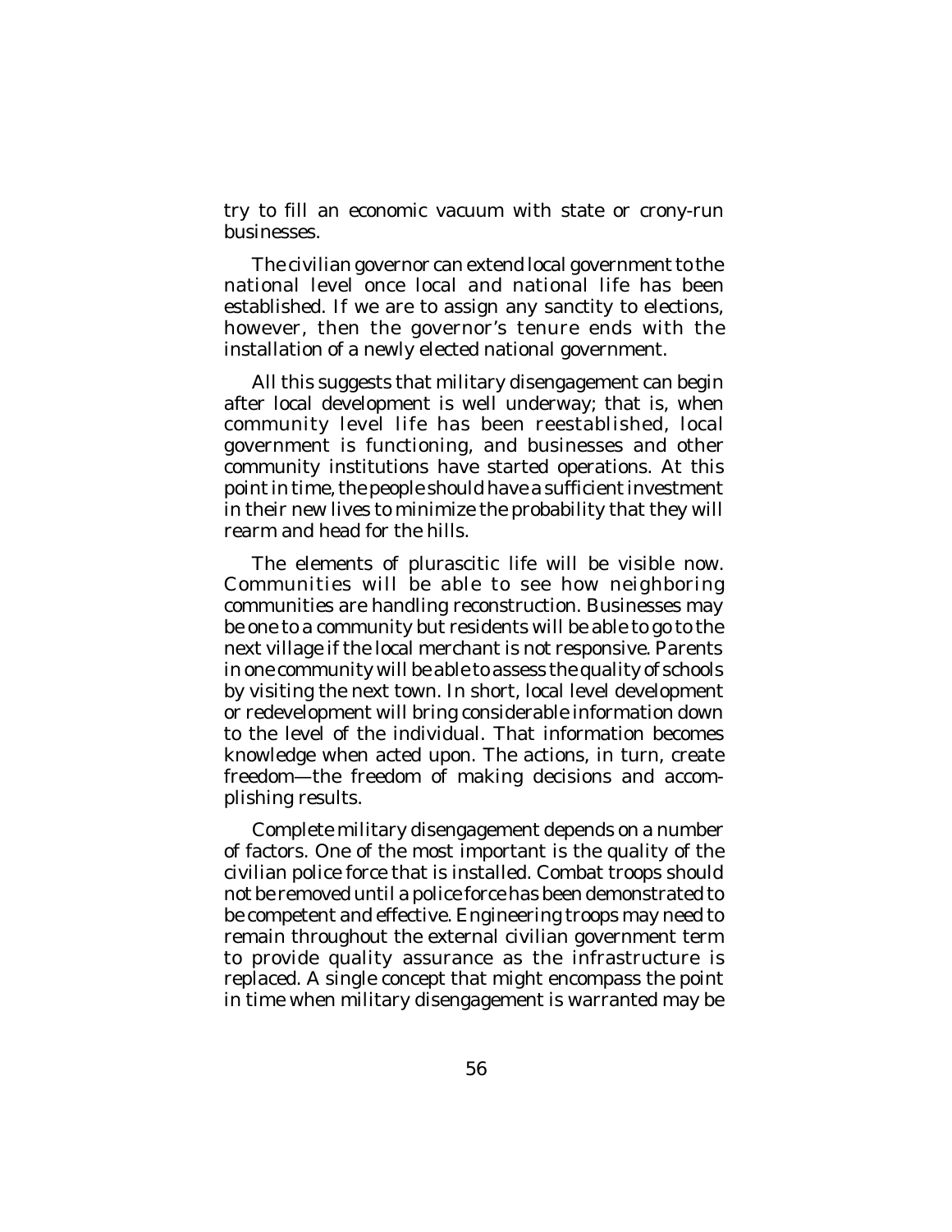try to fill an economic vacuum with state or crony-run businesses.

The civilian governor can extend local government to the national level once local and national life has been established. If we are to assign any sanctity to elections, however, then the governor's tenure ends with the installation of a newly elected national government.

All this suggests that military disengagement can begin after local development is well underway; that is, when community level life has been reestablished, local government is functioning, and businesses and other community institutions have started operations. At this point in time, the people should have a sufficient investment in their new lives to minimize the probability that they will rearm and head for the hills.

The elements of plurascitic life will be visible now. Communities will be able to see how neighboring communities are handling reconstruction. Businesses may be one to a community but residents will be able to go to the next village if the local merchant is not responsive. Parents in one community will be able to assess the quality of schools by visiting the next town. In short, local level development or redevelopment will bring considerable information down to the level of the individual. That information becomes knowledge when acted upon. The actions, in turn, create freedom—the freedom of making decisions and accomplishing results.

Complete military disengagement depends on a number of factors. One of the most important is the quality of the civilian police force that is installed. Combat troops should not be removed until a police force has been demonstrated to be competent and effective. Engineering troops may need to remain throughout the external civilian government term to provide quality assurance as the infrastructure is replaced. A single concept that might encompass the point in time when military disengagement is warranted may be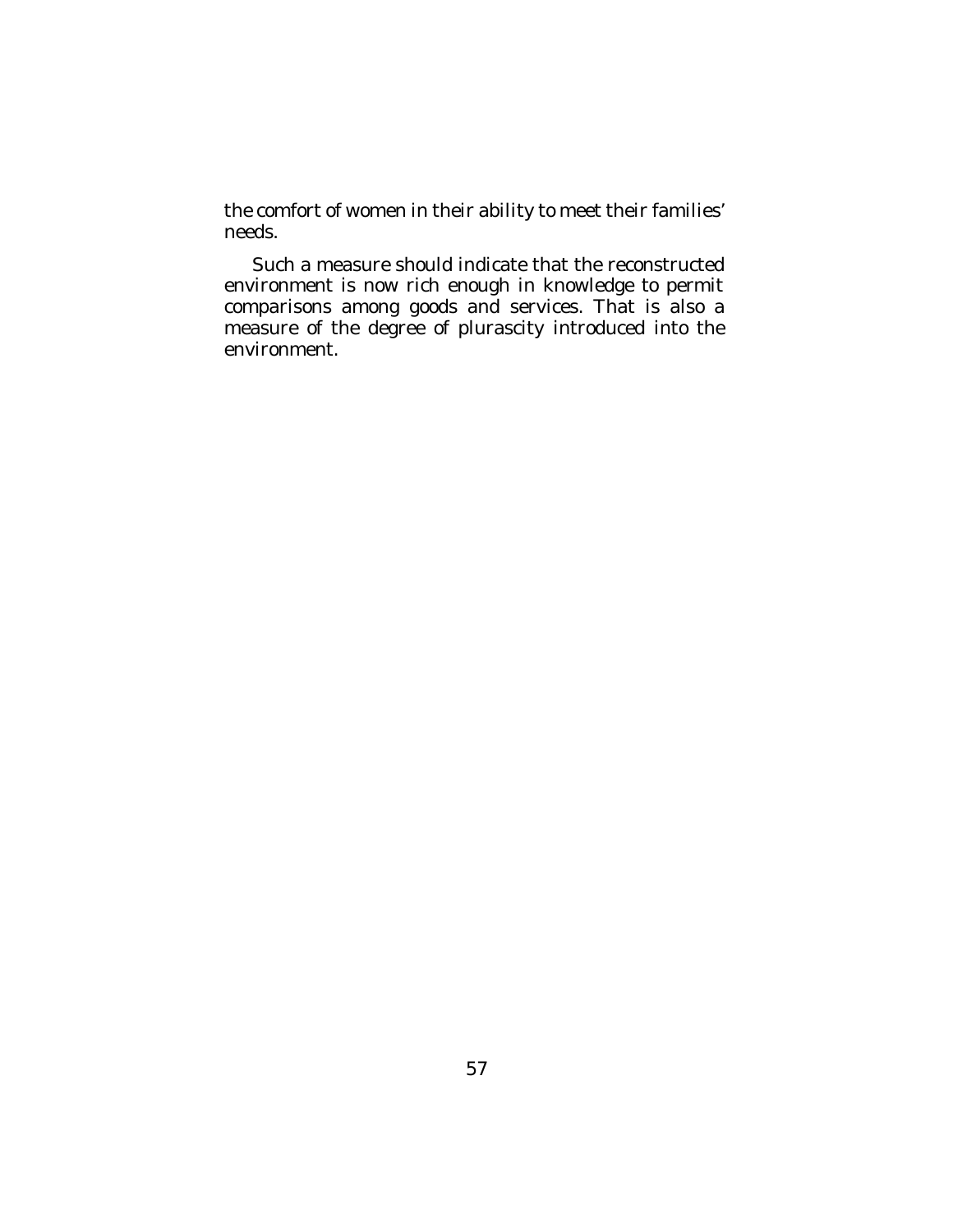the comfort of women in their ability to meet their families' needs.

Such a measure should indicate that the reconstructed environment is now rich enough in knowledge to permit comparisons among goods and services. That is also a measure of the degree of plurascity introduced into the environment.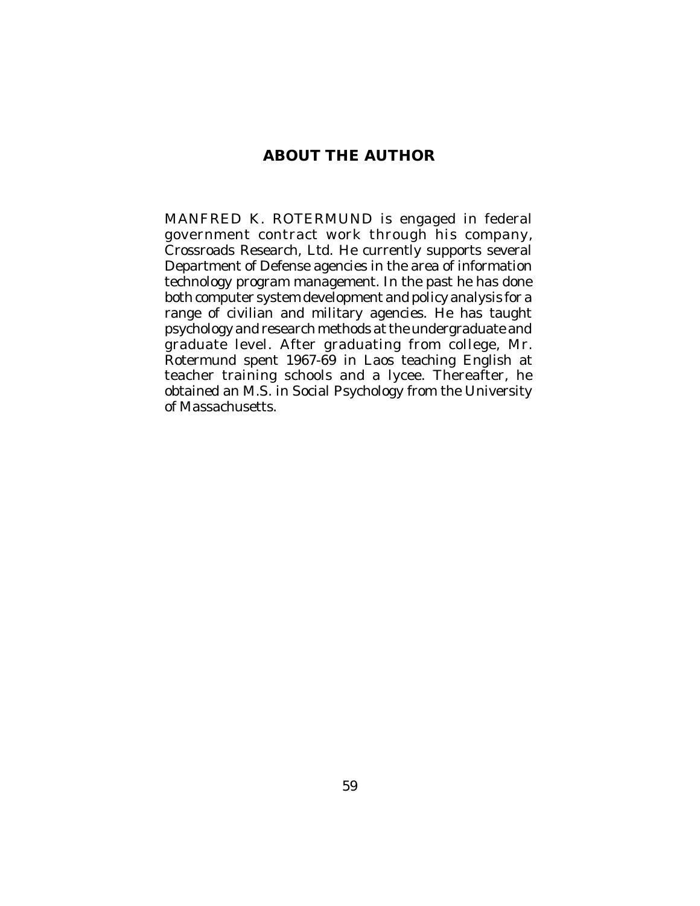## ABOUT THE AUTHOR

MANFRED K. ROTERMUND is engaged in federal government contract work through his company, Crossroads Research, Ltd. He currently supports several Department of Defense agencies in the area of information technology program management. In the past he has done both computer system development and policy analysis for a range of civilian and military agencies. He has taught psychology and research methods at the undergraduate and graduate level. After graduating from college, Mr. Rotermund spent 1967-69 in Laos teaching English at teacher training schools and a lycee. Thereafter, he obtained an M.S. in Social Psychology from the University of Massachusetts.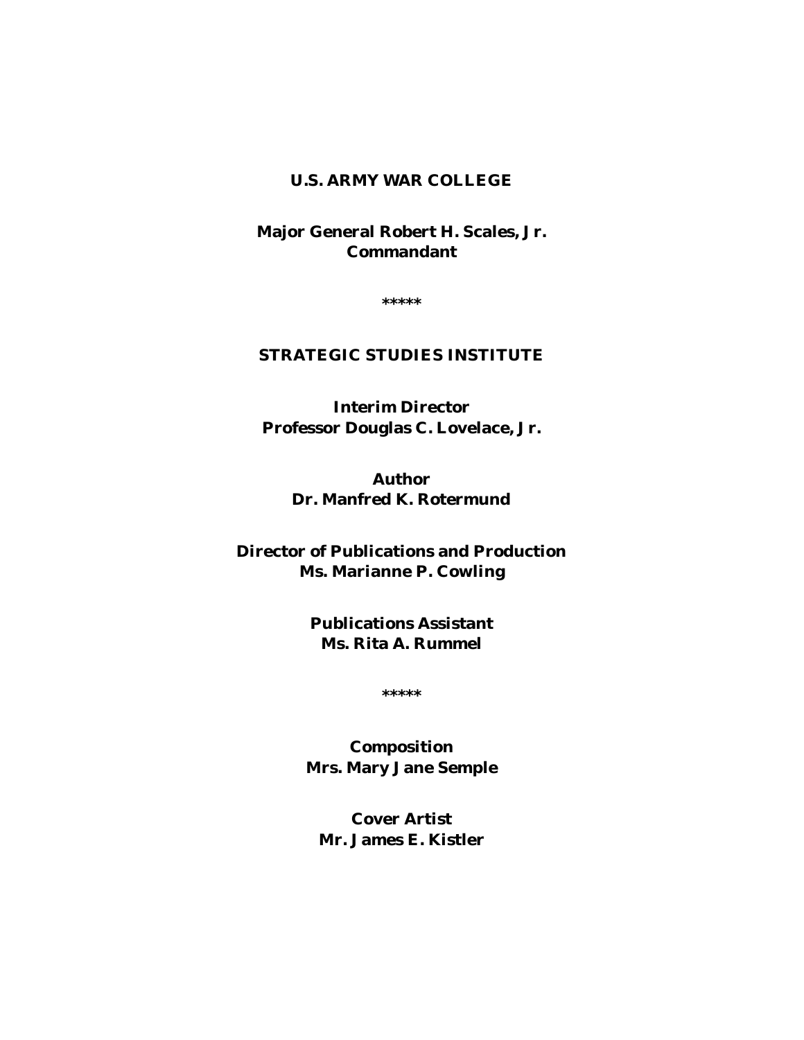**U.S. ARMY WAR COLLEGE**

**Major General Robert H. Scales, Jr.**
**Commandant**

*****

**STRATEGIC STUDIES INSTITUTE**

**Interim Director**
**Professor Douglas C. Lovelace, Jr.**

**Author**
**Dr. Manfred K. Rotermund**

**Director of Publications and Production**
**Ms. Marianne P. Cowling**

**Publications Assistant**
**Ms. Rita A. Rummel**

*****

**Composition**
**Mrs. Mary Jane Semple**

**Cover Artist**
**Mr. James E. Kistler**